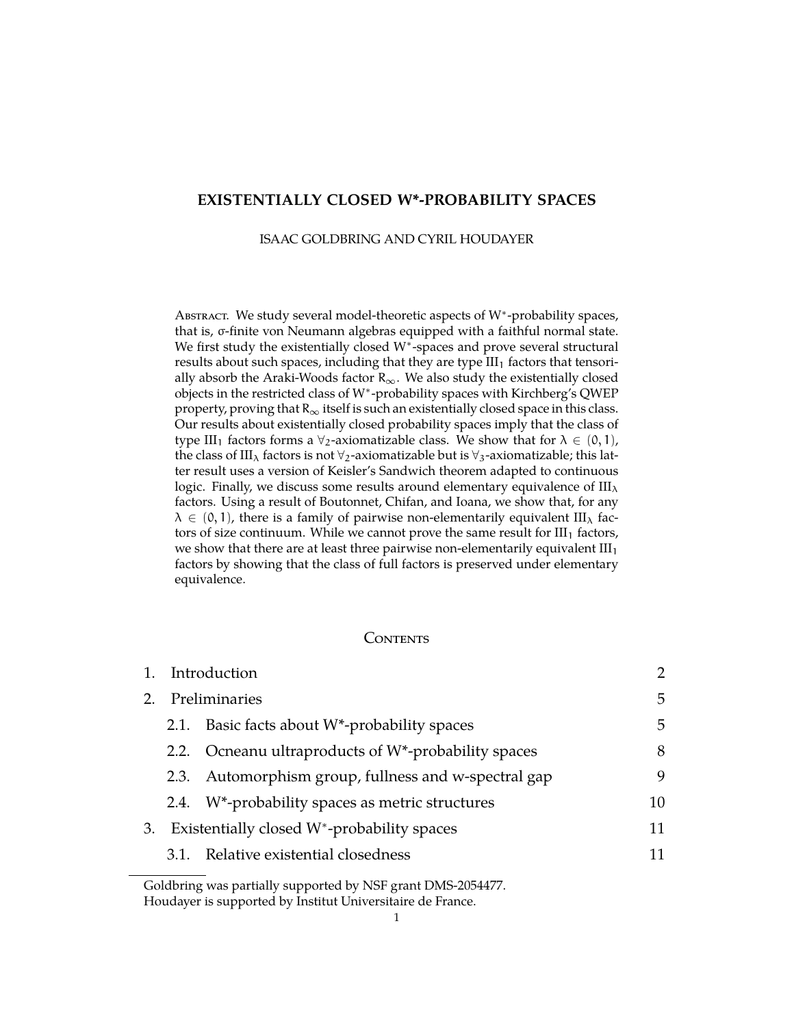# EXISTENTIALLY CLOSED W*-PROBABILITY SPACES

ISAAC GOLDBRING AND CYRIL HOUDAYER

Abstract. We study several model-theoretic aspects of W$^*$-probability spaces, that is, $\sigma$-finite von Neumann algebras equipped with a faithful normal state. We first study the existentially closed W$^*$-spaces and prove several structural results about such spaces, including that they are type III$_1$ factors that tensorially absorb the Araki-Woods factor $R_\infty$. We also study the existentially closed objects in the restricted class of W$^*$-probability spaces with Kirchberg's QWEP property, proving that $R_\infty$ itself is such an existentially closed space in this class. Our results about existentially closed probability spaces imply that the class of type III$_1$ factors forms a $\forall_2$-axiomatizable class. We show that for $\lambda \in (0,1)$, the class of III$_\lambda$ factors is not $\forall_2$-axiomatizable but is $\forall_3$-axiomatizable; this latter result uses a version of Keisler's Sandwich theorem adapted to continuous logic. Finally, we discuss some results around elementary equivalence of III$_\lambda$ factors. Using a result of Boutonnet, Chifan, and Ioana, we show that, for any $\lambda \in (0,1)$, there is a family of pairwise non-elementarily equivalent III$_\lambda$ factors of size continuum. While we cannot prove the same result for III$_1$ factors, we show that there are at least three pairwise non-elementarily equivalent III$_1$ factors by showing that the class of full factors is preserved under elementary equivalence.

## Contents

| | | |
|---|---|---|
| 1. | Introduction | 2 |
| 2. | Preliminaries | 5 |
| | 2.1. Basic facts about W*-probability spaces | 5 |
| | 2.2. Ocneanu ultraproducts of W*-probability spaces | 8 |
| | 2.3. Automorphism group, fullness and w-spectral gap | 9 |
| | 2.4. W*-probability spaces as metric structures | 10 |
| 3. | Existentially closed W$^*$-probability spaces | 11 |
| | 3.1. Relative existential closedness | 11 |

Goldbring was partially supported by NSF grant DMS-2054477.
Houdayer is supported by Institut Universitaire de France.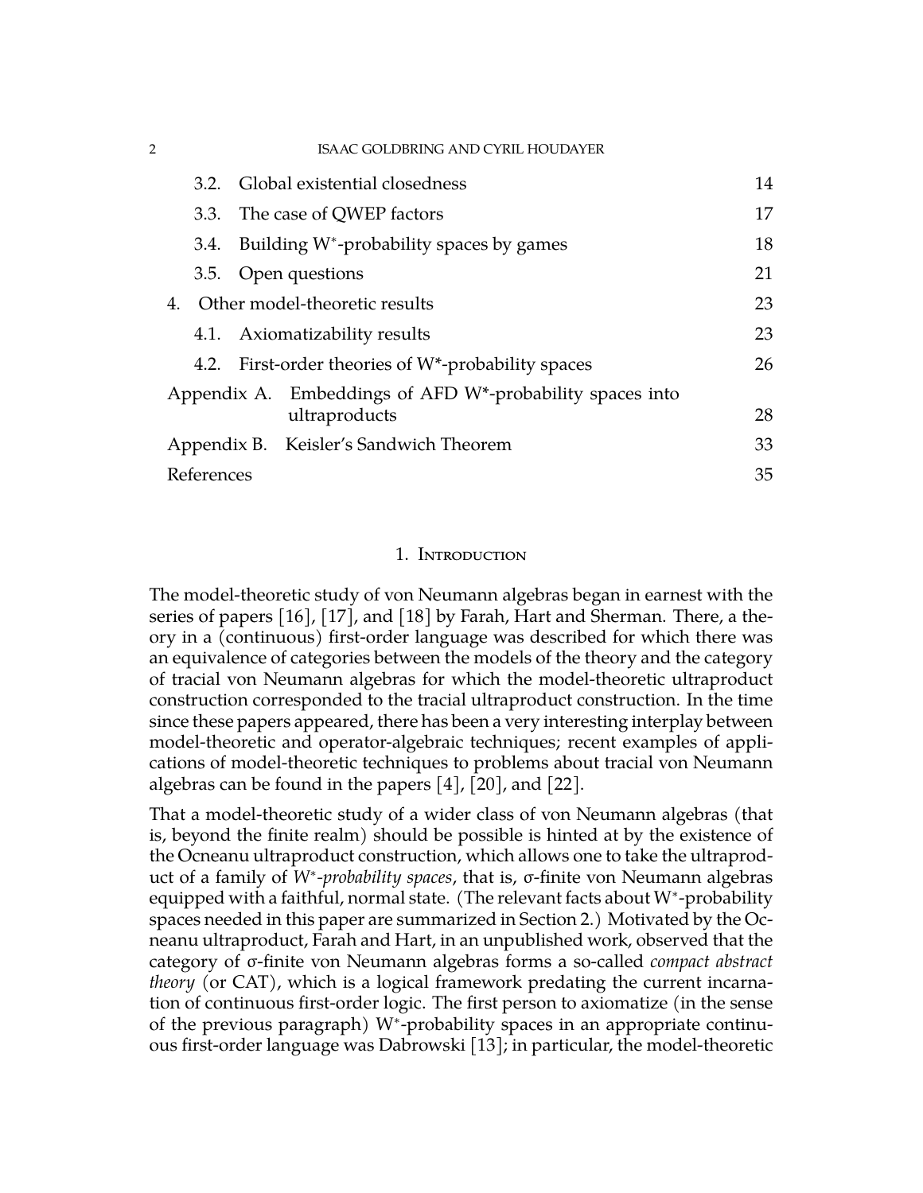3.2. Global existential closedness 14
3.3. The case of QWEP factors 17
3.4. Building W$^*$-probability spaces by games 18
3.5. Open questions 21
4. Other model-theoretic results 23
4.1. Axiomatizability results 23
4.2. First-order theories of W*-probability spaces 26
Appendix A. Embeddings of AFD W*-probability spaces into ultraproducts 28
Appendix B. Keisler's Sandwich Theorem 33
References 35

## 1. Introduction

The model-theoretic study of von Neumann algebras began in earnest with the series of papers [16], [17], and [18] by Farah, Hart and Sherman. There, a theory in a (continuous) first-order language was described for which there was an equivalence of categories between the models of the theory and the category of tracial von Neumann algebras for which the model-theoretic ultraproduct construction corresponded to the tracial ultraproduct construction. In the time since these papers appeared, there has been a very interesting interplay between model-theoretic and operator-algebraic techniques; recent examples of applications of model-theoretic techniques to problems about tracial von Neumann algebras can be found in the papers [4], [20], and [22].

That a model-theoretic study of a wider class of von Neumann algebras (that is, beyond the finite realm) should be possible is hinted at by the existence of the Ocneanu ultraproduct construction, which allows one to take the ultraproduct of a family of *W$^*$-probability spaces*, that is, σ-finite von Neumann algebras equipped with a faithful, normal state. (The relevant facts about W$^*$-probability spaces needed in this paper are summarized in Section 2.) Motivated by the Ocneanu ultraproduct, Farah and Hart, in an unpublished work, observed that the category of σ-finite von Neumann algebras forms a so-called *compact abstract theory* (or CAT), which is a logical framework predating the current incarnation of continuous first-order logic. The first person to axiomatize (in the sense of the previous paragraph) W$^*$-probability spaces in an appropriate continuous first-order language was Dabrowski [13]; in particular, the model-theoretic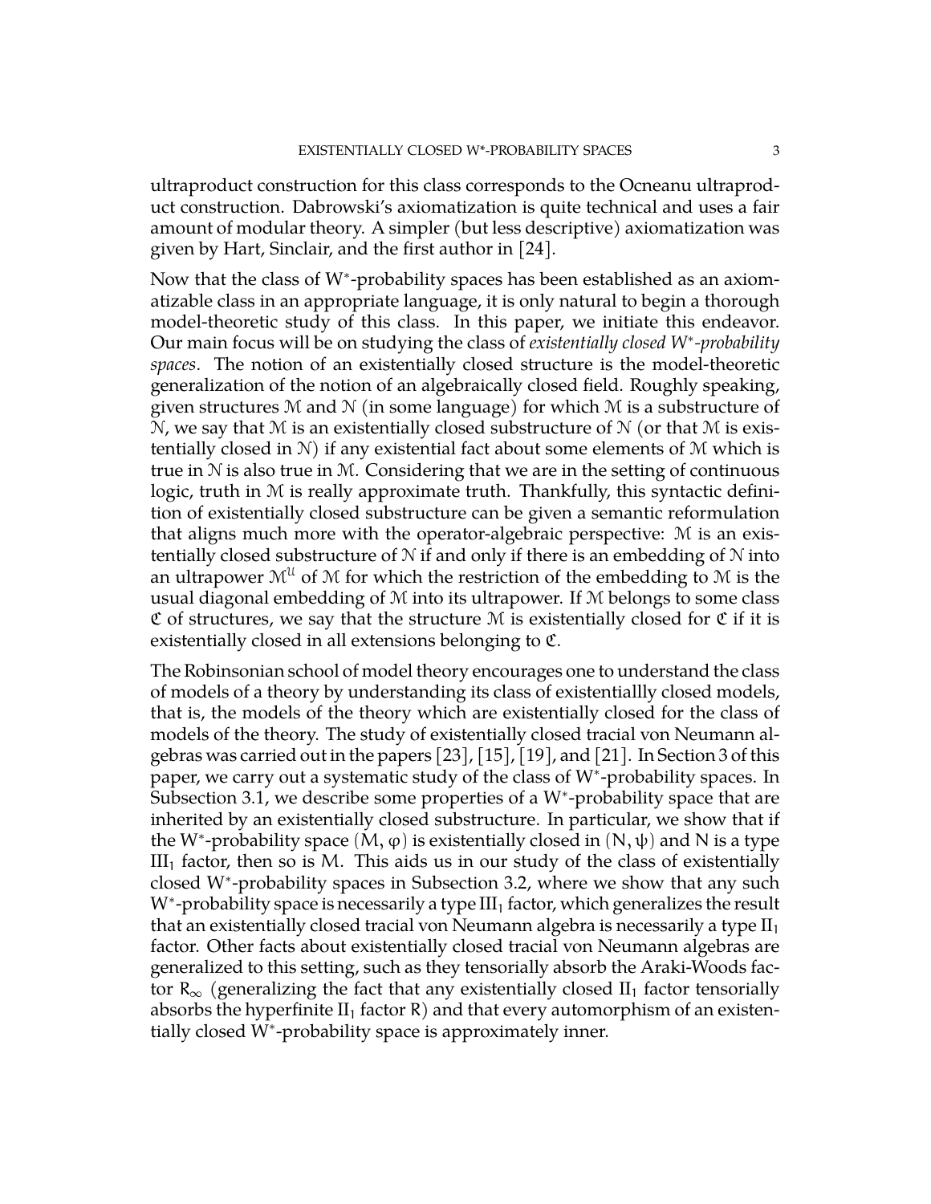ultraproduct construction for this class corresponds to the Ocneanu ultraproduct construction. Dabrowski's axiomatization is quite technical and uses a fair amount of modular theory. A simpler (but less descriptive) axiomatization was given by Hart, Sinclair, and the first author in [24].

Now that the class of W$^*$-probability spaces has been established as an axiomatizable class in an appropriate language, it is only natural to begin a thorough model-theoretic study of this class. In this paper, we initiate this endeavor. Our main focus will be on studying the class of *existentially closed W$^*$-probability spaces*. The notion of an existentially closed structure is the model-theoretic generalization of the notion of an algebraically closed field. Roughly speaking, given structures $\mathcal{M}$ and $\mathcal{N}$ (in some language) for which $\mathcal{M}$ is a substructure of $\mathcal{N}$, we say that $\mathcal{M}$ is an existentially closed substructure of $\mathcal{N}$ (or that $\mathcal{M}$ is existentially closed in $\mathcal{N}$) if any existential fact about some elements of $\mathcal{M}$ which is true in $\mathcal{N}$ is also true in $\mathcal{M}$. Considering that we are in the setting of continuous logic, truth in $\mathcal{M}$ is really approximate truth. Thankfully, this syntactic definition of existentially closed substructure can be given a semantic reformulation that aligns much more with the operator-algebraic perspective: $\mathcal{M}$ is an existentially closed substructure of $\mathcal{N}$ if and only if there is an embedding of $\mathcal{N}$ into an ultrapower $\mathcal{M}^{\mathcal{U}}$ of $\mathcal{M}$ for which the restriction of the embedding to $\mathcal{M}$ is the usual diagonal embedding of $\mathcal{M}$ into its ultrapower. If $\mathcal{M}$ belongs to some class $\mathfrak{C}$ of structures, we say that the structure $\mathcal{M}$ is existentially closed for $\mathfrak{C}$ if it is existentially closed in all extensions belonging to $\mathfrak{C}$.

The Robinsonian school of model theory encourages one to understand the class of models of a theory by understanding its class of existentiallly closed models, that is, the models of the theory which are existentially closed for the class of models of the theory. The study of existentially closed tracial von Neumann algebras was carried out in the papers [23], [15], [19], and [21]. In Section 3 of this paper, we carry out a systematic study of the class of W$^*$-probability spaces. In Subsection 3.1, we describe some properties of a W$^*$-probability space that are inherited by an existentially closed substructure. In particular, we show that if the W$^*$-probability space $(M, \varphi)$ is existentially closed in $(N, \psi)$ and $N$ is a type $\mathrm{III}_1$ factor, then so is $M$. This aids us in our study of the class of existentially closed W$^*$-probability spaces in Subsection 3.2, where we show that any such W$^*$-probability space is necessarily a type $\mathrm{III}_1$ factor, which generalizes the result that an existentially closed tracial von Neumann algebra is necessarily a type $\mathrm{II}_1$ factor. Other facts about existentially closed tracial von Neumann algebras are generalized to this setting, such as they tensorially absorb the Araki-Woods factor $R_\infty$ (generalizing the fact that any existentially closed $\mathrm{II}_1$ factor tensorially absorbs the hyperfinite $\mathrm{II}_1$ factor $R$) and that every automorphism of an existentially closed W$^*$-probability space is approximately inner.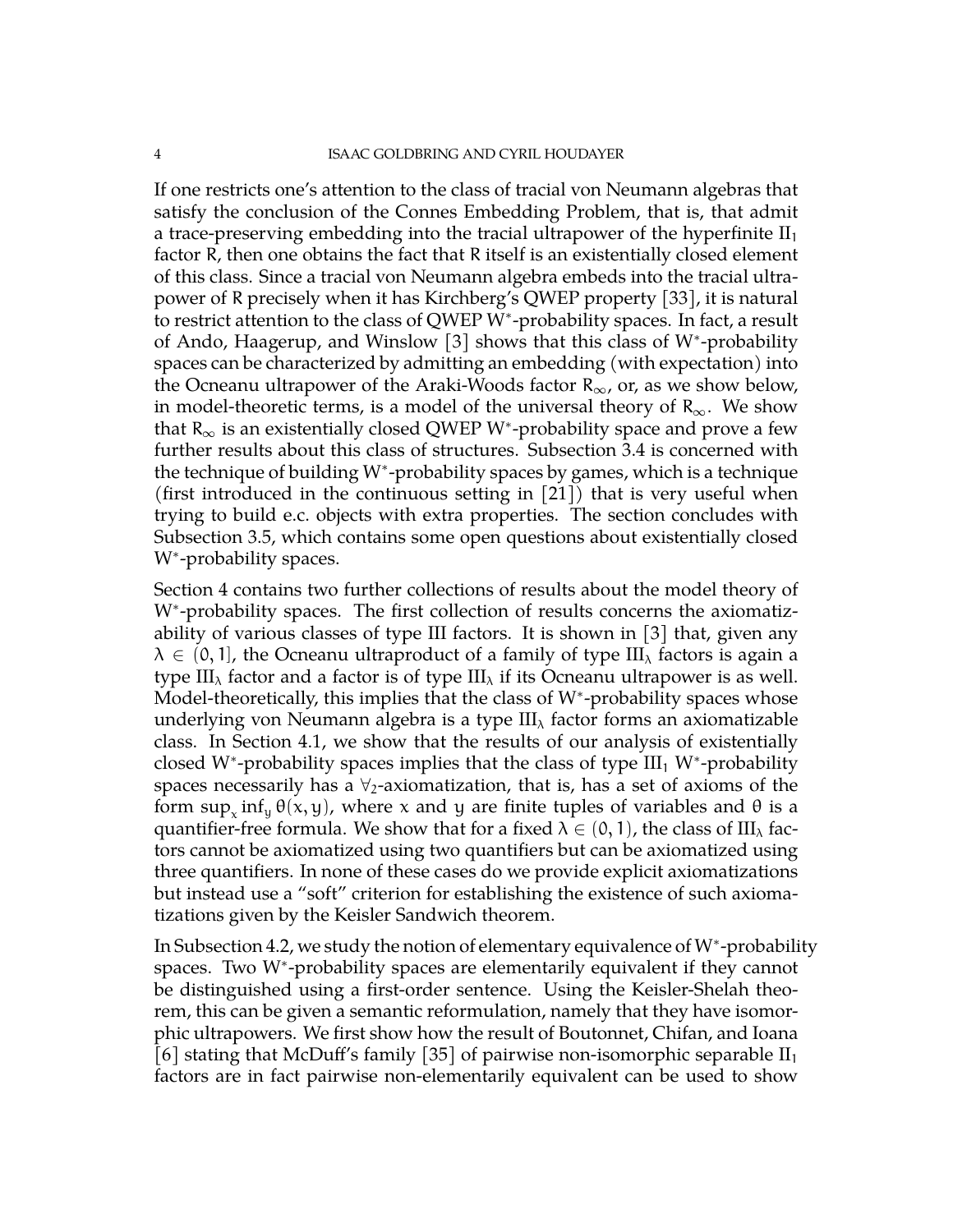If one restricts one's attention to the class of tracial von Neumann algebras that satisfy the conclusion of the Connes Embedding Problem, that is, that admit a trace-preserving embedding into the tracial ultrapower of the hyperfinite $\mathrm{II}_1$ factor $R$, then one obtains the fact that $R$ itself is an existentially closed element of this class. Since a tracial von Neumann algebra embeds into the tracial ultrapower of $R$ precisely when it has Kirchberg's QWEP property [33], it is natural to restrict attention to the class of QWEP W$^*$-probability spaces. In fact, a result of Ando, Haagerup, and Winslow [3] shows that this class of W$^*$-probability spaces can be characterized by admitting an embedding (with expectation) into the Ocneanu ultrapower of the Araki-Woods factor $R_\infty$, or, as we show below, in model-theoretic terms, is a model of the universal theory of $R_\infty$. We show that $R_\infty$ is an existentially closed QWEP W$^*$-probability space and prove a few further results about this class of structures. Subsection 3.4 is concerned with the technique of building W$^*$-probability spaces by games, which is a technique (first introduced in the continuous setting in [21]) that is very useful when trying to build e.c. objects with extra properties. The section concludes with Subsection 3.5, which contains some open questions about existentially closed W$^*$-probability spaces.

Section 4 contains two further collections of results about the model theory of W$^*$-probability spaces. The first collection of results concerns the axiomatizability of various classes of type III factors. It is shown in [3] that, given any $\lambda \in (0, 1]$, the Ocneanu ultraproduct of a family of type $\mathrm{III}_\lambda$ factors is again a type $\mathrm{III}_\lambda$ factor and a factor is of type $\mathrm{III}_\lambda$ if its Ocneanu ultrapower is as well. Model-theoretically, this implies that the class of W$^*$-probability spaces whose underlying von Neumann algebra is a type $\mathrm{III}_\lambda$ factor forms an axiomatizable class. In Section 4.1, we show that the results of our analysis of existentially closed W$^*$-probability spaces implies that the class of type $\mathrm{III}_1$ W$^*$-probability spaces necessarily has a $\forall_2$-axiomatization, that is, has a set of axioms of the form $\sup_x \inf_y \theta(x, y)$, where $x$ and $y$ are finite tuples of variables and $\theta$ is a quantifier-free formula. We show that for a fixed $\lambda \in (0, 1)$, the class of $\mathrm{III}_\lambda$ factors cannot be axiomatized using two quantifiers but can be axiomatized using three quantifiers. In none of these cases do we provide explicit axiomatizations but instead use a "soft" criterion for establishing the existence of such axiomatizations given by the Keisler Sandwich theorem.

In Subsection 4.2, we study the notion of elementary equivalence of W$^*$-probability spaces. Two W$^*$-probability spaces are elementarily equivalent if they cannot be distinguished using a first-order sentence. Using the Keisler-Shelah theorem, this can be given a semantic reformulation, namely that they have isomorphic ultrapowers. We first show how the result of Boutonnet, Chifan, and Ioana [6] stating that McDuff's family [35] of pairwise non-isomorphic separable $\mathrm{II}_1$ factors are in fact pairwise non-elementarily equivalent can be used to show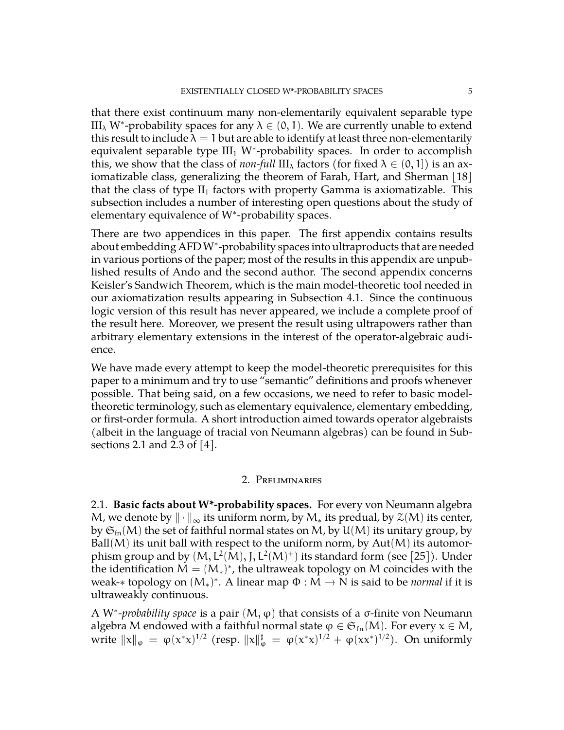that there exist continuum many non-elementarily equivalent separable type $\mathrm{III}_\lambda$ W$^*$-probability spaces for any $\lambda \in (0,1)$. We are currently unable to extend this result to include $\lambda = 1$ but are able to identify at least three non-elementarily equivalent separable type $\mathrm{III}_1$ W$^*$-probability spaces. In order to accomplish this, we show that the class of *non-full* $\mathrm{III}_\lambda$ factors (for fixed $\lambda \in (0,1]$) is an axiomatizable class, generalizing the theorem of Farah, Hart, and Sherman [18] that the class of type $\mathrm{II}_1$ factors with property Gamma is axiomatizable. This subsection includes a number of interesting open questions about the study of elementary equivalence of W$^*$-probability spaces.

There are two appendices in this paper. The first appendix contains results about embedding AFD W$^*$-probability spaces into ultraproducts that are needed in various portions of the paper; most of the results in this appendix are unpublished results of Ando and the second author. The second appendix concerns Keisler's Sandwich Theorem, which is the main model-theoretic tool needed in our axiomatization results appearing in Subsection 4.1. Since the continuous logic version of this result has never appeared, we include a complete proof of the result here. Moreover, we present the result using ultrapowers rather than arbitrary elementary extensions in the interest of the operator-algebraic audience.

We have made every attempt to keep the model-theoretic prerequisites for this paper to a minimum and try to use "semantic" definitions and proofs whenever possible. That being said, on a few occasions, we need to refer to basic model-theoretic terminology, such as elementary equivalence, elementary embedding, or first-order formula. A short introduction aimed towards operator algebraists (albeit in the language of tracial von Neumann algebras) can be found in Subsections 2.1 and 2.3 of [4].

## 2. Preliminaries

2.1. **Basic facts about W\*-probability spaces.** For every von Neumann algebra $M$, we denote by $\|\cdot\|_\infty$ its uniform norm, by $M_*$ its predual, by $\mathcal{Z}(M)$ its center, by $\mathfrak{S}_{\mathrm{fn}}(M)$ the set of faithful normal states on $M$, by $\mathcal{U}(M)$ its unitary group, by $\mathrm{Ball}(M)$ its unit ball with respect to the uniform norm, by $\mathrm{Aut}(M)$ its automorphism group and by $(M, L^2(M), J, L^2(M)^+)$ its standard form (see [25]). Under the identification $M = (M_*)^*$, the ultraweak topology on $M$ coincides with the weak-$*$ topology on $(M_*)^*$. A linear map $\Phi : M \to N$ is said to be *normal* if it is ultraweakly continuous.

A W$^*$*-probability space* is a pair $(M, \varphi)$ that consists of a $\sigma$-finite von Neumann algebra $M$ endowed with a faithful normal state $\varphi \in \mathfrak{S}_{\mathrm{fn}}(M)$. For every $x \in M$, write $\|x\|_\varphi = \varphi(x^*x)^{1/2}$ (resp. $\|x\|_\varphi^\sharp = \varphi(x^*x)^{1/2} + \varphi(xx^*)^{1/2}$). On uniformly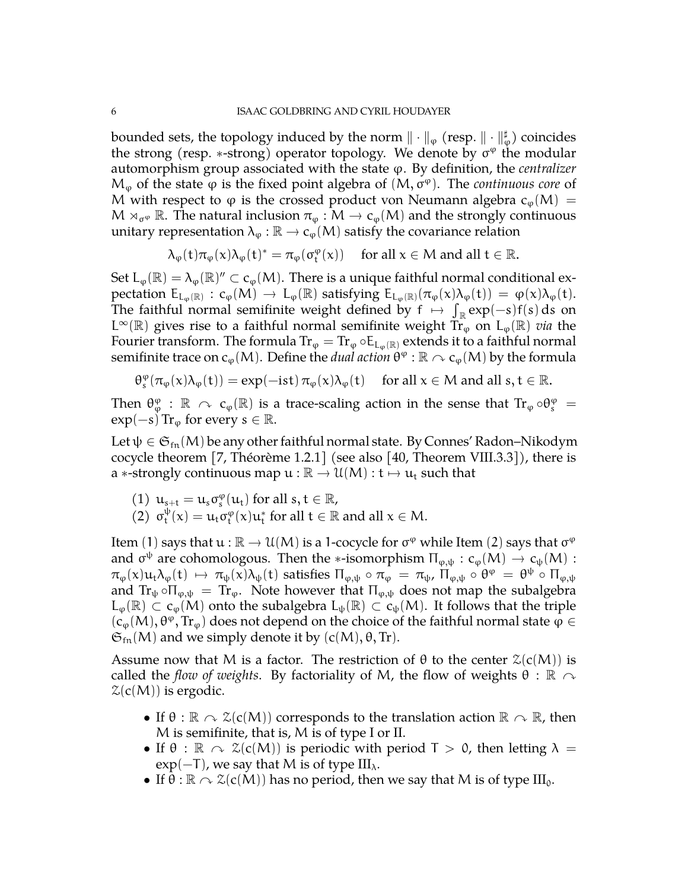bounded sets, the topology induced by the norm $\|\cdot\|_\varphi$ (resp. $\|\cdot\|_\varphi^\sharp$) coincides the strong (resp. $*$-strong) operator topology. We denote by $\sigma^\varphi$ the modular automorphism group associated with the state $\varphi$. By definition, the *centralizer* $M_\varphi$ of the state $\varphi$ is the fixed point algebra of $(M, \sigma^\varphi)$. The *continuous core* of $M$ with respect to $\varphi$ is the crossed product von Neumann algebra $c_\varphi(M) = M \rtimes_{\sigma^\varphi} \mathbb{R}$. The natural inclusion $\pi_\varphi : M \to c_\varphi(M)$ and the strongly continuous unitary representation $\lambda_\varphi : \mathbb{R} \to c_\varphi(M)$ satisfy the covariance relation

$$\lambda_\varphi(t)\pi_\varphi(x)\lambda_\varphi(t)^* = \pi_\varphi(\sigma_t^\varphi(x)) \quad \text{for all } x \in M \text{ and all } t \in \mathbb{R}.$$

Set $L_\varphi(\mathbb{R}) = \lambda_\varphi(\mathbb{R})'' \subset c_\varphi(M)$. There is a unique faithful normal conditional expectation $E_{L_\varphi(\mathbb{R})} : c_\varphi(M) \to L_\varphi(\mathbb{R})$ satisfying $E_{L_\varphi(\mathbb{R})}(\pi_\varphi(x)\lambda_\varphi(t)) = \varphi(x)\lambda_\varphi(t)$. The faithful normal semifinite weight defined by $f \mapsto \int_\mathbb{R} \exp(-s) f(s)\, ds$ on $L^\infty(\mathbb{R})$ gives rise to a faithful normal semifinite weight $\mathrm{Tr}_\varphi$ on $L_\varphi(\mathbb{R})$ *via* the Fourier transform. The formula $\mathrm{Tr}_\varphi = \mathrm{Tr}_\varphi \circ E_{L_\varphi(\mathbb{R})}$ extends it to a faithful normal semifinite trace on $c_\varphi(M)$. Define the *dual action* $\theta^\varphi : \mathbb{R} \curvearrowright c_\varphi(M)$ by the formula

$$\theta_s^\varphi(\pi_\varphi(x)\lambda_\varphi(t)) = \exp(-ist)\, \pi_\varphi(x)\lambda_\varphi(t) \quad \text{for all } x \in M \text{ and all } s, t \in \mathbb{R}.$$

Then $\theta_\varphi^\varphi : \mathbb{R} \curvearrowright c_\varphi(\mathbb{R})$ is a trace-scaling action in the sense that $\mathrm{Tr}_\varphi \circ \theta_s^\varphi = \exp(-s)\,\mathrm{Tr}_\varphi$ for every $s \in \mathbb{R}$.

Let $\psi \in \mathfrak{S}_{\mathrm{fn}}(M)$ be any other faithful normal state. By Connes' Radon–Nikodym cocycle theorem [7, Théorème 1.2.1] (see also [40, Theorem VIII.3.3]), there is a $*$-strongly continuous map $u : \mathbb{R} \to \mathcal{U}(M) : t \mapsto u_t$ such that

(1) $u_{s+t} = u_s \sigma_s^\varphi(u_t)$ for all $s, t \in \mathbb{R}$,
(2) $\sigma_t^\psi(x) = u_t \sigma_t^\varphi(x) u_t^*$ for all $t \in \mathbb{R}$ and all $x \in M$.

Item (1) says that $u : \mathbb{R} \to \mathcal{U}(M)$ is a 1-cocycle for $\sigma^\varphi$ while Item (2) says that $\sigma^\varphi$ and $\sigma^\psi$ are cohomologous. Then the $*$-isomorphism $\Pi_{\varphi,\psi} : c_\varphi(M) \to c_\psi(M) : \pi_\varphi(x)u_t\lambda_\varphi(t) \mapsto \pi_\psi(x)\lambda_\psi(t)$ satisfies $\Pi_{\varphi,\psi} \circ \pi_\varphi = \pi_\psi$, $\Pi_{\varphi,\psi} \circ \theta^\varphi = \theta^\psi \circ \Pi_{\varphi,\psi}$ and $\mathrm{Tr}_\psi \circ \Pi_{\varphi,\psi} = \mathrm{Tr}_\varphi$. Note however that $\Pi_{\varphi,\psi}$ does not map the subalgebra $L_\varphi(\mathbb{R}) \subset c_\varphi(M)$ onto the subalgebra $L_\psi(\mathbb{R}) \subset c_\psi(M)$. It follows that the triple $(c_\varphi(M), \theta^\varphi, \mathrm{Tr}_\varphi)$ does not depend on the choice of the faithful normal state $\varphi \in \mathfrak{S}_{\mathrm{fn}}(M)$ and we simply denote it by $(c(M), \theta, \mathrm{Tr})$.

Assume now that $M$ is a factor. The restriction of $\theta$ to the center $\mathcal{Z}(c(M))$ is called the *flow of weights*. By factoriality of $M$, the flow of weights $\theta : \mathbb{R} \curvearrowright \mathcal{Z}(c(M))$ is ergodic.

- If $\theta : \mathbb{R} \curvearrowright \mathcal{Z}(c(M))$ corresponds to the translation action $\mathbb{R} \curvearrowright \mathbb{R}$, then $M$ is semifinite, that is, $M$ is of type I or II.
- If $\theta : \mathbb{R} \curvearrowright \mathcal{Z}(c(M))$ is periodic with period $T > 0$, then letting $\lambda = \exp(-T)$, we say that $M$ is of type $\mathrm{III}_\lambda$.
- If $\theta : \mathbb{R} \curvearrowright \mathcal{Z}(c(M))$ has no period, then we say that $M$ is of type $\mathrm{III}_0$.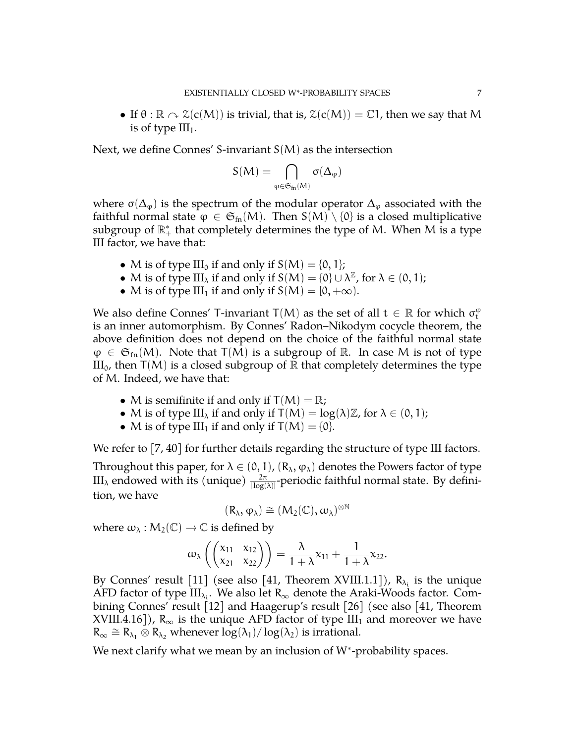- If $\theta : \mathbb{R} \curvearrowright \mathcal{Z}(c(M))$ is trivial, that is, $\mathcal{Z}(c(M)) = \mathbb{C}1$, then we say that $M$ is of type $\mathrm{III}_1$.

Next, we define Connes' S-invariant $S(M)$ as the intersection

$$S(M) = \bigcap_{\varphi \in \mathfrak{S}_{\mathrm{fn}}(M)} \sigma(\Delta_\varphi)$$

where $\sigma(\Delta_\varphi)$ is the spectrum of the modular operator $\Delta_\varphi$ associated with the faithful normal state $\varphi \in \mathfrak{S}_{\mathrm{fn}}(M)$. Then $S(M) \setminus \{0\}$ is a closed multiplicative subgroup of $\mathbb{R}^*_+$ that completely determines the type of $M$. When $M$ is a type III factor, we have that:

- $M$ is of type $\mathrm{III}_0$ if and only if $S(M) = \{0, 1\}$;
- $M$ is of type $\mathrm{III}_\lambda$ if and only if $S(M) = \{0\} \cup \lambda^{\mathbb{Z}}$, for $\lambda \in (0, 1)$;
- $M$ is of type $\mathrm{III}_1$ if and only if $S(M) = [0, +\infty)$.

We also define Connes' T-invariant $T(M)$ as the set of all $t \in \mathbb{R}$ for which $\sigma_t^\varphi$ is an inner automorphism. By Connes' Radon–Nikodym cocycle theorem, the above definition does not depend on the choice of the faithful normal state $\varphi \in \mathfrak{S}_{\mathrm{fn}}(M)$. Note that $T(M)$ is a subgroup of $\mathbb{R}$. In case $M$ is not of type $\mathrm{III}_0$, then $T(M)$ is a closed subgroup of $\mathbb{R}$ that completely determines the type of $M$. Indeed, we have that:

- $M$ is semifinite if and only if $T(M) = \mathbb{R}$;
- $M$ is of type $\mathrm{III}_\lambda$ if and only if $T(M) = \log(\lambda)\mathbb{Z}$, for $\lambda \in (0, 1)$;
- $M$ is of type $\mathrm{III}_1$ if and only if $T(M) = \{0\}$.

We refer to [7, 40] for further details regarding the structure of type III factors.

Throughout this paper, for $\lambda \in (0, 1)$, $(R_\lambda, \varphi_\lambda)$ denotes the Powers factor of type $\mathrm{III}_\lambda$ endowed with its (unique) $\frac{2\pi}{|\log(\lambda)|}$-periodic faithful normal state. By definition, we have

$$(R_\lambda, \varphi_\lambda) \cong (M_2(\mathbb{C}), \omega_\lambda)^{\otimes \mathbb{N}}$$

where $\omega_\lambda : M_2(\mathbb{C}) \to \mathbb{C}$ is defined by

$$\omega_\lambda \left( \begin{pmatrix} x_{11} & x_{12} \\ x_{21} & x_{22} \end{pmatrix} \right) = \frac{\lambda}{1+\lambda} x_{11} + \frac{1}{1+\lambda} x_{22}.$$

By Connes' result [11] (see also [41, Theorem XVIII.1.1]), $R_{\lambda_i}$ is the unique AFD factor of type $\mathrm{III}_{\lambda_i}$. We also let $R_\infty$ denote the Araki-Woods factor. Combining Connes' result [12] and Haagerup's result [26] (see also [41, Theorem XVIII.4.16]), $R_\infty$ is the unique AFD factor of type $\mathrm{III}_1$ and moreover we have $R_\infty \cong R_{\lambda_1} \otimes R_{\lambda_2}$ whenever $\log(\lambda_1)/\log(\lambda_2)$ is irrational.

We next clarify what we mean by an inclusion of W*-probability spaces.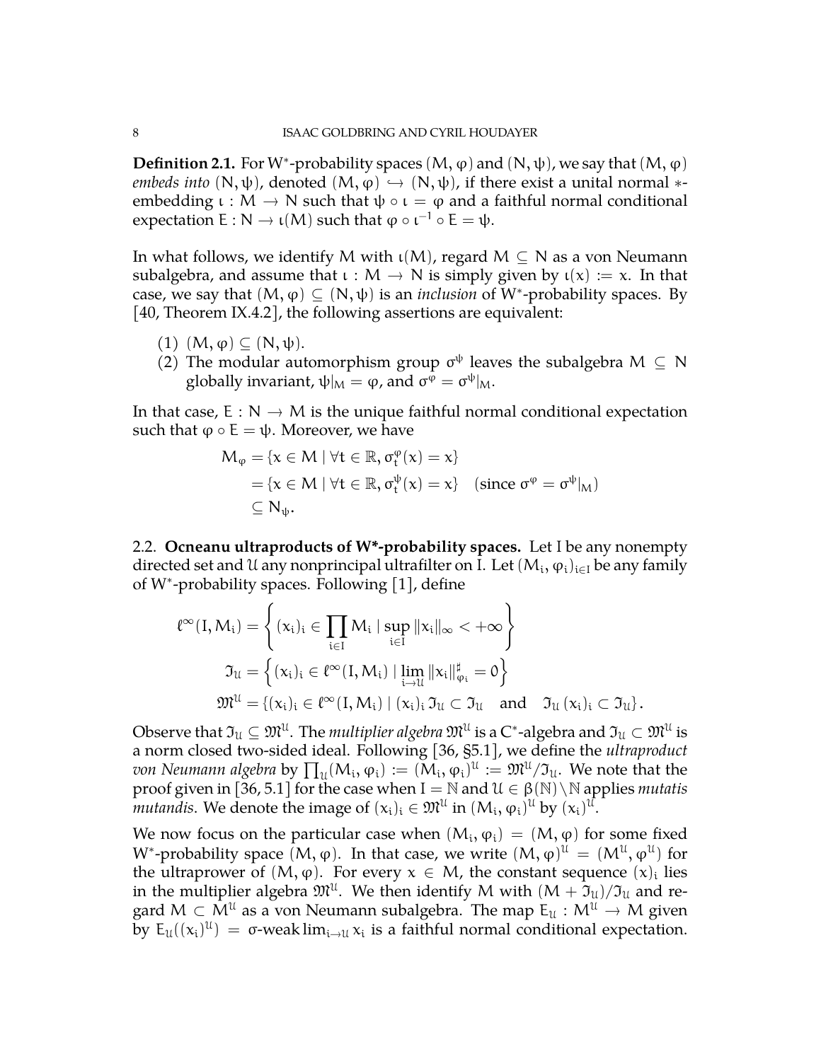**Definition 2.1.** For W$^*$-probability spaces $(M, \varphi)$ and $(N, \psi)$, we say that $(M, \varphi)$ *embeds into* $(N, \psi)$, denoted $(M, \varphi) \hookrightarrow (N, \psi)$, if there exist a unital normal $*$-embedding $\iota : M \to N$ such that $\psi \circ \iota = \varphi$ and a faithful normal conditional expectation $E : N \to \iota(M)$ such that $\varphi \circ \iota^{-1} \circ E = \psi$.

In what follows, we identify $M$ with $\iota(M)$, regard $M \subseteq N$ as a von Neumann subalgebra, and assume that $\iota : M \to N$ is simply given by $\iota(x) := x$. In that case, we say that $(M, \varphi) \subseteq (N, \psi)$ is an *inclusion* of W$^*$-probability spaces. By [40, Theorem IX.4.2], the following assertions are equivalent:

1. $(M, \varphi) \subseteq (N, \psi)$.
2. The modular automorphism group $\sigma^\psi$ leaves the subalgebra $M \subseteq N$ globally invariant, $\psi|_M = \varphi$, and $\sigma^\varphi = \sigma^\psi|_M$.

In that case, $E : N \to M$ is the unique faithful normal conditional expectation such that $\varphi \circ E = \psi$. Moreover, we have

$$
\begin{aligned}
M_\varphi &= \{x \in M \mid \forall t \in \mathbb{R}, \sigma_t^\varphi(x) = x\} \\
&= \{x \in M \mid \forall t \in \mathbb{R}, \sigma_t^\psi(x) = x\} \quad (\text{since } \sigma^\varphi = \sigma^\psi|_M) \\
&\subseteq N_\psi.
\end{aligned}
$$

## 2.2. Ocneanu ultraproducts of W*-probability spaces.

Let $I$ be any nonempty directed set and $\mathcal{U}$ any nonprincipal ultrafilter on $I$. Let $(M_i, \varphi_i)_{i \in I}$ be any family of W$^*$-probability spaces. Following [1], define

$$
\begin{aligned}
\ell^\infty(I, M_i) &= \left\{ (x_i)_i \in \prod_{i \in I} M_i \mid \sup_{i \in I} \|x_i\|_\infty < +\infty \right\} \\
\mathfrak{I}_\mathcal{U} &= \left\{ (x_i)_i \in \ell^\infty(I, M_i) \mid \lim_{i \to \mathcal{U}} \|x_i\|_{\varphi_i}^\sharp = 0 \right\} \\
\mathfrak{M}^\mathcal{U} &= \{(x_i)_i \in \ell^\infty(I, M_i) \mid (x_i)_i \, \mathfrak{I}_\mathcal{U} \subset \mathfrak{I}_\mathcal{U} \quad \text{and} \quad \mathfrak{I}_\mathcal{U} \, (x_i)_i \subset \mathfrak{I}_\mathcal{U}\}.
\end{aligned}
$$

Observe that $\mathfrak{I}_\mathcal{U} \subseteq \mathfrak{M}^\mathcal{U}$. The *multiplier algebra* $\mathfrak{M}^\mathcal{U}$ is a C$^*$-algebra and $\mathfrak{I}_\mathcal{U} \subset \mathfrak{M}^\mathcal{U}$ is a norm closed two-sided ideal. Following [36, §5.1], we define the *ultraproduct von Neumann algebra* by $\prod_\mathcal{U}(M_i, \varphi_i) := (M_i, \varphi_i)^\mathcal{U} := \mathfrak{M}^\mathcal{U}/\mathfrak{I}_\mathcal{U}$. We note that the proof given in [36, 5.1] for the case when $I = \mathbb{N}$ and $\mathcal{U} \in \beta(\mathbb{N}) \setminus \mathbb{N}$ applies *mutatis mutandis*. We denote the image of $(x_i)_i \in \mathfrak{M}^\mathcal{U}$ in $(M_i, \varphi_i)^\mathcal{U}$ by $(x_i)^\mathcal{U}$.

We now focus on the particular case when $(M_i, \varphi_i) = (M, \varphi)$ for some fixed W$^*$-probability space $(M, \varphi)$. In that case, we write $(M, \varphi)^\mathcal{U} = (M^\mathcal{U}, \varphi^\mathcal{U})$ for the ultrapower of $(M, \varphi)$. For every $x \in M$, the constant sequence $(x)_i$ lies in the multiplier algebra $\mathfrak{M}^\mathcal{U}$. We then identify $M$ with $(M + \mathfrak{I}_\mathcal{U})/\mathfrak{I}_\mathcal{U}$ and regard $M \subset M^\mathcal{U}$ as a von Neumann subalgebra. The map $E_\mathcal{U} : M^\mathcal{U} \to M$ given by $E_\mathcal{U}((x_i)^\mathcal{U}) = \sigma\text{-weak} \lim_{i \to \mathcal{U}} x_i$ is a faithful normal conditional expectation.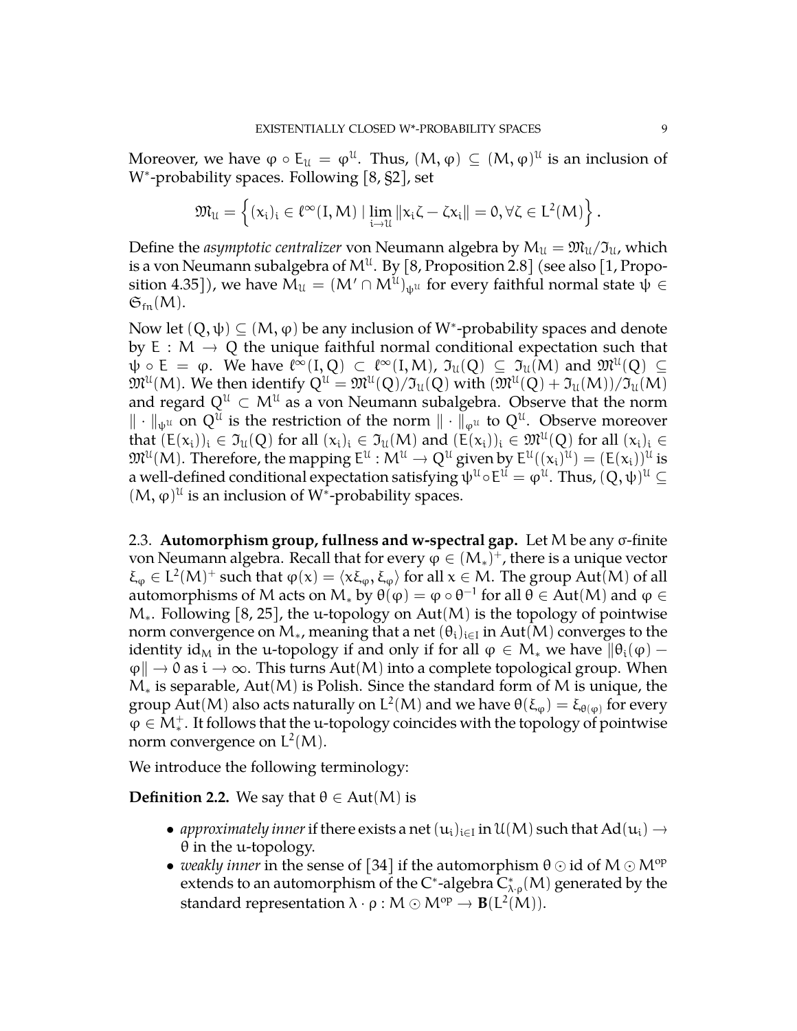Moreover, we have $\varphi \circ E_{\mathcal{U}} = \varphi^{\mathcal{U}}$. Thus, $(M, \varphi) \subseteq (M, \varphi)^{\mathcal{U}}$ is an inclusion of W*-probability spaces. Following [8, §2], set

$$\mathfrak{M}_{\mathcal{U}} = \left\{ (x_i)_i \in \ell^\infty(I, M) \mid \lim_{i \to \mathcal{U}} \|x_i \zeta - \zeta x_i\| = 0, \forall \zeta \in L^2(M) \right\}.$$

Define the *asymptotic centralizer* von Neumann algebra by $M_{\mathcal{U}} = \mathfrak{M}_{\mathcal{U}} / \mathfrak{I}_{\mathcal{U}}$, which is a von Neumann subalgebra of $M^{\mathcal{U}}$. By [8, Proposition 2.8] (see also [1, Proposition 4.35]), we have $M_{\mathcal{U}} = (M' \cap M^{\mathcal{U}})_{\psi^{\mathcal{U}}}$ for every faithful normal state $\psi \in \mathfrak{S}_{\mathrm{fn}}(M)$.

Now let $(Q, \psi) \subseteq (M, \varphi)$ be any inclusion of W*-probability spaces and denote by $E : M \to Q$ the unique faithful normal conditional expectation such that $\psi \circ E = \varphi$. We have $\ell^\infty(I, Q) \subset \ell^\infty(I, M)$, $\mathfrak{I}_{\mathcal{U}}(Q) \subseteq \mathfrak{I}_{\mathcal{U}}(M)$ and $\mathfrak{M}^{\mathcal{U}}(Q) \subseteq \mathfrak{M}^{\mathcal{U}}(M)$. We then identify $Q^{\mathcal{U}} = \mathfrak{M}^{\mathcal{U}}(Q)/\mathfrak{I}_{\mathcal{U}}(Q)$ with $(\mathfrak{M}^{\mathcal{U}}(Q) + \mathfrak{I}_{\mathcal{U}}(M))/\mathfrak{I}_{\mathcal{U}}(M)$ and regard $Q^{\mathcal{U}} \subset M^{\mathcal{U}}$ as a von Neumann subalgebra. Observe that the norm $\| \cdot \|_{\psi^{\mathcal{U}}}$ on $Q^{\mathcal{U}}$ is the restriction of the norm $\| \cdot \|_{\varphi^{\mathcal{U}}}$ to $Q^{\mathcal{U}}$. Observe moreover that $(E(x_i))_i \in \mathfrak{I}_{\mathcal{U}}(Q)$ for all $(x_i)_i \in \mathfrak{I}_{\mathcal{U}}(M)$ and $(E(x_i))_i \in \mathfrak{M}^{\mathcal{U}}(Q)$ for all $(x_i)_i \in \mathfrak{M}^{\mathcal{U}}(M)$. Therefore, the mapping $E^{\mathcal{U}} : M^{\mathcal{U}} \to Q^{\mathcal{U}}$ given by $E^{\mathcal{U}}((x_i)^{\mathcal{U}}) = (E(x_i))^{\mathcal{U}}$ is a well-defined conditional expectation satisfying $\psi^{\mathcal{U}} \circ E^{\mathcal{U}} = \varphi^{\mathcal{U}}$. Thus, $(Q, \psi)^{\mathcal{U}} \subseteq (M, \varphi)^{\mathcal{U}}$ is an inclusion of W*-probability spaces.

## 2.3. Automorphism group, fullness and w-spectral gap.

Let $M$ be any σ-finite von Neumann algebra. Recall that for every $\varphi \in (M_*)^+$, there is a unique vector $\xi_\varphi \in L^2(M)^+$ such that $\varphi(x) = \langle x\xi_\varphi, \xi_\varphi \rangle$ for all $x \in M$. The group $\mathrm{Aut}(M)$ of all automorphisms of $M$ acts on $M_*$ by $\theta(\varphi) = \varphi \circ \theta^{-1}$ for all $\theta \in \mathrm{Aut}(M)$ and $\varphi \in M_*$. Following [8, 25], the u-topology on $\mathrm{Aut}(M)$ is the topology of pointwise norm convergence on $M_*$, meaning that a net $(\theta_i)_{i \in I}$ in $\mathrm{Aut}(M)$ converges to the identity $\mathrm{id}_M$ in the u-topology if and only if for all $\varphi \in M_*$ we have $\|\theta_i(\varphi) - \varphi\| \to 0$ as $i \to \infty$. This turns $\mathrm{Aut}(M)$ into a complete topological group. When $M_*$ is separable, $\mathrm{Aut}(M)$ is Polish. Since the standard form of $M$ is unique, the group $\mathrm{Aut}(M)$ also acts naturally on $L^2(M)$ and we have $\theta(\xi_\varphi) = \xi_{\theta(\varphi)}$ for every $\varphi \in M_*^+$. It follows that the u-topology coincides with the topology of pointwise norm convergence on $L^2(M)$.

We introduce the following terminology:

**Definition 2.2.** We say that $\theta \in \mathrm{Aut}(M)$ is

- *approximately inner* if there exists a net $(u_i)_{i \in I}$ in $\mathcal{U}(M)$ such that $\mathrm{Ad}(u_i) \to \theta$ in the u-topology.
- *weakly inner* in the sense of [34] if the automorphism $\theta \odot \mathrm{id}$ of $M \odot M^{\mathrm{op}}$ extends to an automorphism of the C*-algebra $C^*_{\lambda \cdot \rho}(M)$ generated by the standard representation $\lambda \cdot \rho : M \odot M^{\mathrm{op}} \to \mathbf{B}(L^2(M))$.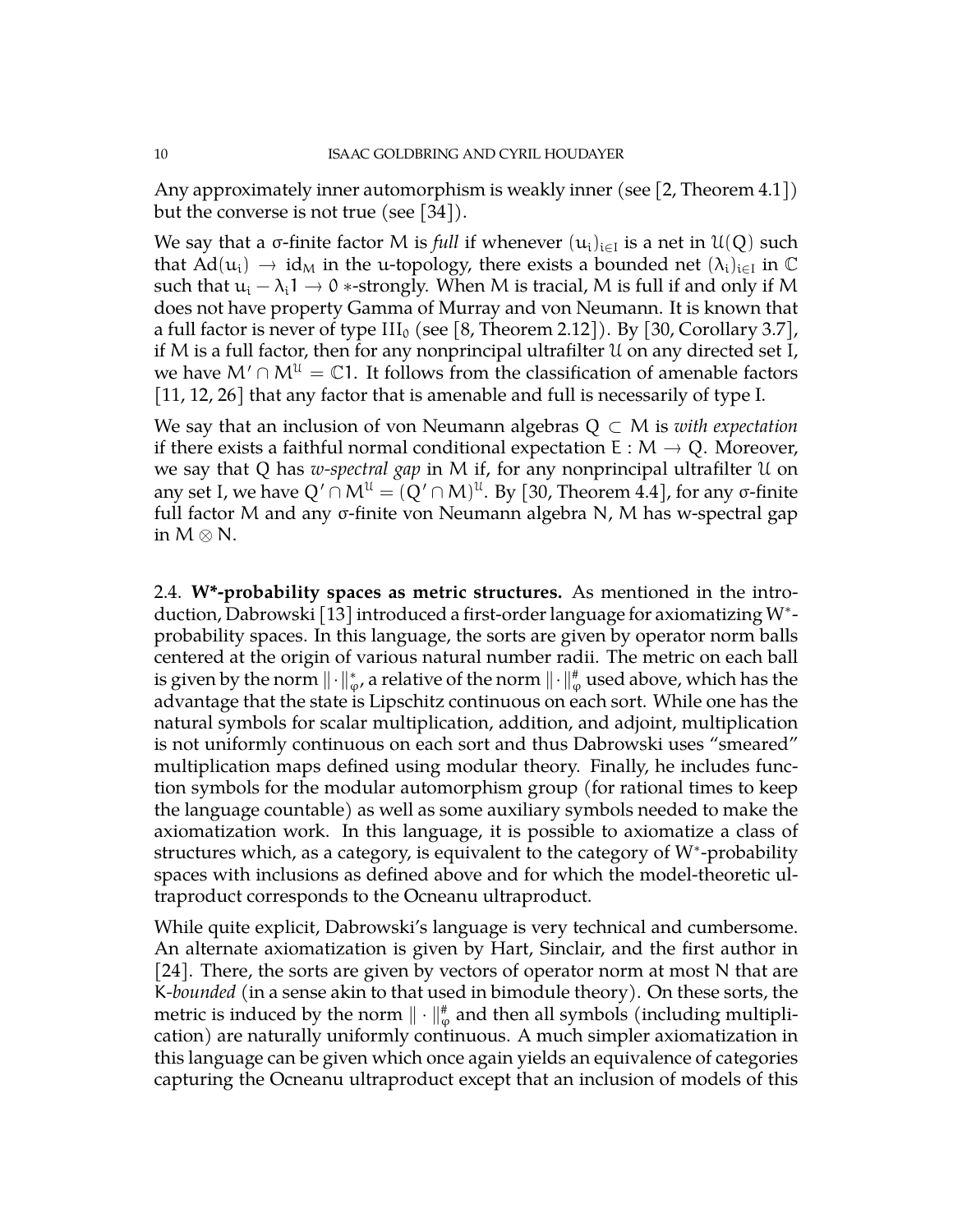Any approximately inner automorphism is weakly inner (see [2, Theorem 4.1]) but the converse is not true (see [34]).

We say that a $\sigma$-finite factor M is *full* if whenever $(u_i)_{i\in I}$ is a net in $\mathcal{U}(Q)$ such that $\mathrm{Ad}(u_i) \to \mathrm{id}_M$ in the u-topology, there exists a bounded net $(\lambda_i)_{i\in I}$ in $\mathbb{C}$ such that $u_i - \lambda_i 1 \to 0$ $*$-strongly. When M is tracial, M is full if and only if M does not have property Gamma of Murray and von Neumann. It is known that a full factor is never of type $\mathrm{III}_0$ (see [8, Theorem 2.12]). By [30, Corollary 3.7], if M is a full factor, then for any nonprincipal ultrafilter $\mathcal{U}$ on any directed set I, we have $M' \cap M^{\mathcal{U}} = \mathbb{C}1$. It follows from the classification of amenable factors [11, 12, 26] that any factor that is amenable and full is necessarily of type I.

We say that an inclusion of von Neumann algebras $Q \subset M$ is *with expectation* if there exists a faithful normal conditional expectation $E : M \to Q$. Moreover, we say that Q has *w-spectral gap* in M if, for any nonprincipal ultrafilter $\mathcal{U}$ on any set I, we have $Q' \cap M^{\mathcal{U}} = (Q' \cap M)^{\mathcal{U}}$. By [30, Theorem 4.4], for any $\sigma$-finite full factor M and any $\sigma$-finite von Neumann algebra N, M has w-spectral gap in $M \otimes N$.

2.4. **W\*-probability spaces as metric structures.** As mentioned in the introduction, Dabrowski [13] introduced a first-order language for axiomatizing W$^*$-probability spaces. In this language, the sorts are given by operator norm balls centered at the origin of various natural number radii. The metric on each ball is given by the norm $\|\cdot\|_\varphi^*$, a relative of the norm $\|\cdot\|_\varphi^\#$ used above, which has the advantage that the state is Lipschitz continuous on each sort. While one has the natural symbols for scalar multiplication, addition, and adjoint, multiplication is not uniformly continuous on each sort and thus Dabrowski uses "smeared" multiplication maps defined using modular theory. Finally, he includes function symbols for the modular automorphism group (for rational times to keep the language countable) as well as some auxiliary symbols needed to make the axiomatization work. In this language, it is possible to axiomatize a class of structures which, as a category, is equivalent to the category of W$^*$-probability spaces with inclusions as defined above and for which the model-theoretic ultraproduct corresponds to the Ocneanu ultraproduct.

While quite explicit, Dabrowski's language is very technical and cumbersome. An alternate axiomatization is given by Hart, Sinclair, and the first author in [24]. There, the sorts are given by vectors of operator norm at most N that are K-*bounded* (in a sense akin to that used in bimodule theory). On these sorts, the metric is induced by the norm $\|\cdot\|_\varphi^\#$ and then all symbols (including multiplication) are naturally uniformly continuous. A much simpler axiomatization in this language can be given which once again yields an equivalence of categories capturing the Ocneanu ultraproduct except that an inclusion of models of this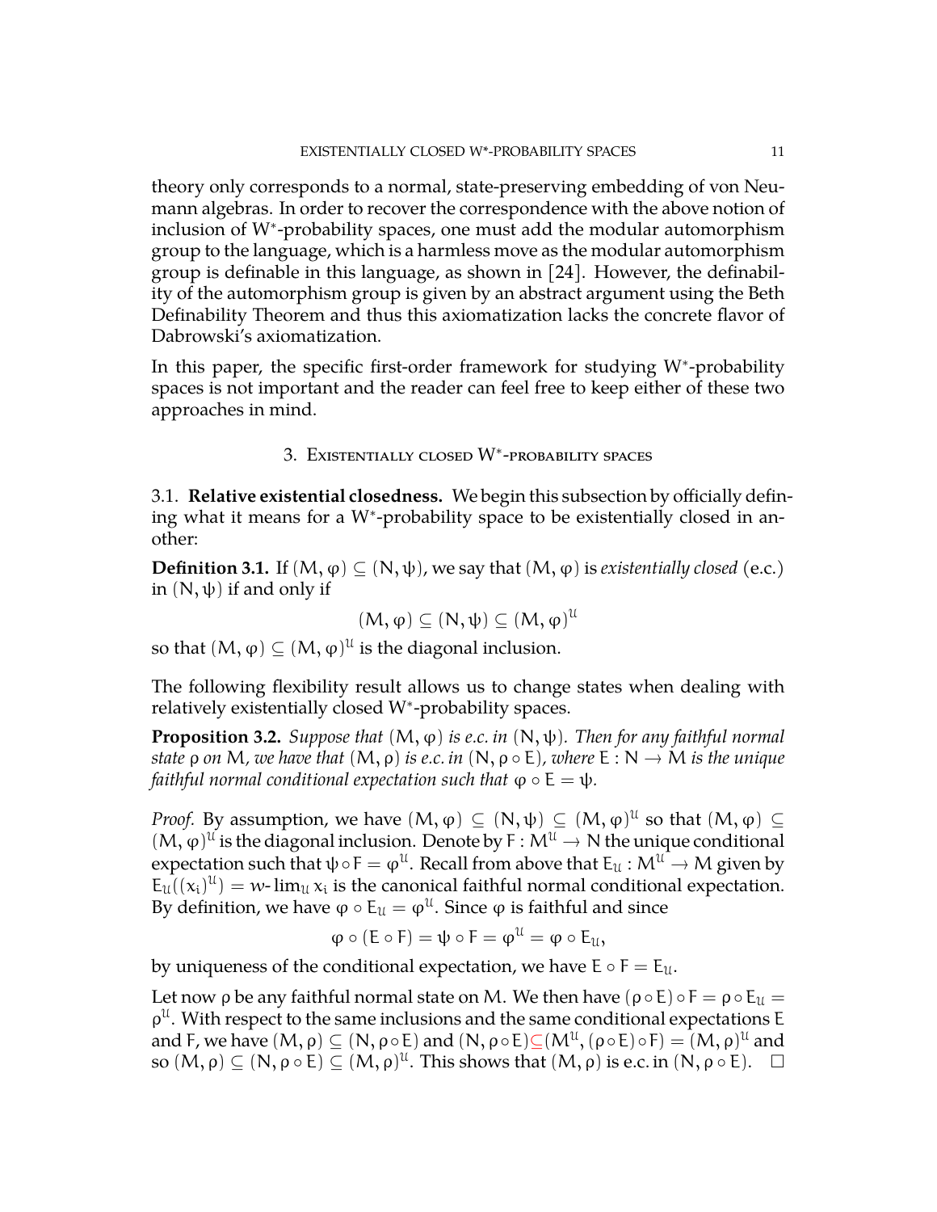theory only corresponds to a normal, state-preserving embedding of von Neumann algebras. In order to recover the correspondence with the above notion of inclusion of W*-probability spaces, one must add the modular automorphism group to the language, which is a harmless move as the modular automorphism group is definable in this language, as shown in [24]. However, the definability of the automorphism group is given by an abstract argument using the Beth Definability Theorem and thus this axiomatization lacks the concrete flavor of Dabrowski's axiomatization.

In this paper, the specific first-order framework for studying W*-probability spaces is not important and the reader can feel free to keep either of these two approaches in mind.

## 3. Existentially closed W*-probability spaces

### 3.1. Relative existential closedness.

We begin this subsection by officially defining what it means for a W*-probability space to be existentially closed in another:

**Definition 3.1.** If $(M, \varphi) \subseteq (N, \psi)$, we say that $(M, \varphi)$ is *existentially closed* (e.c.) in $(N, \psi)$ if and only if

$$(M, \varphi) \subseteq (N, \psi) \subseteq (M, \varphi)^{\mathcal{U}}$$

so that $(M, \varphi) \subseteq (M, \varphi)^{\mathcal{U}}$ is the diagonal inclusion.

The following flexibility result allows us to change states when dealing with relatively existentially closed W*-probability spaces.

**Proposition 3.2.** *Suppose that $(M, \varphi)$ is e.c. in $(N, \psi)$. Then for any faithful normal state $\rho$ on $M$, we have that $(M, \rho)$ is e.c. in $(N, \rho \circ E)$, where $E : N \to M$ is the unique faithful normal conditional expectation such that $\varphi \circ E = \psi$.*

*Proof.* By assumption, we have $(M, \varphi) \subseteq (N, \psi) \subseteq (M, \varphi)^{\mathcal{U}}$ so that $(M, \varphi) \subseteq (M, \varphi)^{\mathcal{U}}$ is the diagonal inclusion. Denote by $F : M^{\mathcal{U}} \to N$ the unique conditional expectation such that $\psi \circ F = \varphi^{\mathcal{U}}$. Recall from above that $E_{\mathcal{U}} : M^{\mathcal{U}} \to M$ given by $E_{\mathcal{U}}((x_i)^{\mathcal{U}}) = w\text{-}\lim_{\mathcal{U}} x_i$ is the canonical faithful normal conditional expectation. By definition, we have $\varphi \circ E_{\mathcal{U}} = \varphi^{\mathcal{U}}$. Since $\varphi$ is faithful and since

$$\varphi \circ (E \circ F) = \psi \circ F = \varphi^{\mathcal{U}} = \varphi \circ E_{\mathcal{U}},$$

by uniqueness of the conditional expectation, we have $E \circ F = E_{\mathcal{U}}$.

Let now $\rho$ be any faithful normal state on $M$. We then have $(\rho \circ E) \circ F = \rho \circ E_{\mathcal{U}} = \rho^{\mathcal{U}}$. With respect to the same inclusions and the same conditional expectations $E$ and $F$, we have $(M, \rho) \subseteq (N, \rho \circ E)$ and $(N, \rho \circ E) \subseteq (M^{\mathcal{U}}, (\rho \circ E) \circ F) = (M, \rho)^{\mathcal{U}}$ and so $(M, \rho) \subseteq (N, \rho \circ E) \subseteq (M, \rho)^{\mathcal{U}}$. This shows that $(M, \rho)$ is e.c. in $(N, \rho \circ E)$. $\square$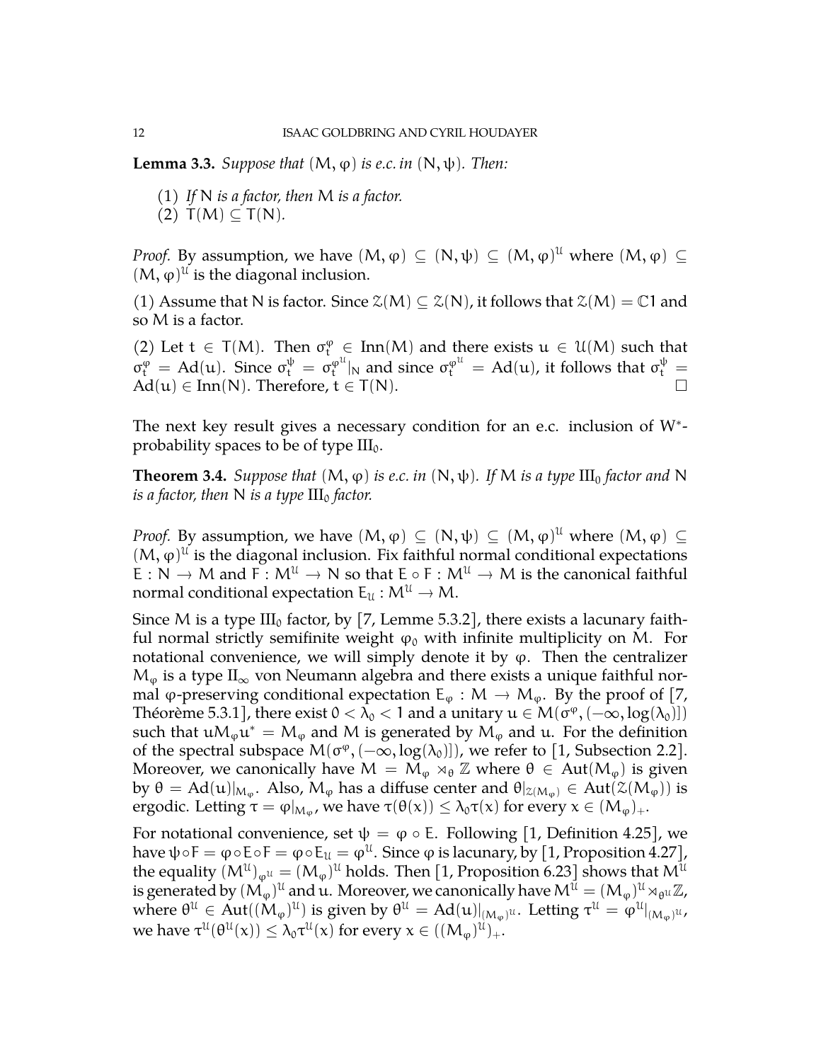**Lemma 3.3.** *Suppose that $(M, \varphi)$ is e.c. in $(N, \psi)$. Then:*

(1) *If $N$ is a factor, then $M$ is a factor.*
(2) $T(M) \subseteq T(N)$.

*Proof.* By assumption, we have $(M, \varphi) \subseteq (N, \psi) \subseteq (M, \varphi)^{\mathcal{U}}$ where $(M, \varphi) \subseteq (M, \varphi)^{\mathcal{U}}$ is the diagonal inclusion.

(1) Assume that $N$ is factor. Since $\mathcal{Z}(M) \subseteq \mathcal{Z}(N)$, it follows that $\mathcal{Z}(M) = \mathbb{C}1$ and so $M$ is a factor.

(2) Let $t \in T(M)$. Then $\sigma_t^{\varphi} \in \operatorname{Inn}(M)$ and there exists $u \in \mathcal{U}(M)$ such that $\sigma_t^{\varphi} = \operatorname{Ad}(u)$. Since $\sigma_t^{\psi} = \sigma_t^{\varphi^{\mathcal{U}}}|_N$ and since $\sigma_t^{\varphi^{\mathcal{U}}} = \operatorname{Ad}(u)$, it follows that $\sigma_t^{\psi} = \operatorname{Ad}(u) \in \operatorname{Inn}(N)$. Therefore, $t \in T(N)$. $\square$

The next key result gives a necessary condition for an e.c. inclusion of W*-probability spaces to be of type $\mathrm{III}_0$.

**Theorem 3.4.** *Suppose that $(M, \varphi)$ is e.c. in $(N, \psi)$. If $M$ is a type $\mathrm{III}_0$ factor and $N$ is a factor, then $N$ is a type $\mathrm{III}_0$ factor.*

*Proof.* By assumption, we have $(M, \varphi) \subseteq (N, \psi) \subseteq (M, \varphi)^{\mathcal{U}}$ where $(M, \varphi) \subseteq (M, \varphi)^{\mathcal{U}}$ is the diagonal inclusion. Fix faithful normal conditional expectations $E : N \to M$ and $F : M^{\mathcal{U}} \to N$ so that $E \circ F : M^{\mathcal{U}} \to M$ is the canonical faithful normal conditional expectation $E_{\mathcal{U}} : M^{\mathcal{U}} \to M$.

Since $M$ is a type $\mathrm{III}_0$ factor, by [7, Lemme 5.3.2], there exists a lacunary faithful normal strictly semifinite weight $\varphi_0$ with infinite multiplicity on $M$. For notational convenience, we will simply denote it by $\varphi$. Then the centralizer $M_\varphi$ is a type $\mathrm{II}_\infty$ von Neumann algebra and there exists a unique faithful normal $\varphi$-preserving conditional expectation $E_\varphi : M \to M_\varphi$. By the proof of [7, Théorème 5.3.1], there exist $0 < \lambda_0 < 1$ and a unitary $u \in M(\sigma^\varphi, (-\infty, \log(\lambda_0)])$ such that $u M_\varphi u^* = M_\varphi$ and $M$ is generated by $M_\varphi$ and $u$. For the definition of the spectral subspace $M(\sigma^\varphi, (-\infty, \log(\lambda_0)])$, we refer to [1, Subsection 2.2]. Moreover, we canonically have $M = M_\varphi \rtimes_\theta \mathbb{Z}$ where $\theta \in \operatorname{Aut}(M_\varphi)$ is given by $\theta = \operatorname{Ad}(u)|_{M_\varphi}$. Also, $M_\varphi$ has a diffuse center and $\theta|_{\mathcal{Z}(M_\varphi)} \in \operatorname{Aut}(\mathcal{Z}(M_\varphi))$ is ergodic. Letting $\tau = \varphi|_{M_\varphi}$, we have $\tau(\theta(x)) \leq \lambda_0 \tau(x)$ for every $x \in (M_\varphi)_+$.

For notational convenience, set $\psi = \varphi \circ E$. Following [1, Definition 4.25], we have $\psi \circ F = \varphi \circ E \circ F = \varphi \circ E_{\mathcal{U}} = \varphi^{\mathcal{U}}$. Since $\varphi$ is lacunary, by [1, Proposition 4.27], the equality $(M^{\mathcal{U}})_{\varphi^{\mathcal{U}}} = (M_\varphi)^{\mathcal{U}}$ holds. Then [1, Proposition 6.23] shows that $M^{\mathcal{U}}$ is generated by $(M_\varphi)^{\mathcal{U}}$ and $u$. Moreover, we canonically have $M^{\mathcal{U}} = (M_\varphi)^{\mathcal{U}} \rtimes_{\theta^{\mathcal{U}}} \mathbb{Z}$, where $\theta^{\mathcal{U}} \in \operatorname{Aut}((M_\varphi)^{\mathcal{U}})$ is given by $\theta^{\mathcal{U}} = \operatorname{Ad}(u)|_{(M_\varphi)^{\mathcal{U}}}$. Letting $\tau^{\mathcal{U}} = \varphi^{\mathcal{U}}|_{(M_\varphi)^{\mathcal{U}}}$, we have $\tau^{\mathcal{U}}(\theta^{\mathcal{U}}(x)) \leq \lambda_0 \tau^{\mathcal{U}}(x)$ for every $x \in ((M_\varphi)^{\mathcal{U}})_+$.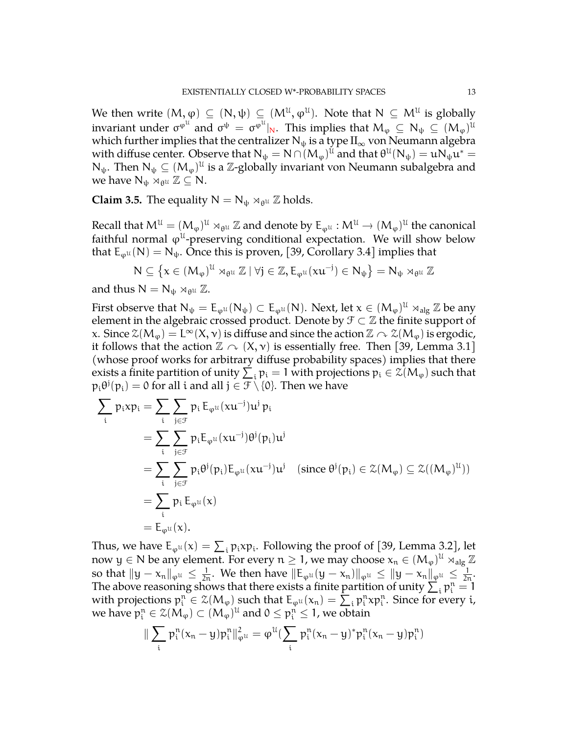We then write $(M, \varphi) \subseteq (N, \psi) \subseteq (M^{\mathcal{U}}, \varphi^{\mathcal{U}})$. Note that $N \subseteq M^{\mathcal{U}}$ is globally invariant under $\sigma^{\varphi^{\mathcal{U}}}$ and $\sigma^{\psi} = \sigma^{\varphi^{\mathcal{U}}}|_N$. This implies that $M_\varphi \subseteq N_\psi \subseteq (M_\varphi)^{\mathcal{U}}$ which further implies that the centralizer $N_\psi$ is a type $\mathrm{II}_\infty$ von Neumann algebra with diffuse center. Observe that $N_\psi = N \cap (M_\varphi)^{\mathcal{U}}$ and that $\theta^{\mathcal{U}}(N_\psi) = uN_\psi u^* = N_\psi$. Then $N_\psi \subseteq (M_\varphi)^{\mathcal{U}}$ is a $\mathbb{Z}$-globally invariant von Neumann subalgebra and we have $N_\psi \rtimes_{\theta^{\mathcal{U}}} \mathbb{Z} \subseteq N$.

**Claim 3.5.** The equality $N = N_\psi \rtimes_{\theta^{\mathcal{U}}} \mathbb{Z}$ holds.

Recall that $M^{\mathcal{U}} = (M_\varphi)^{\mathcal{U}} \rtimes_{\theta^{\mathcal{U}}} \mathbb{Z}$ and denote by $E_{\varphi^{\mathcal{U}}} : M^{\mathcal{U}} \to (M_\varphi)^{\mathcal{U}}$ the canonical faithful normal $\varphi^{\mathcal{U}}$-preserving conditional expectation. We will show below that $E_{\varphi^{\mathcal{U}}}(N) = N_\psi$. Once this is proven, [39, Corollary 3.4] implies that

$$N \subseteq \left\{ x \in (M_\varphi)^{\mathcal{U}} \rtimes_{\theta^{\mathcal{U}}} \mathbb{Z} \mid \forall j \in \mathbb{Z}, E_{\varphi^{\mathcal{U}}}(xu^{-j}) \in N_\psi \right\} = N_\psi \rtimes_{\theta^{\mathcal{U}}} \mathbb{Z}$$

and thus $N = N_\psi \rtimes_{\theta^{\mathcal{U}}} \mathbb{Z}$.

First observe that $N_\psi = E_{\varphi^{\mathcal{U}}}(N_\psi) \subset E_{\varphi^{\mathcal{U}}}(N)$. Next, let $x \in (M_\varphi)^{\mathcal{U}} \rtimes_{\mathrm{alg}} \mathbb{Z}$ be any element in the algebraic crossed product. Denote by $\mathcal{F} \subset \mathbb{Z}$ the finite support of $x$. Since $\mathcal{Z}(M_\varphi) = L^\infty(X, \nu)$ is diffuse and since the action $\mathbb{Z} \curvearrowright \mathcal{Z}(M_\varphi)$ is ergodic, it follows that the action $\mathbb{Z} \curvearrowright (X, \nu)$ is essentially free. Then [39, Lemma 3.1] (whose proof works for arbitrary diffuse probability spaces) implies that there exists a finite partition of unity $\sum_i p_i = 1$ with projections $p_i \in \mathcal{Z}(M_\varphi)$ such that $p_i \theta^j(p_i) = 0$ for all $i$ and all $j \in \mathcal{F} \setminus \{0\}$. Then we have

$$\begin{aligned}
\sum_i p_i x p_i &= \sum_i \sum_{j \in \mathcal{F}} p_i \, E_{\varphi^{\mathcal{U}}}(xu^{-j}) u^j \, p_i \\
&= \sum_i \sum_{j \in \mathcal{F}} p_i E_{\varphi^{\mathcal{U}}}(xu^{-j}) \theta^j(p_i) u^j \\
&= \sum_i \sum_{j \in \mathcal{F}} p_i \theta^j(p_i) E_{\varphi^{\mathcal{U}}}(xu^{-j}) u^j \quad (\text{since } \theta^j(p_i) \in \mathcal{Z}(M_\varphi) \subseteq \mathcal{Z}((M_\varphi)^{\mathcal{U}})) \\
&= \sum_i p_i \, E_{\varphi^{\mathcal{U}}}(x) \\
&= E_{\varphi^{\mathcal{U}}}(x).
\end{aligned}$$

Thus, we have $E_{\varphi^{\mathcal{U}}}(x) = \sum_i p_i x p_i$. Following the proof of [39, Lemma 3.2], let now $y \in N$ be any element. For every $n \geq 1$, we may choose $x_n \in (M_\varphi)^{\mathcal{U}} \rtimes_{\mathrm{alg}} \mathbb{Z}$ so that $\|y - x_n\|_{\varphi^{\mathcal{U}}} \leq \frac{1}{2n}$. We then have $\|E_{\varphi^{\mathcal{U}}}(y - x_n)\|_{\varphi^{\mathcal{U}}} \leq \|y - x_n\|_{\varphi^{\mathcal{U}}} \leq \frac{1}{2n}$. The above reasoning shows that there exists a finite partition of unity $\sum_i p_i^n = 1$ with projections $p_i^n \in \mathcal{Z}(M_\varphi)$ such that $E_{\varphi^{\mathcal{U}}}(x_n) = \sum_i p_i^n x p_i^n$. Since for every $i$, we have $p_i^n \in \mathcal{Z}(M_\varphi) \subset (M_\varphi)^{\mathcal{U}}$ and $0 \leq p_i^n \leq 1$, we obtain

$$\| \sum_i p_i^n (x_n - y) p_i^n \|_{\varphi^{\mathcal{U}}}^2 = \varphi^{\mathcal{U}}\big(\sum_i p_i^n (x_n - y)^* p_i^n (x_n - y) p_i^n\big)$$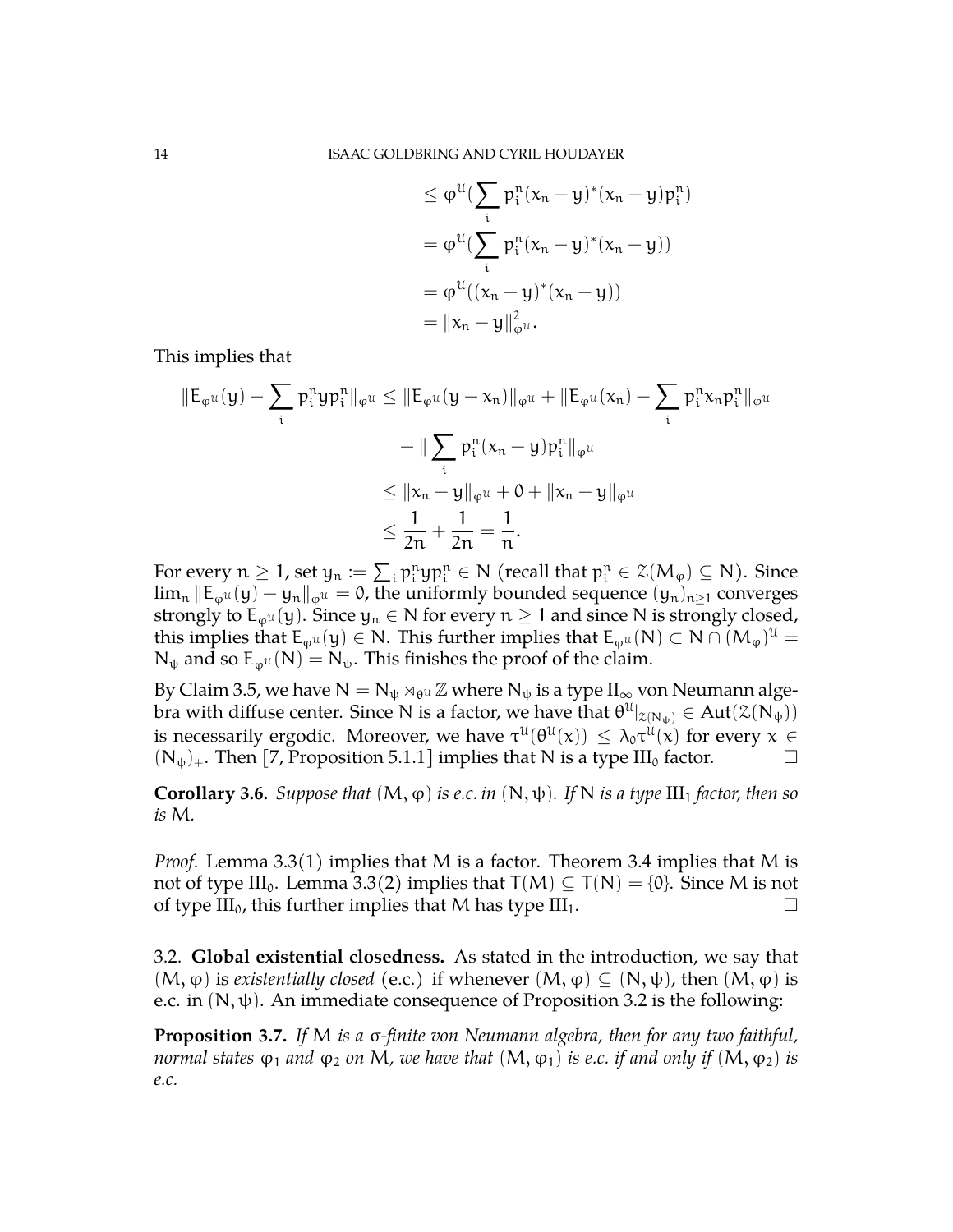$$
\begin{aligned}
&\leq \varphi^{\mathcal{U}}(\sum_i p_i^n (x_n - y)^*(x_n - y) p_i^n) \\
&= \varphi^{\mathcal{U}}(\sum_i p_i^n (x_n - y)^*(x_n - y)) \\
&= \varphi^{\mathcal{U}}((x_n - y)^*(x_n - y)) \\
&= \|x_n - y\|_{\varphi^{\mathcal{U}}}^2.
\end{aligned}
$$

This implies that

$$
\begin{aligned}
\|E_{\varphi^{\mathcal{U}}}(y) - \sum_i p_i^n y p_i^n\|_{\varphi^{\mathcal{U}}} &\leq \|E_{\varphi^{\mathcal{U}}}(y - x_n)\|_{\varphi^{\mathcal{U}}} + \|E_{\varphi^{\mathcal{U}}}(x_n) - \sum_i p_i^n x_n p_i^n\|_{\varphi^{\mathcal{U}}} \\
&\quad + \|\sum_i p_i^n (x_n - y) p_i^n\|_{\varphi^{\mathcal{U}}} \\
&\leq \|x_n - y\|_{\varphi^{\mathcal{U}}} + 0 + \|x_n - y\|_{\varphi^{\mathcal{U}}} \\
&\leq \frac{1}{2n} + \frac{1}{2n} = \frac{1}{n}.
\end{aligned}
$$

For every $n \geq 1$, set $y_n := \sum_i p_i^n y p_i^n \in N$ (recall that $p_i^n \in \mathcal{Z}(M_\varphi) \subseteq N$). Since $\lim_n \|E_{\varphi^{\mathcal{U}}}(y) - y_n\|_{\varphi^{\mathcal{U}}} = 0$, the uniformly bounded sequence $(y_n)_{n \geq 1}$ converges strongly to $E_{\varphi^{\mathcal{U}}}(y)$. Since $y_n \in N$ for every $n \geq 1$ and since $N$ is strongly closed, this implies that $E_{\varphi^{\mathcal{U}}}(y) \in N$. This further implies that $E_{\varphi^{\mathcal{U}}}(N) \subset N \cap (M_\varphi)^{\mathcal{U}} = N_\psi$ and so $E_{\varphi^{\mathcal{U}}}(N) = N_\psi$. This finishes the proof of the claim.

By Claim 3.5, we have $N = N_\psi \rtimes_{\theta^{\mathcal{U}}} \mathbb{Z}$ where $N_\psi$ is a type $\mathrm{II}_\infty$ von Neumann algebra with diffuse center. Since $N$ is a factor, we have that $\theta^{\mathcal{U}}|_{\mathcal{Z}(N_\psi)} \in \mathrm{Aut}(\mathcal{Z}(N_\psi))$ is necessarily ergodic. Moreover, we have $\tau^{\mathcal{U}}(\theta^{\mathcal{U}}(x)) \leq \lambda_0 \tau^{\mathcal{U}}(x)$ for every $x \in (N_\psi)_+$. Then [7, Proposition 5.1.1] implies that $N$ is a type $\mathrm{III}_0$ factor. $\square$

**Corollary 3.6.** *Suppose that $(M, \varphi)$ is e.c. in $(N, \psi)$. If $N$ is a type $\mathrm{III}_1$ factor, then so is $M$.*

*Proof.* Lemma 3.3(1) implies that $M$ is a factor. Theorem 3.4 implies that $M$ is not of type $\mathrm{III}_0$. Lemma 3.3(2) implies that $T(M) \subseteq T(N) = \{0\}$. Since $M$ is not of type $\mathrm{III}_0$, this further implies that $M$ has type $\mathrm{III}_1$. $\square$

3.2. **Global existential closedness.** As stated in the introduction, we say that $(M, \varphi)$ is *existentially closed* (e.c.) if whenever $(M, \varphi) \subseteq (N, \psi)$, then $(M, \varphi)$ is e.c. in $(N, \psi)$. An immediate consequence of Proposition 3.2 is the following:

**Proposition 3.7.** *If $M$ is a σ-finite von Neumann algebra, then for any two faithful, normal states $\varphi_1$ and $\varphi_2$ on $M$, we have that $(M, \varphi_1)$ is e.c. if and only if $(M, \varphi_2)$ is e.c.*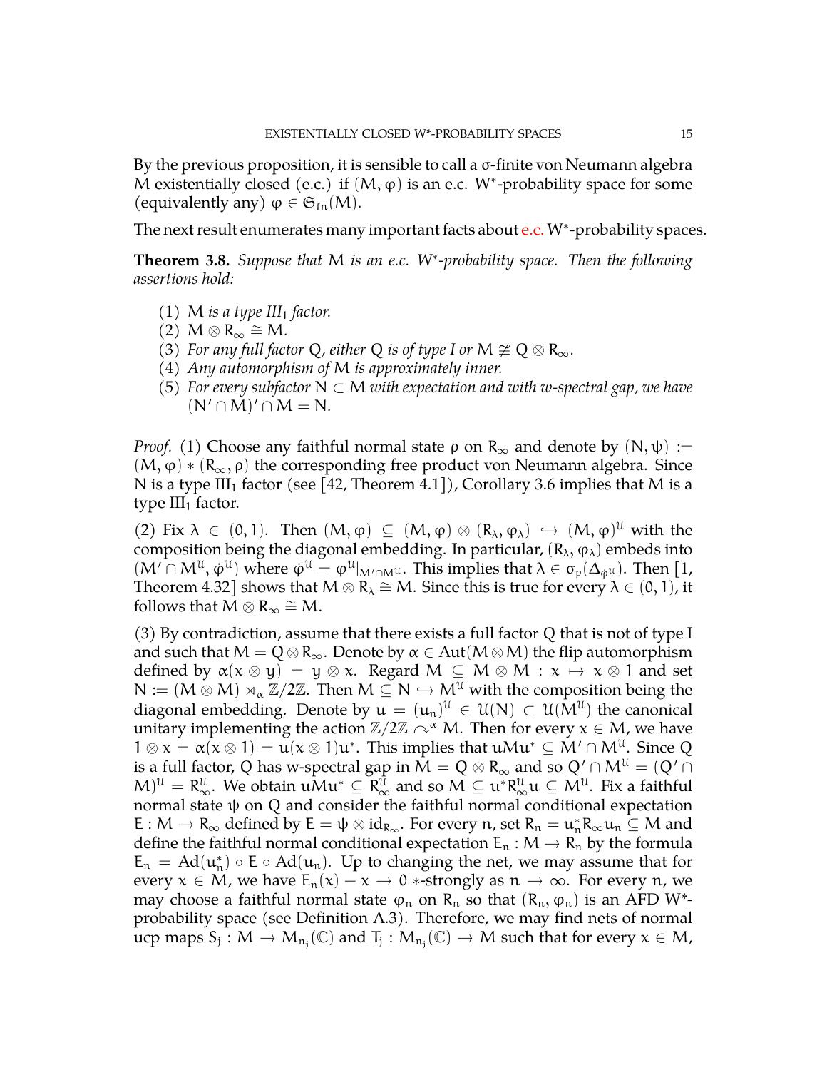By the previous proposition, it is sensible to call a σ-finite von Neumann algebra $M$ existentially closed (e.c.) if $(M, \varphi)$ is an e.c. W*-probability space for some (equivalently any) $\varphi \in \mathfrak{S}_{\mathrm{fn}}(M)$.

The next result enumerates many important facts about e.c. W*-probability spaces.

**Theorem 3.8.** *Suppose that $M$ is an e.c. W*-probability space. Then the following assertions hold:*

1. *$M$ is a type III$_1$ factor.*
2. *$M \otimes R_\infty \cong M$.*
3. *For any full factor $Q$, either $Q$ is of type I or $M \not\cong Q \otimes R_\infty$.*
4. *Any automorphism of $M$ is approximately inner.*
5. *For every subfactor $N \subset M$ with expectation and with w-spectral gap, we have $(N' \cap M)' \cap M = N$.*

*Proof.* (1) Choose any faithful normal state $\rho$ on $R_\infty$ and denote by $(N, \psi) := (M, \varphi) * (R_\infty, \rho)$ the corresponding free product von Neumann algebra. Since $N$ is a type III$_1$ factor (see [42, Theorem 4.1]), Corollary 3.6 implies that $M$ is a type III$_1$ factor.

(2) Fix $\lambda \in (0, 1)$. Then $(M, \varphi) \subseteq (M, \varphi) \otimes (R_\lambda, \varphi_\lambda) \hookrightarrow (M, \varphi)^{\mathcal{U}}$ with the composition being the diagonal embedding. In particular, $(R_\lambda, \varphi_\lambda)$ embeds into $(M' \cap M^{\mathcal{U}}, \dot{\varphi}^{\mathcal{U}})$ where $\dot{\varphi}^{\mathcal{U}} = \varphi^{\mathcal{U}}|_{M' \cap M^{\mathcal{U}}}$. This implies that $\lambda \in \sigma_p(\Delta_{\dot{\varphi}^{\mathcal{U}}})$. Then [1, Theorem 4.32] shows that $M \otimes R_\lambda \cong M$. Since this is true for every $\lambda \in (0, 1)$, it follows that $M \otimes R_\infty \cong M$.

(3) By contradiction, assume that there exists a full factor $Q$ that is not of type I and such that $M = Q \otimes R_\infty$. Denote by $\alpha \in \mathrm{Aut}(M \otimes M)$ the flip automorphism defined by $\alpha(x \otimes y) = y \otimes x$. Regard $M \subseteq M \otimes M : x \mapsto x \otimes 1$ and set $N := (M \otimes M) \rtimes_\alpha \mathbb{Z}/2\mathbb{Z}$. Then $M \subseteq N \hookrightarrow M^{\mathcal{U}}$ with the composition being the diagonal embedding. Denote by $u = (u_n)^{\mathcal{U}} \in \mathcal{U}(N) \subset \mathcal{U}(M^{\mathcal{U}})$ the canonical unitary implementing the action $\mathbb{Z}/2\mathbb{Z} \curvearrowright^\alpha M$. Then for every $x \in M$, we have $1 \otimes x = \alpha(x \otimes 1) = u(x \otimes 1)u^*$. This implies that $uMu^* \subseteq M' \cap M^{\mathcal{U}}$. Since $Q$ is a full factor, $Q$ has w-spectral gap in $M = Q \otimes R_\infty$ and so $Q' \cap M^{\mathcal{U}} = (Q' \cap M)^{\mathcal{U}} = R_\infty^{\mathcal{U}}$. We obtain $uMu^* \subseteq R_\infty^{\mathcal{U}}$ and so $M \subseteq u^* R_\infty^{\mathcal{U}} u \subseteq M^{\mathcal{U}}$. Fix a faithful normal state $\psi$ on $Q$ and consider the faithful normal conditional expectation $E : M \to R_\infty$ defined by $E = \psi \otimes \mathrm{id}_{R_\infty}$. For every $n$, set $R_n = u_n^* R_\infty u_n \subseteq M$ and define the faithful normal conditional expectation $E_n : M \to R_n$ by the formula $E_n = \mathrm{Ad}(u_n^*) \circ E \circ \mathrm{Ad}(u_n)$. Up to changing the net, we may assume that for every $x \in M$, we have $E_n(x) - x \to 0$ $*$-strongly as $n \to \infty$. For every $n$, we may choose a faithful normal state $\varphi_n$ on $R_n$ so that $(R_n, \varphi_n)$ is an AFD W*-probability space (see Definition A.3). Therefore, we may find nets of normal ucp maps $S_j : M \to M_{n_j}(\mathbb{C})$ and $T_j : M_{n_j}(\mathbb{C}) \to M$ such that for every $x \in M$,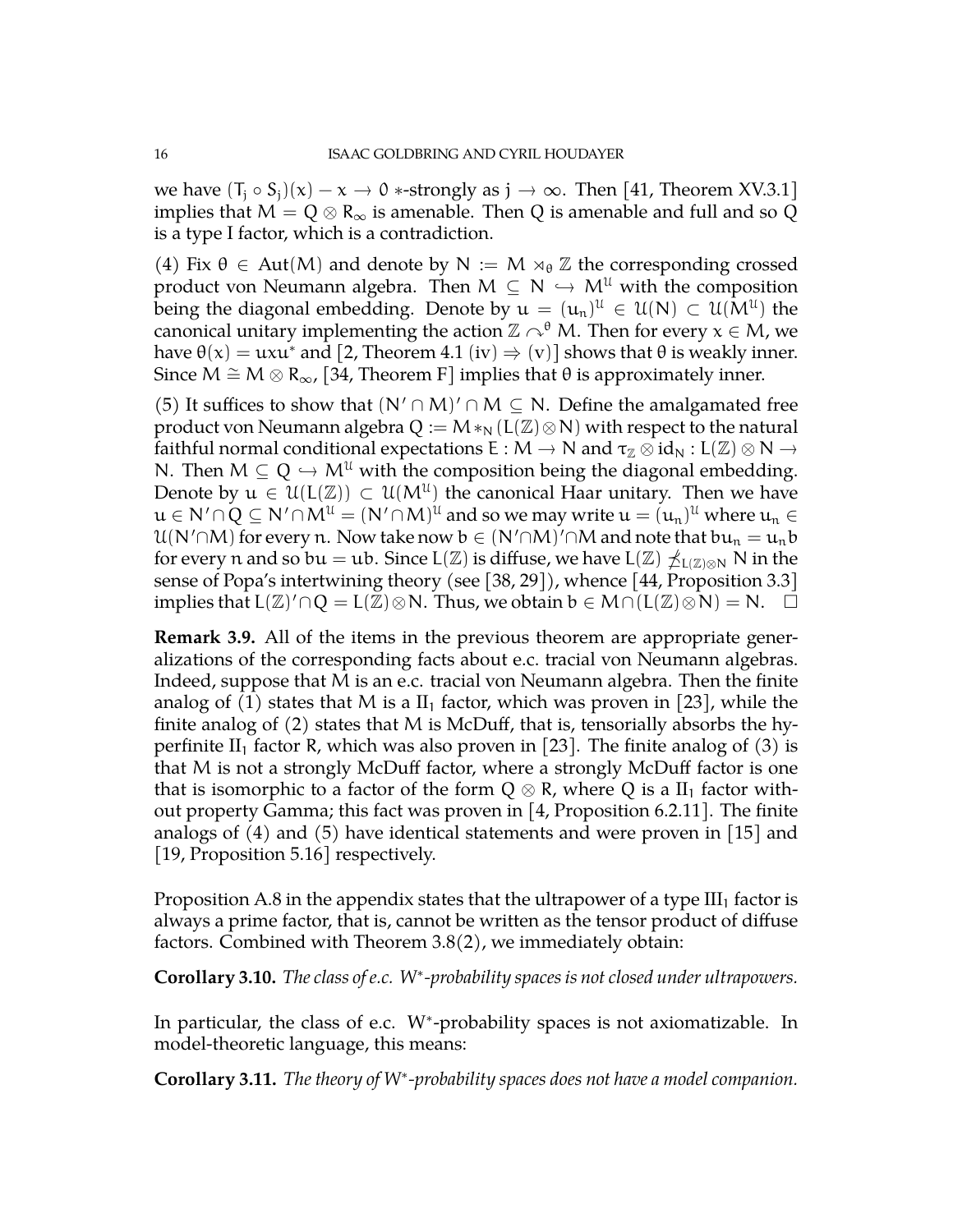we have $(T_j \circ S_j)(x) - x \to 0$ $*$-strongly as $j \to \infty$. Then [41, Theorem XV.3.1] implies that $M = Q \otimes R_\infty$ is amenable. Then $Q$ is amenable and full and so $Q$ is a type I factor, which is a contradiction.

(4) Fix $\theta \in \mathrm{Aut}(M)$ and denote by $N := M \rtimes_\theta \mathbb{Z}$ the corresponding crossed product von Neumann algebra. Then $M \subseteq N \hookrightarrow M^{\mathcal{U}}$ with the composition being the diagonal embedding. Denote by $u = (u_n)^{\mathcal{U}} \in \mathcal{U}(N) \subset \mathcal{U}(M^{\mathcal{U}})$ the canonical unitary implementing the action $\mathbb{Z} \curvearrowright^\theta M$. Then for every $x \in M$, we have $\theta(x) = uxu^*$ and [2, Theorem 4.1 (iv) $\Rightarrow$ (v)] shows that $\theta$ is weakly inner. Since $M \cong M \otimes R_\infty$, [34, Theorem F] implies that $\theta$ is approximately inner.

(5) It suffices to show that $(N' \cap M)' \cap M \subseteq N$. Define the amalgamated free product von Neumann algebra $Q := M *_N (L(\mathbb{Z}) \otimes N)$ with respect to the natural faithful normal conditional expectations $E : M \to N$ and $\tau_\mathbb{Z} \otimes \mathrm{id}_N : L(\mathbb{Z}) \otimes N \to N$. Then $M \subseteq Q \hookrightarrow M^{\mathcal{U}}$ with the composition being the diagonal embedding. Denote by $u \in \mathcal{U}(L(\mathbb{Z})) \subset \mathcal{U}(M^{\mathcal{U}})$ the canonical Haar unitary. Then we have $u \in N' \cap Q \subseteq N' \cap M^{\mathcal{U}} = (N' \cap M)^{\mathcal{U}}$ and so we may write $u = (u_n)^{\mathcal{U}}$ where $u_n \in \mathcal{U}(N' \cap M)$ for every $n$. Now take now $b \in (N' \cap M)' \cap M$ and note that $bu_n = u_n b$ for every $n$ and so $bu = ub$. Since $L(\mathbb{Z})$ is diffuse, we have $L(\mathbb{Z}) \not\preceq_{L(\mathbb{Z}) \otimes N} N$ in the sense of Popa's intertwining theory (see [38, 29]), whence [44, Proposition 3.3] implies that $L(\mathbb{Z})' \cap Q = L(\mathbb{Z}) \otimes N$. Thus, we obtain $b \in M \cap (L(\mathbb{Z}) \otimes N) = N$. $\square$

**Remark 3.9.** All of the items in the previous theorem are appropriate generalizations of the corresponding facts about e.c. tracial von Neumann algebras. Indeed, suppose that $M$ is an e.c. tracial von Neumann algebra. Then the finite analog of (1) states that $M$ is a $\mathrm{II}_1$ factor, which was proven in [23], while the finite analog of (2) states that $M$ is McDuff, that is, tensorially absorbs the hyperfinite $\mathrm{II}_1$ factor $R$, which was also proven in [23]. The finite analog of (3) is that $M$ is not a strongly McDuff factor, where a strongly McDuff factor is one that is isomorphic to a factor of the form $Q \otimes R$, where $Q$ is a $\mathrm{II}_1$ factor without property Gamma; this fact was proven in [4, Proposition 6.2.11]. The finite analogs of (4) and (5) have identical statements and were proven in [15] and [19, Proposition 5.16] respectively.

Proposition A.8 in the appendix states that the ultrapower of a type $\mathrm{III}_1$ factor is always a prime factor, that is, cannot be written as the tensor product of diffuse factors. Combined with Theorem 3.8(2), we immediately obtain:

**Corollary 3.10.** *The class of e.c. $\mathrm{W}^*$-probability spaces is not closed under ultrapowers.*

In particular, the class of e.c. $\mathrm{W}^*$-probability spaces is not axiomatizable. In model-theoretic language, this means:

**Corollary 3.11.** *The theory of $\mathrm{W}^*$-probability spaces does not have a model companion.*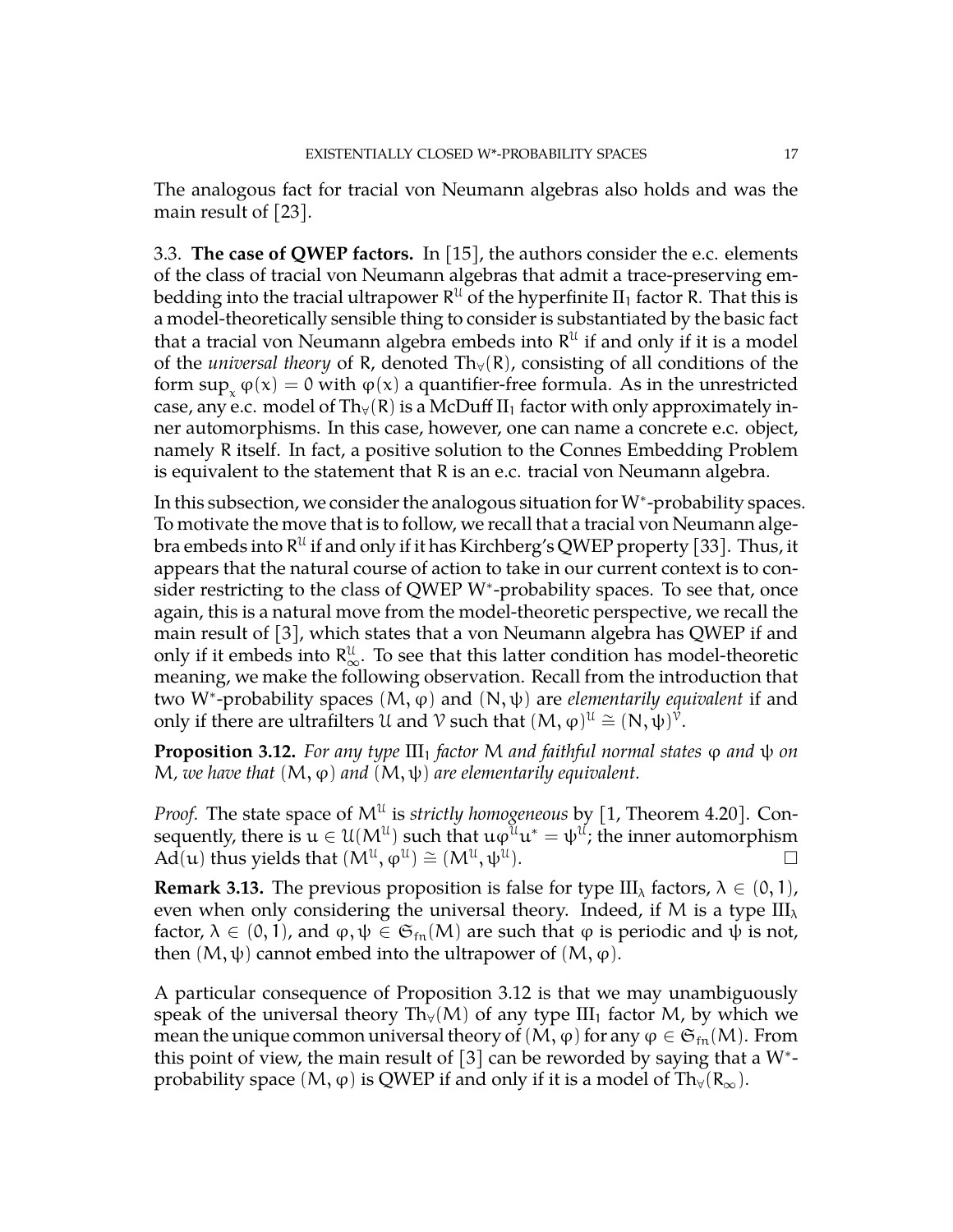The analogous fact for tracial von Neumann algebras also holds and was the main result of [23].

3.3. **The case of QWEP factors.** In [15], the authors consider the e.c. elements of the class of tracial von Neumann algebras that admit a trace-preserving embedding into the tracial ultrapower $R^{\mathcal{U}}$ of the hyperfinite $\mathrm{II}_1$ factor $R$. That this is a model-theoretically sensible thing to consider is substantiated by the basic fact that a tracial von Neumann algebra embeds into $R^{\mathcal{U}}$ if and only if it is a model of the *universal theory* of $R$, denoted $\mathrm{Th}_\forall(R)$, consisting of all conditions of the form $\sup_x \varphi(x) = 0$ with $\varphi(x)$ a quantifier-free formula. As in the unrestricted case, any e.c. model of $\mathrm{Th}_\forall(R)$ is a McDuff $\mathrm{II}_1$ factor with only approximately inner automorphisms. In this case, however, one can name a concrete e.c. object, namely $R$ itself. In fact, a positive solution to the Connes Embedding Problem is equivalent to the statement that $R$ is an e.c. tracial von Neumann algebra.

In this subsection, we consider the analogous situation for W$^*$-probability spaces. To motivate the move that is to follow, we recall that a tracial von Neumann algebra embeds into $R^{\mathcal{U}}$ if and only if it has Kirchberg's QWEP property [33]. Thus, it appears that the natural course of action to take in our current context is to consider restricting to the class of QWEP W$^*$-probability spaces. To see that, once again, this is a natural move from the model-theoretic perspective, we recall the main result of [3], which states that a von Neumann algebra has QWEP if and only if it embeds into $R_\infty^{\mathcal{U}}$. To see that this latter condition has model-theoretic meaning, we make the following observation. Recall from the introduction that two W$^*$-probability spaces $(M, \varphi)$ and $(N, \psi)$ are *elementarily equivalent* if and only if there are ultrafilters $\mathcal{U}$ and $\mathcal{V}$ such that $(M, \varphi)^{\mathcal{U}} \cong (N, \psi)^{\mathcal{V}}$.

**Proposition 3.12.** *For any type* $\mathrm{III}_1$ *factor* $M$ *and faithful normal states* $\varphi$ *and* $\psi$ *on* $M$*, we have that* $(M, \varphi)$ *and* $(M, \psi)$ *are elementarily equivalent.*

*Proof.* The state space of $M^{\mathcal{U}}$ is *strictly homogeneous* by [1, Theorem 4.20]. Consequently, there is $u \in \mathcal{U}(M^{\mathcal{U}})$ such that $u\varphi^{\mathcal{U}}u^* = \psi^{\mathcal{U}}$; the inner automorphism $\mathrm{Ad}(u)$ thus yields that $(M^{\mathcal{U}}, \varphi^{\mathcal{U}}) \cong (M^{\mathcal{U}}, \psi^{\mathcal{U}})$. □

**Remark 3.13.** The previous proposition is false for type $\mathrm{III}_\lambda$ factors, $\lambda \in (0, 1)$, even when only considering the universal theory. Indeed, if $M$ is a type $\mathrm{III}_\lambda$ factor, $\lambda \in (0, 1)$, and $\varphi, \psi \in \mathfrak{S}_{\mathrm{fn}}(M)$ are such that $\varphi$ is periodic and $\psi$ is not, then $(M, \psi)$ cannot embed into the ultrapower of $(M, \varphi)$.

A particular consequence of Proposition 3.12 is that we may unambiguously speak of the universal theory $\mathrm{Th}_\forall(M)$ of any type $\mathrm{III}_1$ factor $M$, by which we mean the unique common universal theory of $(M, \varphi)$ for any $\varphi \in \mathfrak{S}_{\mathrm{fn}}(M)$. From this point of view, the main result of [3] can be reworded by saying that a W$^*$-probability space $(M, \varphi)$ is QWEP if and only if it is a model of $\mathrm{Th}_\forall(R_\infty)$.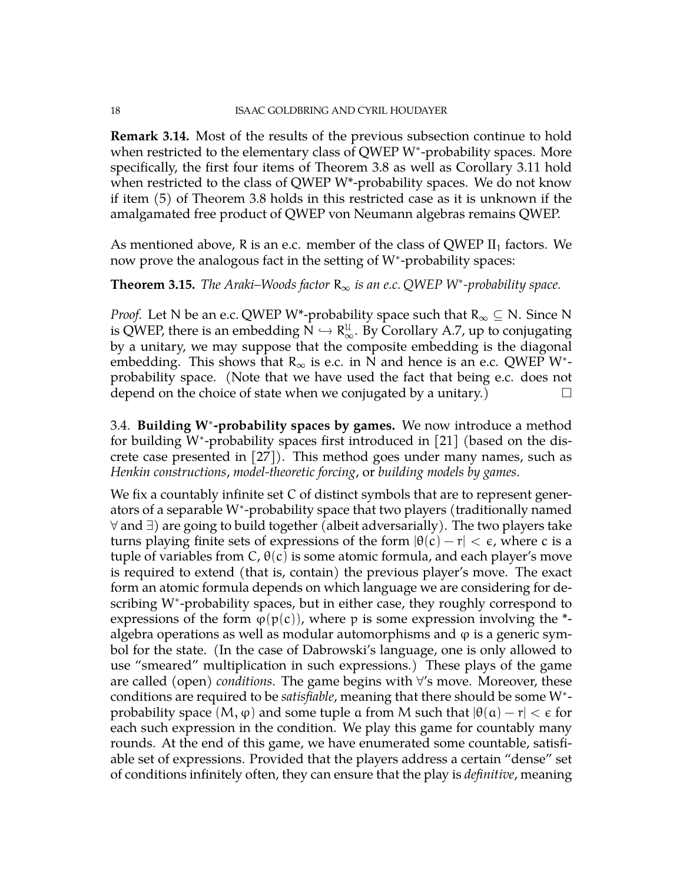**Remark 3.14.** Most of the results of the previous subsection continue to hold when restricted to the elementary class of QWEP W$^*$-probability spaces. More specifically, the first four items of Theorem 3.8 as well as Corollary 3.11 hold when restricted to the class of QWEP W*-probability spaces. We do not know if item (5) of Theorem 3.8 holds in this restricted case as it is unknown if the amalgamated free product of QWEP von Neumann algebras remains QWEP.

As mentioned above, $R$ is an e.c. member of the class of QWEP II$_1$ factors. We now prove the analogous fact in the setting of W$^*$-probability spaces:

**Theorem 3.15.** *The Araki–Woods factor $R_\infty$ is an e.c. QWEP W$^*$-probability space.*

*Proof.* Let $N$ be an e.c. QWEP W*-probability space such that $R_\infty \subseteq N$. Since $N$ is QWEP, there is an embedding $N \hookrightarrow R_\infty^{\mathcal{U}}$. By Corollary A.7, up to conjugating by a unitary, we may suppose that the composite embedding is the diagonal embedding. This shows that $R_\infty$ is e.c. in $N$ and hence is an e.c. QWEP W$^*$-probability space. (Note that we have used the fact that being e.c. does not depend on the choice of state when we conjugated by a unitary.) □

3.4. **Building W$^*$-probability spaces by games.** We now introduce a method for building W$^*$-probability spaces first introduced in [21] (based on the discrete case presented in [27]). This method goes under many names, such as *Henkin constructions*, *model-theoretic forcing*, or *building models by games*.

We fix a countably infinite set $C$ of distinct symbols that are to represent generators of a separable W$^*$-probability space that two players (traditionally named $\forall$ and $\exists$) are going to build together (albeit adversarially). The two players take turns playing finite sets of expressions of the form $|\theta(c) - r| < \epsilon$, where $c$ is a tuple of variables from $C$, $\theta(c)$ is some atomic formula, and each player's move is required to extend (that is, contain) the previous player's move. The exact form an atomic formula depends on which language we are considering for describing W$^*$-probability spaces, but in either case, they roughly correspond to expressions of the form $\varphi(p(c))$, where $p$ is some expression involving the *-algebra operations as well as modular automorphisms and $\varphi$ is a generic symbol for the state. (In the case of Dabrowski's language, one is only allowed to use "smeared" multiplication in such expressions.) These plays of the game are called (open) *conditions*. The game begins with $\forall$'s move. Moreover, these conditions are required to be *satisfiable*, meaning that there should be some W$^*$-probability space $(M, \varphi)$ and some tuple $a$ from $M$ such that $|\theta(a) - r| < \epsilon$ for each such expression in the condition. We play this game for countably many rounds. At the end of this game, we have enumerated some countable, satisfiable set of expressions. Provided that the players address a certain "dense" set of conditions infinitely often, they can ensure that the play is *definitive*, meaning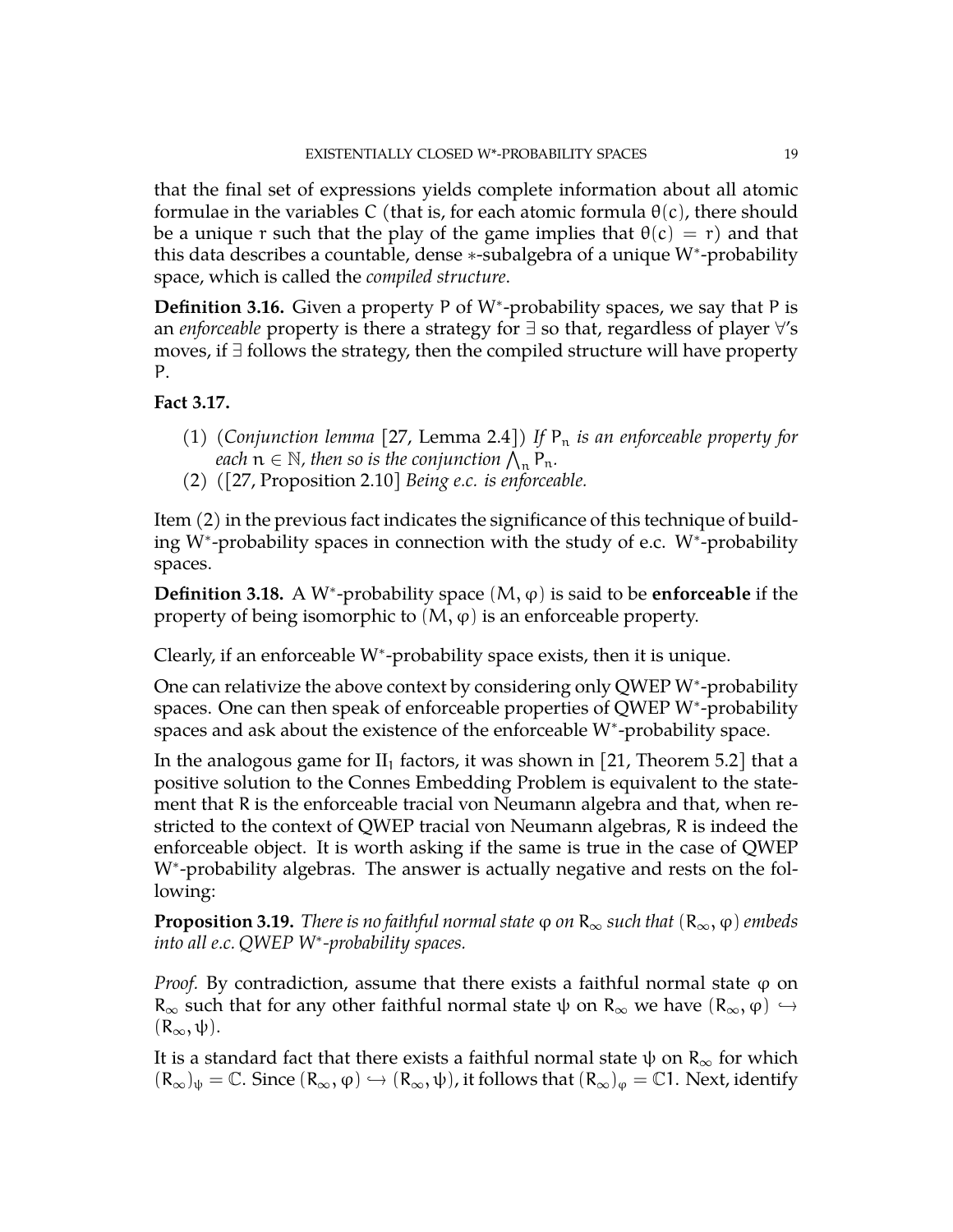that the final set of expressions yields complete information about all atomic formulae in the variables $C$ (that is, for each atomic formula $\theta(c)$, there should be a unique $r$ such that the play of the game implies that $\theta(c) = r$) and that this data describes a countable, dense $*$-subalgebra of a unique W$^*$-probability space, which is called the *compiled structure*.

**Definition 3.16.** Given a property $P$ of W$^*$-probability spaces, we say that $P$ is an *enforceable* property is there a strategy for $\exists$ so that, regardless of player $\forall$'s moves, if $\exists$ follows the strategy, then the compiled structure will have property $P$.

**Fact 3.17.**

(1) (*Conjunction lemma* [27, Lemma 2.4]) *If $P_n$ is an enforceable property for each $n \in \mathbb{N}$, then so is the conjunction $\bigwedge_n P_n$.*
(2) ([27, Proposition 2.10] *Being e.c. is enforceable.*

Item (2) in the previous fact indicates the significance of this technique of building W$^*$-probability spaces in connection with the study of e.c. W$^*$-probability spaces.

**Definition 3.18.** A W$^*$-probability space $(M, \varphi)$ is said to be **enforceable** if the property of being isomorphic to $(M, \varphi)$ is an enforceable property.

Clearly, if an enforceable W$^*$-probability space exists, then it is unique.

One can relativize the above context by considering only QWEP W$^*$-probability spaces. One can then speak of enforceable properties of QWEP W$^*$-probability spaces and ask about the existence of the enforceable W$^*$-probability space.

In the analogous game for $\mathrm{II}_1$ factors, it was shown in [21, Theorem 5.2] that a positive solution to the Connes Embedding Problem is equivalent to the statement that $R$ is the enforceable tracial von Neumann algebra and that, when restricted to the context of QWEP tracial von Neumann algebras, $R$ is indeed the enforceable object. It is worth asking if the same is true in the case of QWEP W$^*$-probability algebras. The answer is actually negative and rests on the following:

**Proposition 3.19.** *There is no faithful normal state $\varphi$ on $R_\infty$ such that $(R_\infty, \varphi)$ embeds into all e.c. QWEP W$^*$-probability spaces.*

*Proof.* By contradiction, assume that there exists a faithful normal state $\varphi$ on $R_\infty$ such that for any other faithful normal state $\psi$ on $R_\infty$ we have $(R_\infty, \varphi) \hookrightarrow (R_\infty, \psi)$.

It is a standard fact that there exists a faithful normal state $\psi$ on $R_\infty$ for which $(R_\infty)_\psi = \mathbb{C}$. Since $(R_\infty, \varphi) \hookrightarrow (R_\infty, \psi)$, it follows that $(R_\infty)_\varphi = \mathbb{C}1$. Next, identify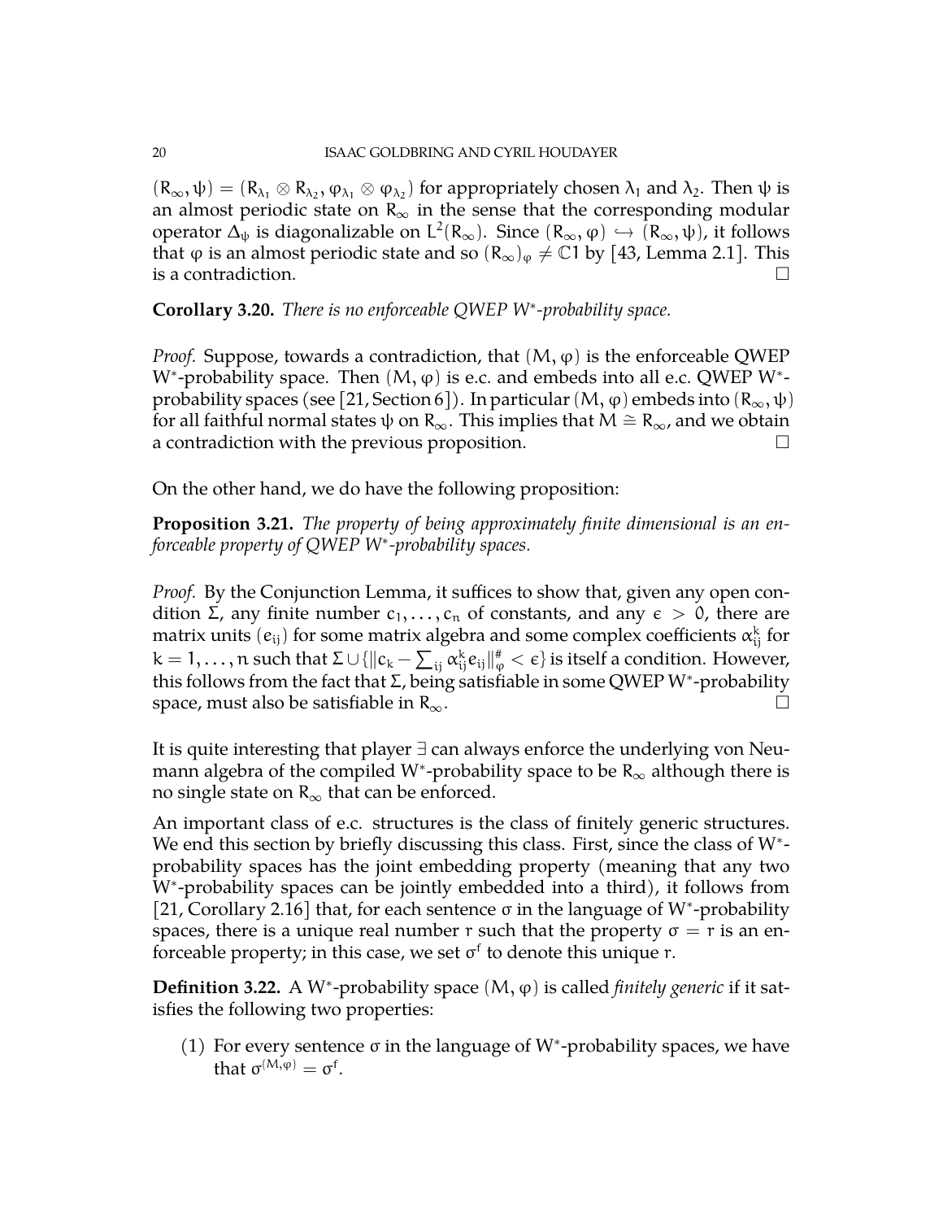$(R_\infty, \psi) = (R_{\lambda_1} \otimes R_{\lambda_2}, \varphi_{\lambda_1} \otimes \varphi_{\lambda_2})$ for appropriately chosen $\lambda_1$ and $\lambda_2$. Then $\psi$ is an almost periodic state on $R_\infty$ in the sense that the corresponding modular operator $\Delta_\psi$ is diagonalizable on $L^2(R_\infty)$. Since $(R_\infty, \varphi) \hookrightarrow (R_\infty, \psi)$, it follows that $\varphi$ is an almost periodic state and so $(R_\infty)_\varphi \neq \mathbb{C}1$ by [43, Lemma 2.1]. This is a contradiction. □

**Corollary 3.20.** *There is no enforceable QWEP W*-probability space.*

*Proof.* Suppose, towards a contradiction, that $(M, \varphi)$ is the enforceable QWEP W*-probability space. Then $(M, \varphi)$ is e.c. and embeds into all e.c. QWEP W*-probability spaces (see [21, Section 6]). In particular $(M, \varphi)$ embeds into $(R_\infty, \psi)$ for all faithful normal states $\psi$ on $R_\infty$. This implies that $M \cong R_\infty$, and we obtain a contradiction with the previous proposition. □

On the other hand, we do have the following proposition:

**Proposition 3.21.** *The property of being approximately finite dimensional is an enforceable property of QWEP W*-probability spaces.*

*Proof.* By the Conjunction Lemma, it suffices to show that, given any open condition $\Sigma$, any finite number $c_1, \ldots, c_n$ of constants, and any $\epsilon > 0$, there are matrix units $(e_{ij})$ for some matrix algebra and some complex coefficients $\alpha_{ij}^k$ for $k = 1, \ldots, n$ such that $\Sigma \cup \{\|c_k - \sum_{ij} \alpha_{ij}^k e_{ij}\|_\varphi^\# < \epsilon\}$ is itself a condition. However, this follows from the fact that $\Sigma$, being satisfiable in some QWEP W*-probability space, must also be satisfiable in $R_\infty$. □

It is quite interesting that player $\exists$ can always enforce the underlying von Neumann algebra of the compiled W*-probability space to be $R_\infty$ although there is no single state on $R_\infty$ that can be enforced.

An important class of e.c. structures is the class of finitely generic structures. We end this section by briefly discussing this class. First, since the class of W*-probability spaces has the joint embedding property (meaning that any two W*-probability spaces can be jointly embedded into a third), it follows from [21, Corollary 2.16] that, for each sentence $\sigma$ in the language of W*-probability spaces, there is a unique real number $r$ such that the property $\sigma = r$ is an enforceable property; in this case, we set $\sigma^f$ to denote this unique $r$.

**Definition 3.22.** A W*-probability space $(M, \varphi)$ is called *finitely generic* if it satisfies the following two properties:

(1) For every sentence $\sigma$ in the language of W*-probability spaces, we have that $\sigma^{(M,\varphi)} = \sigma^f$.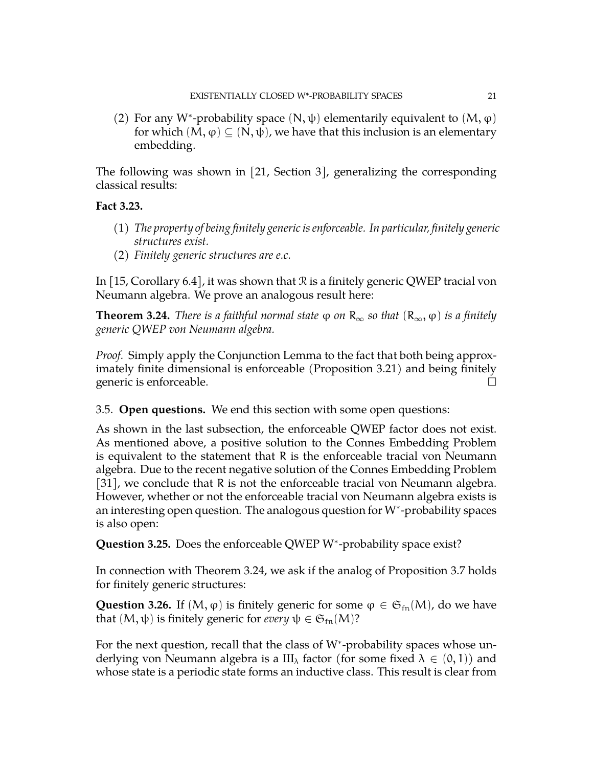(2) For any $W^*$-probability space $(N, \psi)$ elementarily equivalent to $(M, \varphi)$ for which $(M, \varphi) \subseteq (N, \psi)$, we have that this inclusion is an elementary embedding.

The following was shown in [21, Section 3], generalizing the corresponding classical results:

**Fact 3.23.**

(1) *The property of being finitely generic is enforceable. In particular, finitely generic structures exist.*
(2) *Finitely generic structures are e.c.*

In [15, Corollary 6.4], it was shown that $\mathcal{R}$ is a finitely generic QWEP tracial von Neumann algebra. We prove an analogous result here:

**Theorem 3.24.** *There is a faithful normal state $\varphi$ on $R_\infty$ so that $(R_\infty, \varphi)$ is a finitely generic QWEP von Neumann algebra.*

*Proof.* Simply apply the Conjunction Lemma to the fact that both being approximately finite dimensional is enforceable (Proposition 3.21) and being finitely generic is enforceable. □

3.5. **Open questions.** We end this section with some open questions:

As shown in the last subsection, the enforceable QWEP factor does not exist. As mentioned above, a positive solution to the Connes Embedding Problem is equivalent to the statement that $R$ is the enforceable tracial von Neumann algebra. Due to the recent negative solution of the Connes Embedding Problem [31], we conclude that $R$ is not the enforceable tracial von Neumann algebra. However, whether or not the enforceable tracial von Neumann algebra exists is an interesting open question. The analogous question for $W^*$-probability spaces is also open:

**Question 3.25.** Does the enforceable QWEP $W^*$-probability space exist?

In connection with Theorem 3.24, we ask if the analog of Proposition 3.7 holds for finitely generic structures:

**Question 3.26.** If $(M, \varphi)$ is finitely generic for some $\varphi \in \mathfrak{S}_{fn}(M)$, do we have that $(M, \psi)$ is finitely generic for *every* $\psi \in \mathfrak{S}_{fn}(M)$?

For the next question, recall that the class of $W^*$-probability spaces whose underlying von Neumann algebra is a $\mathrm{III}_\lambda$ factor (for some fixed $\lambda \in (0, 1)$) and whose state is a periodic state forms an inductive class. This result is clear from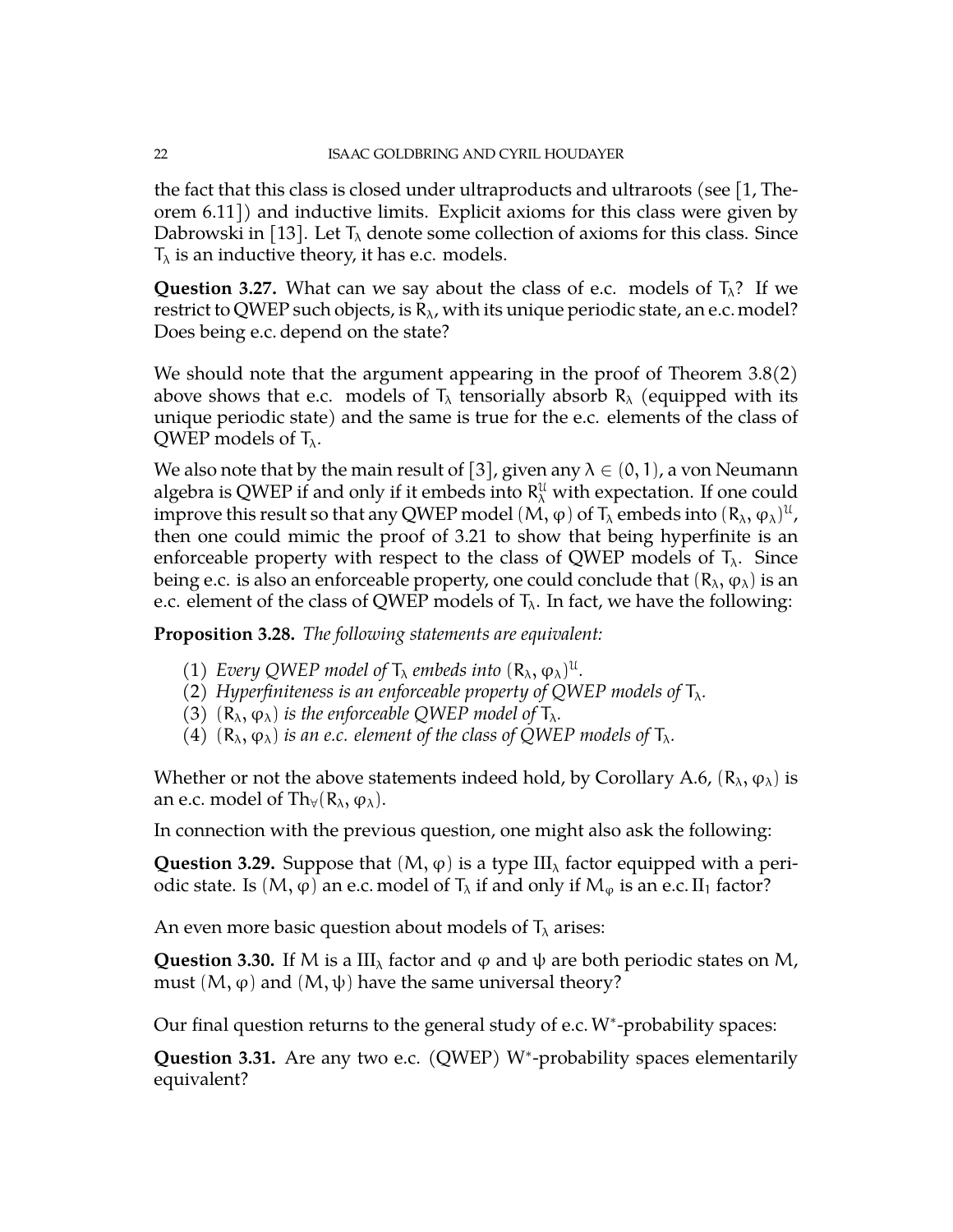the fact that this class is closed under ultraproducts and ultraroots (see [1, Theorem 6.11]) and inductive limits. Explicit axioms for this class were given by Dabrowski in [13]. Let $T_\lambda$ denote some collection of axioms for this class. Since $T_\lambda$ is an inductive theory, it has e.c. models.

**Question 3.27.** What can we say about the class of e.c. models of $T_\lambda$? If we restrict to QWEP such objects, is $R_\lambda$, with its unique periodic state, an e.c. model? Does being e.c. depend on the state?

We should note that the argument appearing in the proof of Theorem 3.8(2) above shows that e.c. models of $T_\lambda$ tensorially absorb $R_\lambda$ (equipped with its unique periodic state) and the same is true for the e.c. elements of the class of QWEP models of $T_\lambda$.

We also note that by the main result of [3], given any $\lambda \in (0, 1)$, a von Neumann algebra is QWEP if and only if it embeds into $R_\lambda^{\mathcal{U}}$ with expectation. If one could improve this result so that any QWEP model $(M, \varphi)$ of $T_\lambda$ embeds into $(R_\lambda, \varphi_\lambda)^{\mathcal{U}}$, then one could mimic the proof of 3.21 to show that being hyperfinite is an enforceable property with respect to the class of QWEP models of $T_\lambda$. Since being e.c. is also an enforceable property, one could conclude that $(R_\lambda, \varphi_\lambda)$ is an e.c. element of the class of QWEP models of $T_\lambda$. In fact, we have the following:

**Proposition 3.28.** *The following statements are equivalent:*

(1) *Every QWEP model of $T_\lambda$ embeds into $(R_\lambda, \varphi_\lambda)^{\mathcal{U}}$.*
(2) *Hyperfiniteness is an enforceable property of QWEP models of $T_\lambda$.*
(3) *$(R_\lambda, \varphi_\lambda)$ is the enforceable QWEP model of $T_\lambda$.*
(4) *$(R_\lambda, \varphi_\lambda)$ is an e.c. element of the class of QWEP models of $T_\lambda$.*

Whether or not the above statements indeed hold, by Corollary A.6, $(R_\lambda, \varphi_\lambda)$ is an e.c. model of $\mathrm{Th}_\forall(R_\lambda, \varphi_\lambda)$.

In connection with the previous question, one might also ask the following:

**Question 3.29.** Suppose that $(M, \varphi)$ is a type $\mathrm{III}_\lambda$ factor equipped with a periodic state. Is $(M, \varphi)$ an e.c. model of $T_\lambda$ if and only if $M_\varphi$ is an e.c. $\mathrm{II}_1$ factor?

An even more basic question about models of $T_\lambda$ arises:

**Question 3.30.** If $M$ is a $\mathrm{III}_\lambda$ factor and $\varphi$ and $\psi$ are both periodic states on $M$, must $(M, \varphi)$ and $(M, \psi)$ have the same universal theory?

Our final question returns to the general study of e.c. $\mathrm{W}^*$-probability spaces:

**Question 3.31.** Are any two e.c. (QWEP) $\mathrm{W}^*$-probability spaces elementarily equivalent?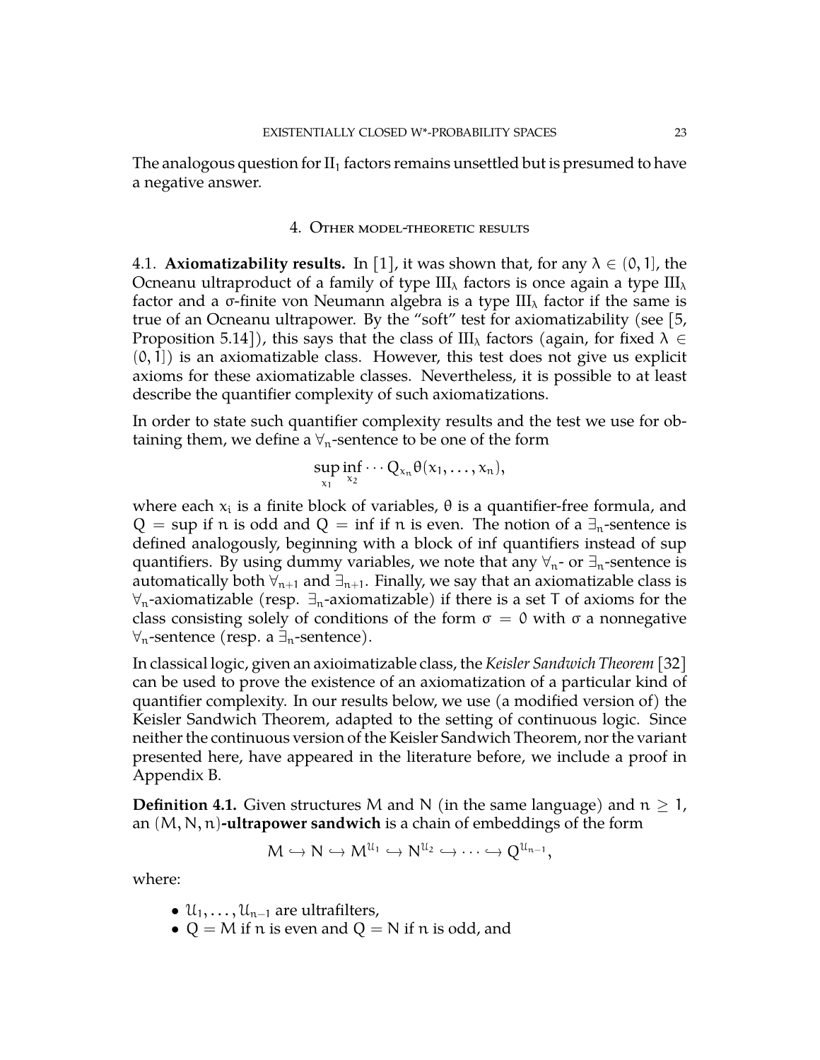The analogous question for $\mathrm{II}_1$ factors remains unsettled but is presumed to have a negative answer.

## 4. Other model-theoretic results

4.1. **Axiomatizability results.** In [1], it was shown that, for any $\lambda \in (0, 1]$, the Ocneanu ultraproduct of a family of type $\mathrm{III}_\lambda$ factors is once again a type $\mathrm{III}_\lambda$ factor and a σ-finite von Neumann algebra is a type $\mathrm{III}_\lambda$ factor if the same is true of an Ocneanu ultrapower. By the "soft" test for axiomatizability (see [5, Proposition 5.14]), this says that the class of $\mathrm{III}_\lambda$ factors (again, for fixed $\lambda \in (0, 1]$) is an axiomatizable class. However, this test does not give us explicit axioms for these axiomatizable classes. Nevertheless, it is possible to at least describe the quantifier complexity of such axiomatizations.

In order to state such quantifier complexity results and the test we use for obtaining them, we define a $\forall_n$-sentence to be one of the form

$$\sup_{x_1} \inf_{x_2} \cdots Q_{x_n} \theta(x_1, \ldots, x_n),$$

where each $x_i$ is a finite block of variables, $\theta$ is a quantifier-free formula, and $Q = \sup$ if $n$ is odd and $Q = \inf$ if $n$ is even. The notion of a $\exists_n$-sentence is defined analogously, beginning with a block of inf quantifiers instead of sup quantifiers. By using dummy variables, we note that any $\forall_n$- or $\exists_n$-sentence is automatically both $\forall_{n+1}$ and $\exists_{n+1}$. Finally, we say that an axiomatizable class is $\forall_n$-axiomatizable (resp. $\exists_n$-axiomatizable) if there is a set $T$ of axioms for the class consisting solely of conditions of the form $\sigma = 0$ with $\sigma$ a nonnegative $\forall_n$-sentence (resp. a $\exists_n$-sentence).

In classical logic, given an axioimatizable class, the *Keisler Sandwich Theorem* [32] can be used to prove the existence of an axiomatization of a particular kind of quantifier complexity. In our results below, we use (a modified version of) the Keisler Sandwich Theorem, adapted to the setting of continuous logic. Since neither the continuous version of the Keisler Sandwich Theorem, nor the variant presented here, have appeared in the literature before, we include a proof in Appendix B.

**Definition 4.1.** Given structures $M$ and $N$ (in the same language) and $n \geq 1$, an $(M, N, n)$**-ultrapower sandwich** is a chain of embeddings of the form

$$M \hookrightarrow N \hookrightarrow M^{\mathcal{U}_1} \hookrightarrow N^{\mathcal{U}_2} \hookrightarrow \cdots \hookrightarrow Q^{\mathcal{U}_{n-1}},$$

where:

- $\mathcal{U}_1, \ldots, \mathcal{U}_{n-1}$ are ultrafilters,
- $Q = M$ if $n$ is even and $Q = N$ if $n$ is odd, and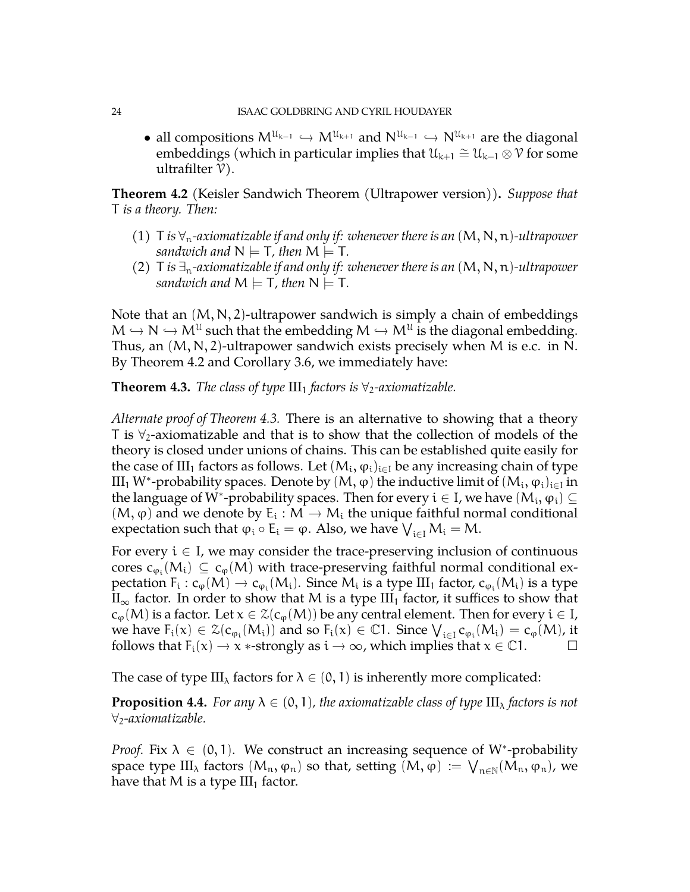- all compositions $M^{\mathcal{U}_{k-1}} \hookrightarrow M^{\mathcal{U}_{k+1}}$ and $N^{\mathcal{U}_{k-1}} \hookrightarrow N^{\mathcal{U}_{k+1}}$ are the diagonal embeddings (which in particular implies that $\mathcal{U}_{k+1} \cong \mathcal{U}_{k-1} \otimes \mathcal{V}$ for some ultrafilter $\mathcal{V}$).

**Theorem 4.2** (Keisler Sandwich Theorem (Ultrapower version))**.** *Suppose that* $T$ *is a theory. Then:*

1. $T$ *is* $\forall_n$*-axiomatizable if and only if: whenever there is an* $(M, N, n)$*-ultrapower sandwich and* $N \models T$*, then* $M \models T$*.*
2. $T$ *is* $\exists_n$*-axiomatizable if and only if: whenever there is an* $(M, N, n)$*-ultrapower sandwich and* $M \models T$*, then* $N \models T$*.*

Note that an $(M, N, 2)$-ultrapower sandwich is simply a chain of embeddings $M \hookrightarrow N \hookrightarrow M^{\mathcal{U}}$ such that the embedding $M \hookrightarrow M^{\mathcal{U}}$ is the diagonal embedding. Thus, an $(M, N, 2)$-ultrapower sandwich exists precisely when $M$ is e.c. in $N$. By Theorem 4.2 and Corollary 3.6, we immediately have:

**Theorem 4.3.** *The class of type* $\mathrm{III}_1$ *factors is* $\forall_2$*-axiomatizable.*

*Alternate proof of Theorem 4.3.* There is an alternative to showing that a theory $T$ is $\forall_2$-axiomatizable and that is to show that the collection of models of the theory is closed under unions of chains. This can be established quite easily for the case of $\mathrm{III}_1$ factors as follows. Let $(M_i, \varphi_i)_{i \in I}$ be any increasing chain of type $\mathrm{III}_1$ W$^*$-probability spaces. Denote by $(M, \varphi)$ the inductive limit of $(M_i, \varphi_i)_{i\in I}$ in the language of W$^*$-probability spaces. Then for every $i \in I$, we have $(M_i, \varphi_i) \subseteq (M, \varphi)$ and we denote by $E_i : M \to M_i$ the unique faithful normal conditional expectation such that $\varphi_i \circ E_i = \varphi$. Also, we have $\bigvee_{i\in I} M_i = M$.

For every $i \in I$, we may consider the trace-preserving inclusion of continuous cores $c_{\varphi_i}(M_i) \subseteq c_\varphi(M)$ with trace-preserving faithful normal conditional expectation $F_i : c_\varphi(M) \to c_{\varphi_i}(M_i)$. Since $M_i$ is a type $\mathrm{III}_1$ factor, $c_{\varphi_i}(M_i)$ is a type $\mathrm{II}_\infty$ factor. In order to show that $M$ is a type $\mathrm{III}_1$ factor, it suffices to show that $c_\varphi(M)$ is a factor. Let $x \in \mathcal{Z}(c_\varphi(M))$ be any central element. Then for every $i \in I$, we have $F_i(x) \in \mathcal{Z}(c_{\varphi_i}(M_i))$ and so $F_i(x) \in \mathbb{C}1$. Since $\bigvee_{i\in I} c_{\varphi_i}(M_i) = c_\varphi(M)$, it follows that $F_i(x) \to x$ $*$-strongly as $i \to \infty$, which implies that $x \in \mathbb{C}1$. $\square$

The case of type $\mathrm{III}_\lambda$ factors for $\lambda \in (0, 1)$ is inherently more complicated:

**Proposition 4.4.** *For any* $\lambda \in (0, 1)$*, the axiomatizable class of type* $\mathrm{III}_\lambda$ *factors is not* $\forall_2$*-axiomatizable.*

*Proof.* Fix $\lambda \in (0, 1)$. We construct an increasing sequence of W$^*$-probability space type $\mathrm{III}_\lambda$ factors $(M_n, \varphi_n)$ so that, setting $(M, \varphi) := \bigvee_{n\in\mathbb{N}}(M_n, \varphi_n)$, we have that $M$ is a type $\mathrm{III}_1$ factor.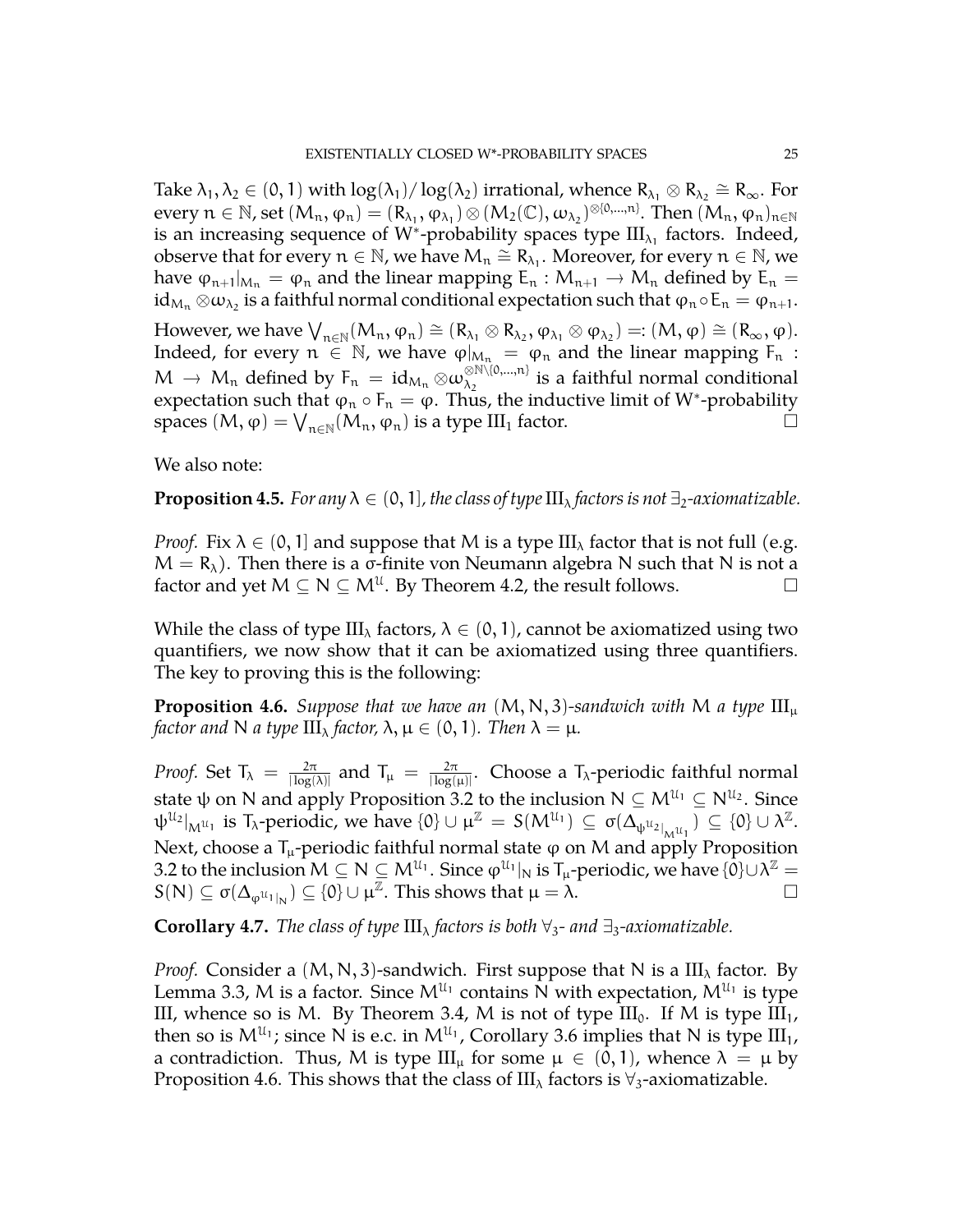Take $\lambda_1, \lambda_2 \in (0,1)$ with $\log(\lambda_1)/\log(\lambda_2)$ irrational, whence $R_{\lambda_1} \otimes R_{\lambda_2} \cong R_\infty$. For every $n \in \mathbb{N}$, set $(M_n, \varphi_n) = (R_{\lambda_1}, \varphi_{\lambda_1}) \otimes (M_2(\mathbb{C}), \omega_{\lambda_2})^{\otimes\{0,\ldots,n\}}$. Then $(M_n, \varphi_n)_{n\in\mathbb{N}}$ is an increasing sequence of W*-probability spaces type $\mathrm{III}_{\lambda_1}$ factors. Indeed, observe that for every $n \in \mathbb{N}$, we have $M_n \cong R_{\lambda_1}$. Moreover, for every $n \in \mathbb{N}$, we have $\varphi_{n+1}|_{M_n} = \varphi_n$ and the linear mapping $E_n : M_{n+1} \to M_n$ defined by $E_n = \mathrm{id}_{M_n} \otimes \omega_{\lambda_2}$ is a faithful normal conditional expectation such that $\varphi_n \circ E_n = \varphi_{n+1}$. However, we have $\bigvee_{n\in\mathbb{N}}(M_n, \varphi_n) \cong (R_{\lambda_1} \otimes R_{\lambda_2}, \varphi_{\lambda_1} \otimes \varphi_{\lambda_2}) =: (M, \varphi) \cong (R_\infty, \varphi)$. Indeed, for every $n \in \mathbb{N}$, we have $\varphi|_{M_n} = \varphi_n$ and the linear mapping $F_n : M \to M_n$ defined by $F_n = \mathrm{id}_{M_n} \otimes \omega_{\lambda_2}^{\otimes \mathbb{N}\setminus\{0,\ldots,n\}}$ is a faithful normal conditional expectation such that $\varphi_n \circ F_n = \varphi$. Thus, the inductive limit of W*-probability spaces $(M, \varphi) = \bigvee_{n\in\mathbb{N}}(M_n, \varphi_n)$ is a type $\mathrm{III}_1$ factor. □

We also note:

**Proposition 4.5.** *For any $\lambda \in (0,1]$, the class of type $\mathrm{III}_\lambda$ factors is not $\exists_2$-axiomatizable.*

*Proof.* Fix $\lambda \in (0,1]$ and suppose that $M$ is a type $\mathrm{III}_\lambda$ factor that is not full (e.g. $M = R_\lambda$). Then there is a σ-finite von Neumann algebra $N$ such that $N$ is not a factor and yet $M \subseteq N \subseteq M^{\mathcal{U}}$. By Theorem 4.2, the result follows. □

While the class of type $\mathrm{III}_\lambda$ factors, $\lambda \in (0,1)$, cannot be axiomatized using two quantifiers, we now show that it can be axiomatized using three quantifiers. The key to proving this is the following:

**Proposition 4.6.** *Suppose that we have an $(M, N, 3)$-sandwich with $M$ a type $\mathrm{III}_\mu$ factor and $N$ a type $\mathrm{III}_\lambda$ factor, $\lambda, \mu \in (0,1)$. Then $\lambda = \mu$.*

*Proof.* Set $T_\lambda = \frac{2\pi}{|\log(\lambda)|}$ and $T_\mu = \frac{2\pi}{|\log(\mu)|}$. Choose a $T_\lambda$-periodic faithful normal state $\psi$ on $N$ and apply Proposition 3.2 to the inclusion $N \subseteq M^{\mathcal{U}_1} \subseteq N^{\mathcal{U}_2}$. Since $\psi^{\mathcal{U}_2}|_{M^{\mathcal{U}_1}}$ is $T_\lambda$-periodic, we have $\{0\} \cup \mu^{\mathbb{Z}} = S(M^{\mathcal{U}_1}) \subseteq \sigma(\Delta_{\psi^{\mathcal{U}_2}|_{M^{\mathcal{U}_1}}}) \subseteq \{0\} \cup \lambda^{\mathbb{Z}}$. Next, choose a $T_\mu$-periodic faithful normal state $\varphi$ on $M$ and apply Proposition 3.2 to the inclusion $M \subseteq N \subseteq M^{\mathcal{U}_1}$. Since $\varphi^{\mathcal{U}_1}|_N$ is $T_\mu$-periodic, we have $\{0\} \cup \lambda^{\mathbb{Z}} = S(N) \subseteq \sigma(\Delta_{\varphi^{\mathcal{U}_1}|_N}) \subseteq \{0\} \cup \mu^{\mathbb{Z}}$. This shows that $\mu = \lambda$. □

**Corollary 4.7.** *The class of type $\mathrm{III}_\lambda$ factors is both $\forall_3$- and $\exists_3$-axiomatizable.*

*Proof.* Consider a $(M, N, 3)$-sandwich. First suppose that $N$ is a $\mathrm{III}_\lambda$ factor. By Lemma 3.3, $M$ is a factor. Since $M^{\mathcal{U}_1}$ contains $N$ with expectation, $M^{\mathcal{U}_1}$ is type III, whence so is $M$. By Theorem 3.4, $M$ is not of type $\mathrm{III}_0$. If $M$ is type $\mathrm{III}_1$, then so is $M^{\mathcal{U}_1}$; since $N$ is e.c. in $M^{\mathcal{U}_1}$, Corollary 3.6 implies that $N$ is type $\mathrm{III}_1$, a contradiction. Thus, $M$ is type $\mathrm{III}_\mu$ for some $\mu \in (0,1)$, whence $\lambda = \mu$ by Proposition 4.6. This shows that the class of $\mathrm{III}_\lambda$ factors is $\forall_3$-axiomatizable.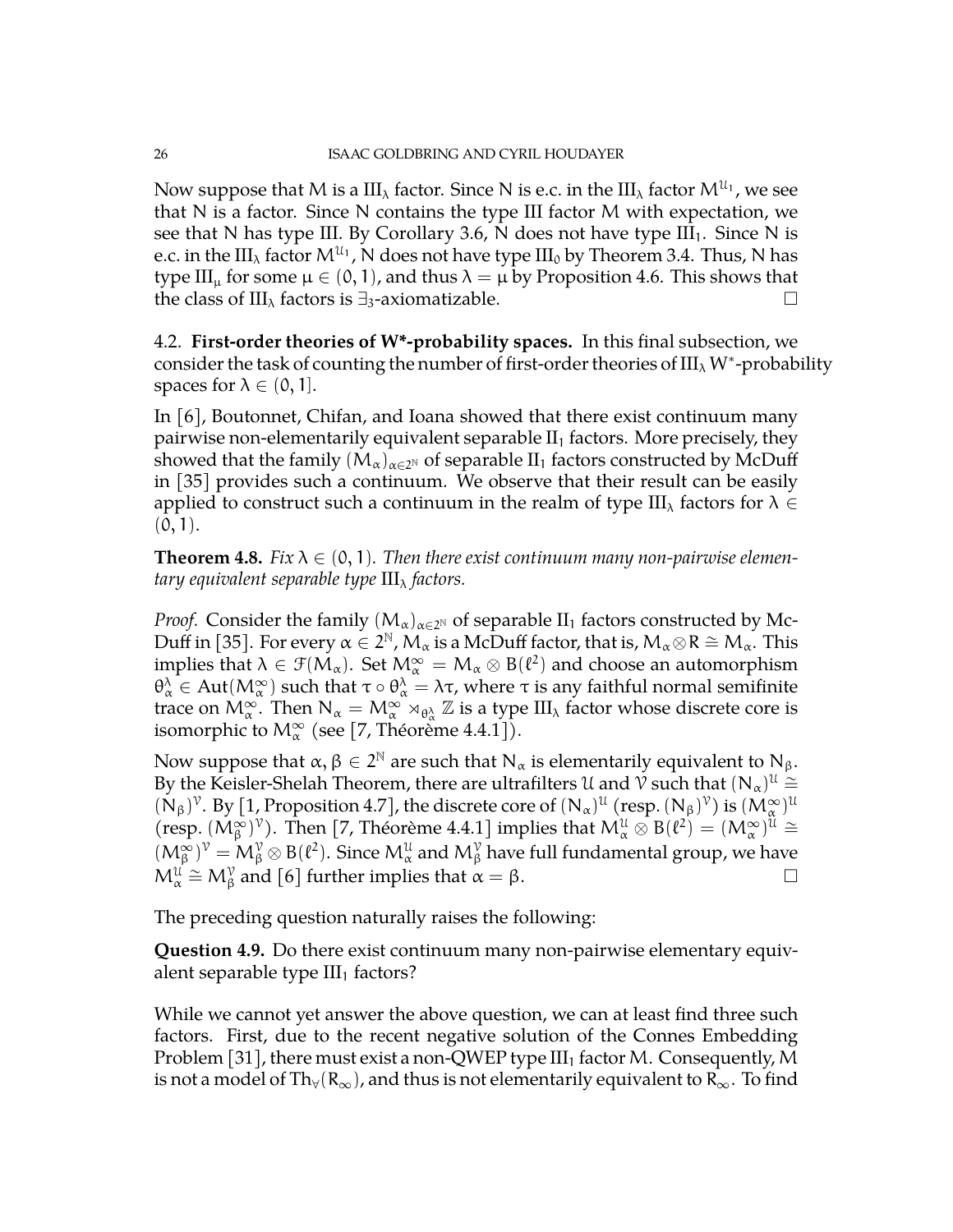Now suppose that $M$ is a $\mathrm{III}_\lambda$ factor. Since $N$ is e.c. in the $\mathrm{III}_\lambda$ factor $M^{\mathcal{U}_1}$, we see that $N$ is a factor. Since $N$ contains the type III factor $M$ with expectation, we see that $N$ has type III. By Corollary 3.6, $N$ does not have type $\mathrm{III}_1$. Since $N$ is e.c. in the $\mathrm{III}_\lambda$ factor $M^{\mathcal{U}_1}$, $N$ does not have type $\mathrm{III}_0$ by Theorem 3.4. Thus, $N$ has type $\mathrm{III}_\mu$ for some $\mu \in (0,1)$, and thus $\lambda = \mu$ by Proposition 4.6. This shows that the class of $\mathrm{III}_\lambda$ factors is $\exists_3$-axiomatizable. □

## 4.2. First-order theories of W*-probability spaces.

In this final subsection, we consider the task of counting the number of first-order theories of $\mathrm{III}_\lambda$ W*-probability spaces for $\lambda \in (0,1]$.

In [6], Boutonnet, Chifan, and Ioana showed that there exist continuum many pairwise non-elementarily equivalent separable $\mathrm{II}_1$ factors. More precisely, they showed that the family $(M_\alpha)_{\alpha \in 2^{\mathbb{N}}}$ of separable $\mathrm{II}_1$ factors constructed by McDuff in [35] provides such a continuum. We observe that their result can be easily applied to construct such a continuum in the realm of type $\mathrm{III}_\lambda$ factors for $\lambda \in (0,1)$.

**Theorem 4.8.** *Fix $\lambda \in (0,1)$. Then there exist continuum many non-pairwise elementary equivalent separable type $\mathrm{III}_\lambda$ factors.*

*Proof.* Consider the family $(M_\alpha)_{\alpha \in 2^{\mathbb{N}}}$ of separable $\mathrm{II}_1$ factors constructed by McDuff in [35]. For every $\alpha \in 2^{\mathbb{N}}$, $M_\alpha$ is a McDuff factor, that is, $M_\alpha \bar{\otimes} R \cong M_\alpha$. This implies that $\lambda \in \mathcal{F}(M_\alpha)$. Set $M_\alpha^\infty = M_\alpha \otimes B(\ell^2)$ and choose an automorphism $\theta_\alpha^\lambda \in \mathrm{Aut}(M_\alpha^\infty)$ such that $\tau \circ \theta_\alpha^\lambda = \lambda \tau$, where $\tau$ is any faithful normal semifinite trace on $M_\alpha^\infty$. Then $N_\alpha = M_\alpha^\infty \rtimes_{\theta_\alpha^\lambda} \mathbb{Z}$ is a type $\mathrm{III}_\lambda$ factor whose discrete core is isomorphic to $M_\alpha^\infty$ (see [7, Théorème 4.4.1]).

Now suppose that $\alpha, \beta \in 2^{\mathbb{N}}$ are such that $N_\alpha$ is elementarily equivalent to $N_\beta$. By the Keisler-Shelah Theorem, there are ultrafilters $\mathcal{U}$ and $\mathcal{V}$ such that $(N_\alpha)^{\mathcal{U}} \cong (N_\beta)^{\mathcal{V}}$. By [1, Proposition 4.7], the discrete core of $(N_\alpha)^{\mathcal{U}}$ (resp. $(N_\beta)^{\mathcal{V}}$) is $(M_\alpha^\infty)^{\mathcal{U}}$ (resp. $(M_\beta^\infty)^{\mathcal{V}}$). Then [7, Théorème 4.4.1] implies that $M_\alpha^{\mathcal{U}} \otimes B(\ell^2) = (M_\alpha^\infty)^{\mathcal{U}} \cong (M_\beta^\infty)^{\mathcal{V}} = M_\beta^{\mathcal{V}} \otimes B(\ell^2)$. Since $M_\alpha^{\mathcal{U}}$ and $M_\beta^{\mathcal{V}}$ have full fundamental group, we have $M_\alpha^{\mathcal{U}} \cong M_\beta^{\mathcal{V}}$ and [6] further implies that $\alpha = \beta$. □

The preceding question naturally raises the following:

**Question 4.9.** Do there exist continuum many non-pairwise elementary equivalent separable type $\mathrm{III}_1$ factors?

While we cannot yet answer the above question, we can at least find three such factors. First, due to the recent negative solution of the Connes Embedding Problem [31], there must exist a non-QWEP type $\mathrm{III}_1$ factor $M$. Consequently, $M$ is not a model of $\mathrm{Th}_\forall(R_\infty)$, and thus is not elementarily equivalent to $R_\infty$. To find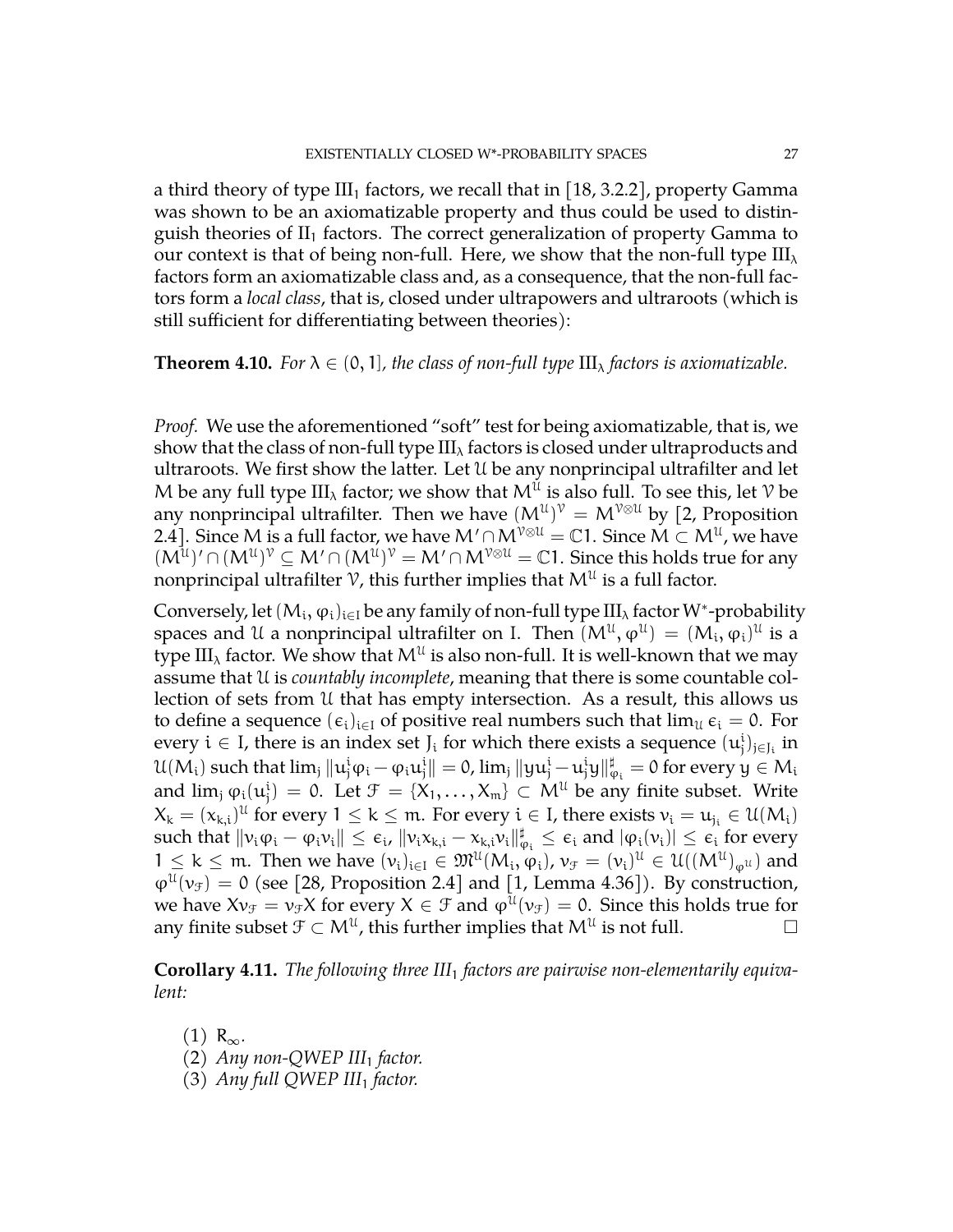a third theory of type $\mathrm{III}_1$ factors, we recall that in [18, 3.2.2], property Gamma was shown to be an axiomatizable property and thus could be used to distinguish theories of $\mathrm{II}_1$ factors. The correct generalization of property Gamma to our context is that of being non-full. Here, we show that the non-full type $\mathrm{III}_\lambda$ factors form an axiomatizable class and, as a consequence, that the non-full factors form a *local class*, that is, closed under ultrapowers and ultraroots (which is still sufficient for differentiating between theories):

**Theorem 4.10.** *For $\lambda \in (0, 1]$, the class of non-full type $\mathrm{III}_\lambda$ factors is axiomatizable.*

*Proof.* We use the aforementioned "soft" test for being axiomatizable, that is, we show that the class of non-full type $\mathrm{III}_\lambda$ factors is closed under ultraproducts and ultraroots. We first show the latter. Let $\mathcal{U}$ be any nonprincipal ultrafilter and let $M$ be any full type $\mathrm{III}_\lambda$ factor; we show that $M^{\mathcal{U}}$ is also full. To see this, let $\mathcal{V}$ be any nonprincipal ultrafilter. Then we have $(M^{\mathcal{U}})^{\mathcal{V}} = M^{\mathcal{V}\otimes\mathcal{U}}$ by [2, Proposition 2.4]. Since $M$ is a full factor, we have $M' \cap M^{\mathcal{V}\otimes\mathcal{U}} = \mathbb{C}1$. Since $M \subset M^{\mathcal{U}}$, we have $(M^{\mathcal{U}})' \cap (M^{\mathcal{U}})^{\mathcal{V}} \subseteq M' \cap (M^{\mathcal{U}})^{\mathcal{V}} = M' \cap M^{\mathcal{V}\otimes\mathcal{U}} = \mathbb{C}1$. Since this holds true for any nonprincipal ultrafilter $\mathcal{V}$, this further implies that $M^{\mathcal{U}}$ is a full factor.

Conversely, let $(M_i, \varphi_i)_{i\in I}$ be any family of non-full type $\mathrm{III}_\lambda$ factor W*-probability spaces and $\mathcal{U}$ a nonprincipal ultrafilter on $I$. Then $(M^{\mathcal{U}}, \varphi^{\mathcal{U}}) = (M_i, \varphi_i)^{\mathcal{U}}$ is a type $\mathrm{III}_\lambda$ factor. We show that $M^{\mathcal{U}}$ is also non-full. It is well-known that we may assume that $\mathcal{U}$ is *countably incomplete*, meaning that there is some countable collection of sets from $\mathcal{U}$ that has empty intersection. As a result, this allows us to define a sequence $(\epsilon_i)_{i\in I}$ of positive real numbers such that $\lim_{\mathcal{U}} \epsilon_i = 0$. For every $i \in I$, there is an index set $J_i$ for which there exists a sequence $(u^i_j)_{j\in J_i}$ in $\mathcal{U}(M_i)$ such that $\lim_j \|u^i_j\varphi_i - \varphi_i u^i_j\| = 0$, $\lim_j \|yu^i_j - u^i_j y\|^\sharp_{\varphi_i} = 0$ for every $y \in M_i$ and $\lim_j \varphi_i(u^i_j) = 0$. Let $\mathcal{F} = \{X_1, \ldots, X_m\} \subset M^{\mathcal{U}}$ be any finite subset. Write $X_k = (x_{k,i})^{\mathcal{U}}$ for every $1 \leq k \leq m$. For every $i \in I$, there exists $v_i = u_{j_i} \in \mathcal{U}(M_i)$ such that $\|v_i\varphi_i - \varphi_i v_i\| \leq \epsilon_i$, $\|v_i x_{k,i} - x_{k,i} v_i\|^\sharp_{\varphi_i} \leq \epsilon_i$ and $|\varphi_i(v_i)| \leq \epsilon_i$ for every $1 \leq k \leq m$. Then we have $(v_i)_{i\in I} \in \mathfrak{M}^{\mathcal{U}}(M_i, \varphi_i)$, $v_{\mathcal{F}} = (v_i)^{\mathcal{U}} \in \mathcal{U}((M^{\mathcal{U}})_{\varphi^{\mathcal{U}}})$ and $\varphi^{\mathcal{U}}(v_{\mathcal{F}}) = 0$ (see [28, Proposition 2.4] and [1, Lemma 4.36]). By construction, we have $Xv_{\mathcal{F}} = v_{\mathcal{F}}X$ for every $X \in \mathcal{F}$ and $\varphi^{\mathcal{U}}(v_{\mathcal{F}}) = 0$. Since this holds true for any finite subset $\mathcal{F} \subset M^{\mathcal{U}}$, this further implies that $M^{\mathcal{U}}$ is not full. $\square$

**Corollary 4.11.** *The following three $\mathrm{III}_1$ factors are pairwise non-elementarily equivalent:*

1. $R_\infty$.
2. *Any non-QWEP $\mathrm{III}_1$ factor.*
3. *Any full QWEP $\mathrm{III}_1$ factor.*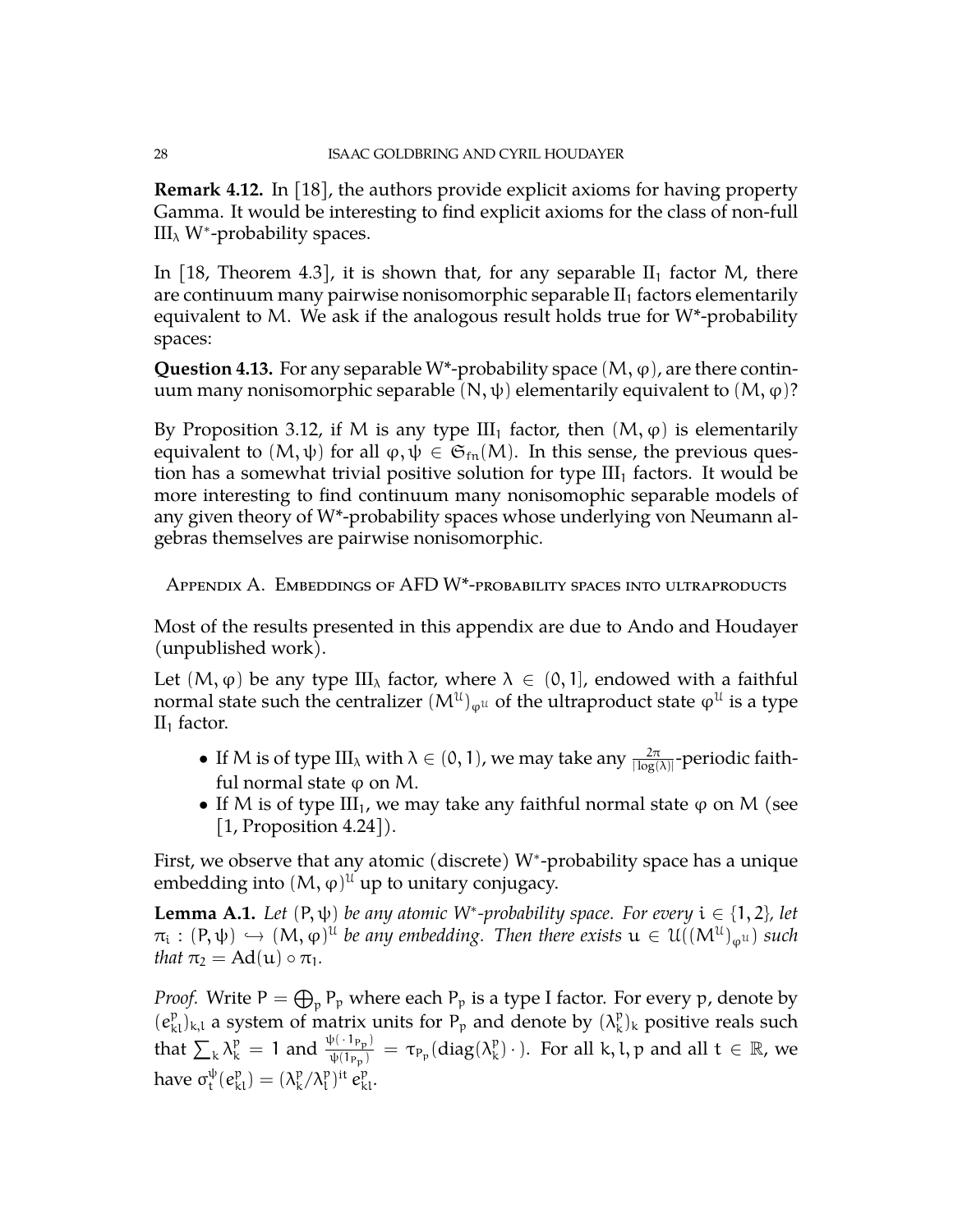**Remark 4.12.** In [18], the authors provide explicit axioms for having property Gamma. It would be interesting to find explicit axioms for the class of non-full $\mathrm{III}_\lambda$ W*-probability spaces.

In [18, Theorem 4.3], it is shown that, for any separable $\mathrm{II}_1$ factor $M$, there are continuum many pairwise nonisomorphic separable $\mathrm{II}_1$ factors elementarily equivalent to $M$. We ask if the analogous result holds true for W*-probability spaces:

**Question 4.13.** For any separable W*-probability space $(M, \varphi)$, are there continuum many nonisomorphic separable $(N, \psi)$ elementarily equivalent to $(M, \varphi)$?

By Proposition 3.12, if $M$ is any type $\mathrm{III}_1$ factor, then $(M, \varphi)$ is elementarily equivalent to $(M, \psi)$ for all $\varphi, \psi \in \mathfrak{S}_{\mathrm{fn}}(M)$. In this sense, the previous question has a somewhat trivial positive solution for type $\mathrm{III}_1$ factors. It would be more interesting to find continuum many nonisomophic separable models of any given theory of W*-probability spaces whose underlying von Neumann algebras themselves are pairwise nonisomorphic.

## Appendix A. Embeddings of AFD W*-probability spaces into ultraproducts

Most of the results presented in this appendix are due to Ando and Houdayer (unpublished work).

Let $(M, \varphi)$ be any type $\mathrm{III}_\lambda$ factor, where $\lambda \in (0, 1]$, endowed with a faithful normal state such the centralizer $(M^{\mathcal{U}})_{\varphi^{\mathcal{U}}}$ of the ultraproduct state $\varphi^{\mathcal{U}}$ is a type $\mathrm{II}_1$ factor.

- If $M$ is of type $\mathrm{III}_\lambda$ with $\lambda \in (0, 1)$, we may take any $\frac{2\pi}{|\log(\lambda)|}$-periodic faithful normal state $\varphi$ on $M$.
- If $M$ is of type $\mathrm{III}_1$, we may take any faithful normal state $\varphi$ on $M$ (see [1, Proposition 4.24]).

First, we observe that any atomic (discrete) W*-probability space has a unique embedding into $(M, \varphi)^{\mathcal{U}}$ up to unitary conjugacy.

**Lemma A.1.** *Let $(P, \psi)$ be any atomic W*-probability space. For every $i \in \{1, 2\}$, let $\pi_i : (P, \psi) \hookrightarrow (M, \varphi)^{\mathcal{U}}$ be any embedding. Then there exists $u \in \mathcal{U}((M^{\mathcal{U}})_{\varphi^{\mathcal{U}}})$ such that $\pi_2 = \mathrm{Ad}(u) \circ \pi_1$.*

*Proof.* Write $P = \bigoplus_p P_p$ where each $P_p$ is a type I factor. For every $p$, denote by $(e^p_{kl})_{k,l}$ a system of matrix units for $P_p$ and denote by $(\lambda^p_k)_k$ positive reals such that $\sum_k \lambda^p_k = 1$ and $\frac{\psi(\,\cdot\,1_{P_p})}{\psi(1_{P_p})} = \tau_{P_p}(\mathrm{diag}(\lambda^p_k)\,\cdot\,)$. For all $k, l, p$ and all $t \in \mathbb{R}$, we have $\sigma^\psi_t(e^p_{kl}) = (\lambda^p_k/\lambda^p_l)^{it}\, e^p_{kl}$.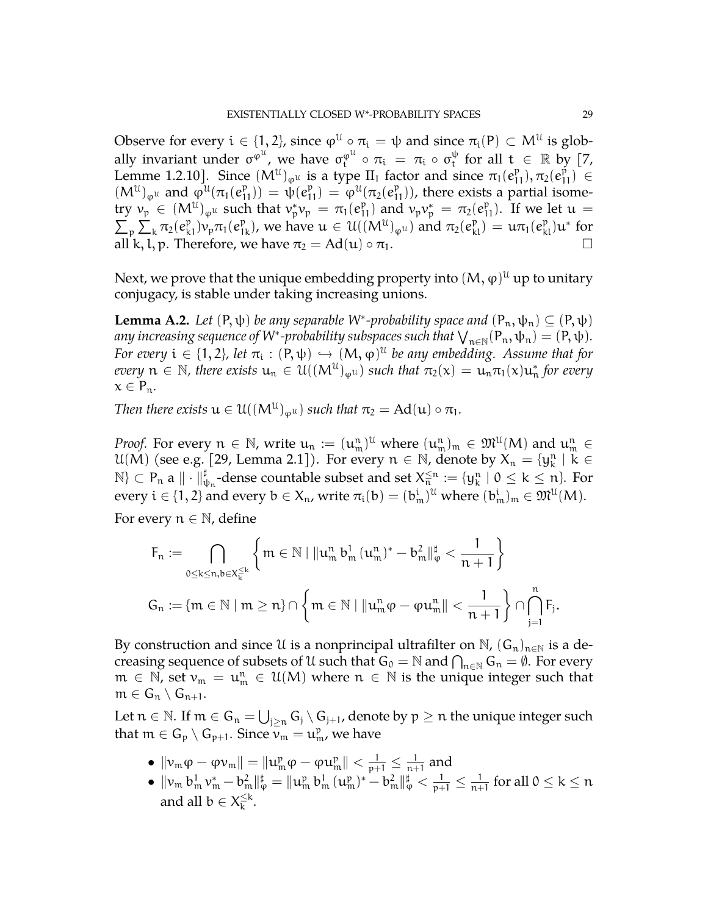Observe for every $i \in \{1, 2\}$, since $\varphi^{\mathcal{U}} \circ \pi_i = \psi$ and since $\pi_i(P) \subset M^{\mathcal{U}}$ is globally invariant under $\sigma^{\varphi^{\mathcal{U}}}$, we have $\sigma_t^{\varphi^{\mathcal{U}}} \circ \pi_i = \pi_i \circ \sigma_t^{\psi}$ for all $t \in \mathbb{R}$ by [7, Lemme 1.2.10]. Since $(M^{\mathcal{U}})_{\varphi^{\mathcal{U}}}$ is a type $\mathrm{II}_1$ factor and since $\pi_1(e_{11}^p), \pi_2(e_{11}^p) \in (M^{\mathcal{U}})_{\varphi^{\mathcal{U}}}$ and $\varphi^{\mathcal{U}}(\pi_1(e_{11}^p)) = \psi(e_{11}^p) = \varphi^{\mathcal{U}}(\pi_2(e_{11}^p))$, there exists a partial isometry $v_p \in (M^{\mathcal{U}})_{\varphi^{\mathcal{U}}}$ such that $v_p^* v_p = \pi_1(e_{11}^p)$ and $v_p v_p^* = \pi_2(e_{11}^p)$. If we let $u = \sum_p \sum_k \pi_2(e_{k1}^p) v_p \pi_1(e_{1k}^p)$, we have $u \in \mathcal{U}((M^{\mathcal{U}})_{\varphi^{\mathcal{U}}})$ and $\pi_2(e_{kl}^p) = u \pi_1(e_{kl}^p) u^*$ for all $k, l, p$. Therefore, we have $\pi_2 = \mathrm{Ad}(u) \circ \pi_1$. $\square$

Next, we prove that the unique embedding property into $(M, \varphi)^{\mathcal{U}}$ up to unitary conjugacy, is stable under taking increasing unions.

**Lemma A.2.** *Let $(P, \psi)$ be any separable W\*-probability space and $(P_n, \psi_n) \subseteq (P, \psi)$ any increasing sequence of W\*-probability subspaces such that $\bigvee_{n \in \mathbb{N}} (P_n, \psi_n) = (P, \psi)$. For every $i \in \{1, 2\}$, let $\pi_i : (P, \psi) \hookrightarrow (M, \varphi)^{\mathcal{U}}$ be any embedding. Assume that for every $n \in \mathbb{N}$, there exists $u_n \in \mathcal{U}((M^{\mathcal{U}})_{\varphi^{\mathcal{U}}})$ such that $\pi_2(x) = u_n \pi_1(x) u_n^*$ for every $x \in P_n$.*

*Then there exists $u \in \mathcal{U}((M^{\mathcal{U}})_{\varphi^{\mathcal{U}}})$ such that $\pi_2 = \mathrm{Ad}(u) \circ \pi_1$.*

*Proof.* For every $n \in \mathbb{N}$, write $u_n := (u_m^n)^{\mathcal{U}}$ where $(u_m^n)_m \in \mathfrak{M}^{\mathcal{U}}(M)$ and $u_m^n \in \mathcal{U}(M)$ (see e.g. [29, Lemma 2.1]). For every $n \in \mathbb{N}$, denote by $X_n = \{y_k^n \mid k \in \mathbb{N}\} \subset P_n$ a $\|\cdot\|_{\psi_n}^\sharp$-dense countable subset and set $X_n^{\leq n} := \{y_k^n \mid 0 \leq k \leq n\}$. For every $i \in \{1, 2\}$ and every $b \in X_n$, write $\pi_i(b) = (b_m^i)^{\mathcal{U}}$ where $(b_m^i)_m \in \mathfrak{M}^{\mathcal{U}}(M)$.

For every $n \in \mathbb{N}$, define

$$F_n := \bigcap_{0 \leq k \leq n, b \in X_k^{\leq k}} \left\{ m \in \mathbb{N} \mid \|u_m^n \, b_m^1 \, (u_m^n)^* - b_m^2\|_\varphi^\sharp < \frac{1}{n+1} \right\}$$

$$G_n := \{m \in \mathbb{N} \mid m \geq n\} \cap \left\{ m \in \mathbb{N} \mid \|u_m^n \varphi - \varphi u_m^n\| < \frac{1}{n+1} \right\} \cap \bigcap_{j=1}^{n} F_j.$$

By construction and since $\mathcal{U}$ is a nonprincipal ultrafilter on $\mathbb{N}$, $(G_n)_{n \in \mathbb{N}}$ is a decreasing sequence of subsets of $\mathcal{U}$ such that $G_0 = \mathbb{N}$ and $\bigcap_{n \in \mathbb{N}} G_n = \emptyset$. For every $m \in \mathbb{N}$, set $v_m = u_m^n \in \mathcal{U}(M)$ where $n \in \mathbb{N}$ is the unique integer such that $m \in G_n \setminus G_{n+1}$.

Let $n \in \mathbb{N}$. If $m \in G_n = \bigcup_{j \geq n} G_j \setminus G_{j+1}$, denote by $p \geq n$ the unique integer such that $m \in G_p \setminus G_{p+1}$. Since $v_m = u_m^p$, we have

- $\|v_m \varphi - \varphi v_m\| = \|u_m^p \varphi - \varphi u_m^p\| < \frac{1}{p+1} \leq \frac{1}{n+1}$ and
- $\|v_m \, b_m^1 \, v_m^* - b_m^2\|_\varphi^\sharp = \|u_m^p \, b_m^1 \, (u_m^p)^* - b_m^2\|_\varphi^\sharp < \frac{1}{p+1} \leq \frac{1}{n+1}$ for all $0 \leq k \leq n$ and all $b \in X_k^{\leq k}$.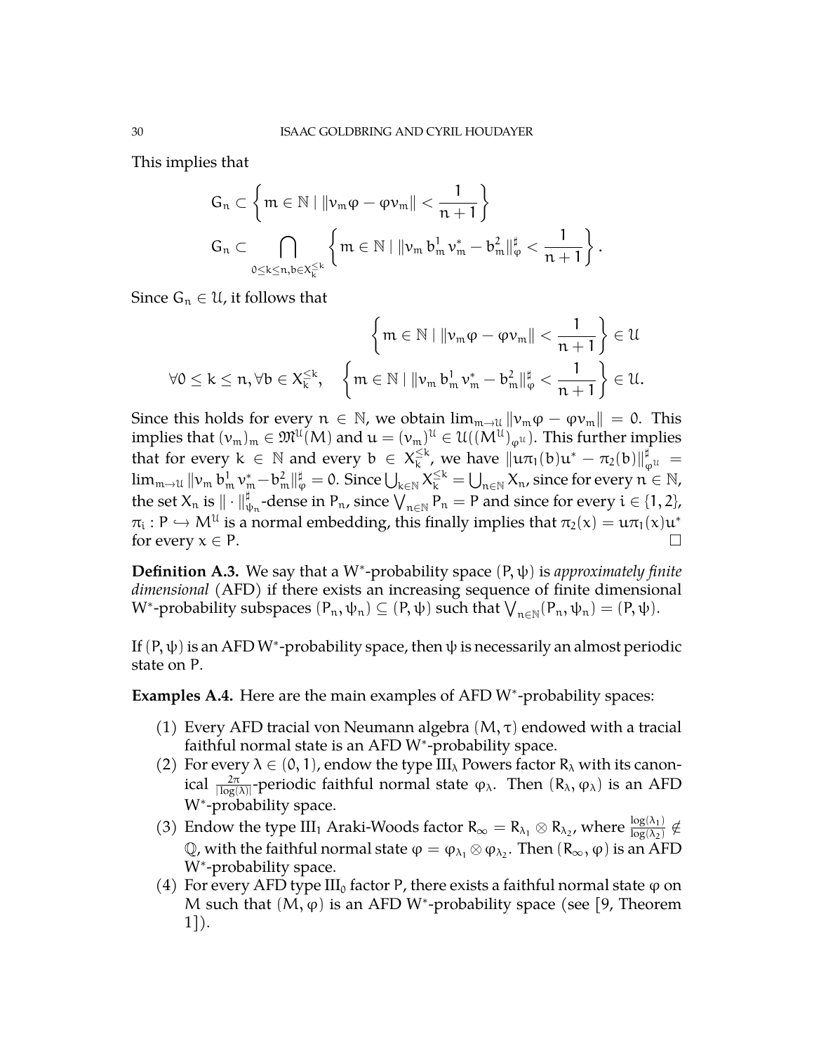This implies that

$$G_n \subset \left\{ m \in \mathbb{N} \mid \|v_m \varphi - \varphi v_m\| < \frac{1}{n+1} \right\}$$

$$G_n \subset \bigcap_{0 \leq k \leq n, b \in X_k^{\leq k}} \left\{ m \in \mathbb{N} \mid \|v_m \, b_m^1 \, v_m^* - b_m^2\|_\varphi^\sharp < \frac{1}{n+1} \right\}.$$

Since $G_n \in \mathcal{U}$, it follows that

$$\left\{ m \in \mathbb{N} \mid \|v_m \varphi - \varphi v_m\| < \frac{1}{n+1} \right\} \in \mathcal{U}$$

$$\forall 0 \leq k \leq n, \forall b \in X_k^{\leq k}, \quad \left\{ m \in \mathbb{N} \mid \|v_m \, b_m^1 \, v_m^* - b_m^2\|_\varphi^\sharp < \frac{1}{n+1} \right\} \in \mathcal{U}.$$

Since this holds for every $n \in \mathbb{N}$, we obtain $\lim_{m \to \mathcal{U}} \|v_m \varphi - \varphi v_m\| = 0$. This implies that $(v_m)_m \in \mathfrak{M}^{\mathcal{U}}(M)$ and $u = (v_m)^{\mathcal{U}} \in \mathcal{U}((M^{\mathcal{U}})_{\varphi^{\mathcal{U}}})$. This further implies that for every $k \in \mathbb{N}$ and every $b \in X_k^{\leq k}$, we have $\|u\pi_1(b)u^* - \pi_2(b)\|_{\varphi^{\mathcal{U}}}^\sharp = \lim_{m \to \mathcal{U}} \|v_m \, b_m^1 \, v_m^* - b_m^2\|_\varphi^\sharp = 0$. Since $\bigcup_{k \in \mathbb{N}} X_k^{\leq k} = \bigcup_{n \in \mathbb{N}} X_n$, since for every $n \in \mathbb{N}$, the set $X_n$ is $\| \cdot \|_{\psi_n}^\sharp$-dense in $P_n$, since $\bigvee_{n \in \mathbb{N}} P_n = P$ and since for every $i \in \{1, 2\}$, $\pi_i : P \hookrightarrow M^{\mathcal{U}}$ is a normal embedding, this finally implies that $\pi_2(x) = u\pi_1(x)u^*$ for every $x \in P$. $\square$

**Definition A.3.** We say that a W$^*$-probability space $(P, \psi)$ is *approximately finite dimensional* (AFD) if there exists an increasing sequence of finite dimensional W$^*$-probability subspaces $(P_n, \psi_n) \subseteq (P, \psi)$ such that $\bigvee_{n \in \mathbb{N}} (P_n, \psi_n) = (P, \psi)$.

If $(P, \psi)$ is an AFD W$^*$-probability space, then $\psi$ is necessarily an almost periodic state on $P$.

**Examples A.4.** Here are the main examples of AFD W$^*$-probability spaces:

1. Every AFD tracial von Neumann algebra $(M, \tau)$ endowed with a tracial faithful normal state is an AFD W$^*$-probability space.
2. For every $\lambda \in (0, 1)$, endow the type III$_\lambda$ Powers factor $R_\lambda$ with its canonical $\frac{2\pi}{|\log(\lambda)|}$-periodic faithful normal state $\varphi_\lambda$. Then $(R_\lambda, \varphi_\lambda)$ is an AFD W$^*$-probability space.
3. Endow the type III$_1$ Araki-Woods factor $R_\infty = R_{\lambda_1} \otimes R_{\lambda_2}$, where $\frac{\log(\lambda_1)}{\log(\lambda_2)} \notin \mathbb{Q}$, with the faithful normal state $\varphi = \varphi_{\lambda_1} \otimes \varphi_{\lambda_2}$. Then $(R_\infty, \varphi)$ is an AFD W$^*$-probability space.
4. For every AFD type III$_0$ factor $P$, there exists a faithful normal state $\varphi$ on $M$ such that $(M, \varphi)$ is an AFD W$^*$-probability space (see [9, Theorem 1]).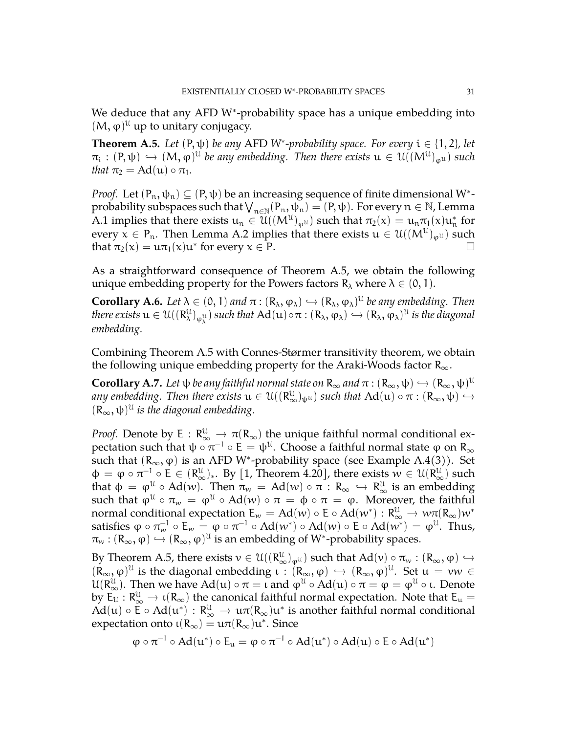We deduce that any AFD W*-probability space has a unique embedding into $(M, \varphi)^{\mathcal{U}}$ up to unitary conjugacy.

**Theorem A.5.** *Let $(P, \psi)$ be any* AFD *W*-probability space. For every $i \in \{1, 2\}$, let $\pi_i : (P, \psi) \hookrightarrow (M, \varphi)^{\mathcal{U}}$ be any embedding. Then there exists $u \in \mathcal{U}((M^{\mathcal{U}})_{\varphi^{\mathcal{U}}})$ such that $\pi_2 = \mathrm{Ad}(u) \circ \pi_1$.*

*Proof.* Let $(P_n, \psi_n) \subseteq (P, \psi)$ be an increasing sequence of finite dimensional W*-probability subspaces such that $\bigvee_{n \in \mathbb{N}} (P_n, \psi_n) = (P, \psi)$. For every $n \in \mathbb{N}$, Lemma A.1 implies that there exists $u_n \in \mathcal{U}((M^{\mathcal{U}})_{\varphi^{\mathcal{U}}})$ such that $\pi_2(x) = u_n \pi_1(x) u_n^*$ for every $x \in P_n$. Then Lemma A.2 implies that there exists $u \in \mathcal{U}((M^{\mathcal{U}})_{\varphi^{\mathcal{U}}})$ such that $\pi_2(x) = u\pi_1(x)u^*$ for every $x \in P$. $\square$

As a straightforward consequence of Theorem A.5, we obtain the following unique embedding property for the Powers factors $R_\lambda$ where $\lambda \in (0, 1)$.

**Corollary A.6.** *Let $\lambda \in (0, 1)$ and $\pi : (R_\lambda, \varphi_\lambda) \hookrightarrow (R_\lambda, \varphi_\lambda)^{\mathcal{U}}$ be any embedding. Then there exists $u \in \mathcal{U}((R_\lambda^{\mathcal{U}})_{\varphi_\lambda^{\mathcal{U}}})$ such that $\mathrm{Ad}(u) \circ \pi : (R_\lambda, \varphi_\lambda) \hookrightarrow (R_\lambda, \varphi_\lambda)^{\mathcal{U}}$ is the diagonal embedding.*

Combining Theorem A.5 with Connes-Størmer transitivity theorem, we obtain the following unique embedding property for the Araki-Woods factor $R_\infty$.

**Corollary A.7.** *Let $\psi$ be any faithful normal state on $R_\infty$ and $\pi : (R_\infty, \psi) \hookrightarrow (R_\infty, \psi)^{\mathcal{U}}$ any embedding. Then there exists $u \in \mathcal{U}((R_\infty^{\mathcal{U}})_{\psi^{\mathcal{U}}})$ such that $\mathrm{Ad}(u) \circ \pi : (R_\infty, \psi) \hookrightarrow (R_\infty, \psi)^{\mathcal{U}}$ is the diagonal embedding.*

*Proof.* Denote by $E : R_\infty^{\mathcal{U}} \to \pi(R_\infty)$ the unique faithful normal conditional expectation such that $\psi \circ \pi^{-1} \circ E = \psi^{\mathcal{U}}$. Choose a faithful normal state $\varphi$ on $R_\infty$ such that $(R_\infty, \varphi)$ is an AFD W*-probability space (see Example A.4(3)). Set $\phi = \varphi \circ \pi^{-1} \circ E \in (R_\infty^{\mathcal{U}})_*$. By [1, Theorem 4.20], there exists $w \in \mathcal{U}(R_\infty^{\mathcal{U}})$ such that $\phi = \varphi^{\mathcal{U}} \circ \mathrm{Ad}(w)$. Then $\pi_w = \mathrm{Ad}(w) \circ \pi : R_\infty \hookrightarrow R_\infty^{\mathcal{U}}$ is an embedding such that $\varphi^{\mathcal{U}} \circ \pi_w = \varphi^{\mathcal{U}} \circ \mathrm{Ad}(w) \circ \pi = \phi \circ \pi = \varphi$. Moreover, the faithful normal conditional expectation $E_w = \mathrm{Ad}(w) \circ E \circ \mathrm{Ad}(w^*) : R_\infty^{\mathcal{U}} \to w\pi(R_\infty)w^*$ satisfies $\varphi \circ \pi_w^{-1} \circ E_w = \varphi \circ \pi^{-1} \circ \mathrm{Ad}(w^*) \circ \mathrm{Ad}(w) \circ E \circ \mathrm{Ad}(w^*) = \varphi^{\mathcal{U}}$. Thus, $\pi_w : (R_\infty, \varphi) \hookrightarrow (R_\infty, \varphi)^{\mathcal{U}}$ is an embedding of W*-probability spaces.

By Theorem A.5, there exists $v \in \mathcal{U}((R_\infty^{\mathcal{U}})_{\varphi^{\mathcal{U}}})$ such that $\mathrm{Ad}(v) \circ \pi_w : (R_\infty, \varphi) \hookrightarrow (R_\infty, \varphi)^{\mathcal{U}}$ is the diagonal embedding $\iota : (R_\infty, \varphi) \hookrightarrow (R_\infty, \varphi)^{\mathcal{U}}$. Set $u = vw \in \mathcal{U}(R_\infty^{\mathcal{U}})$. Then we have $\mathrm{Ad}(u) \circ \pi = \iota$ and $\varphi^{\mathcal{U}} \circ \mathrm{Ad}(u) \circ \pi = \varphi = \varphi^{\mathcal{U}} \circ \iota$. Denote by $E_{\mathcal{U}} : R_\infty^{\mathcal{U}} \to \iota(R_\infty)$ the canonical faithful normal expectation. Note that $E_u = \mathrm{Ad}(u) \circ E \circ \mathrm{Ad}(u^*) : R_\infty^{\mathcal{U}} \to u\pi(R_\infty)u^*$ is another faithful normal conditional expectation onto $\iota(R_\infty) = u\pi(R_\infty)u^*$. Since

$$\varphi \circ \pi^{-1} \circ \mathrm{Ad}(u^*) \circ E_u = \varphi \circ \pi^{-1} \circ \mathrm{Ad}(u^*) \circ \mathrm{Ad}(u) \circ E \circ \mathrm{Ad}(u^*)$$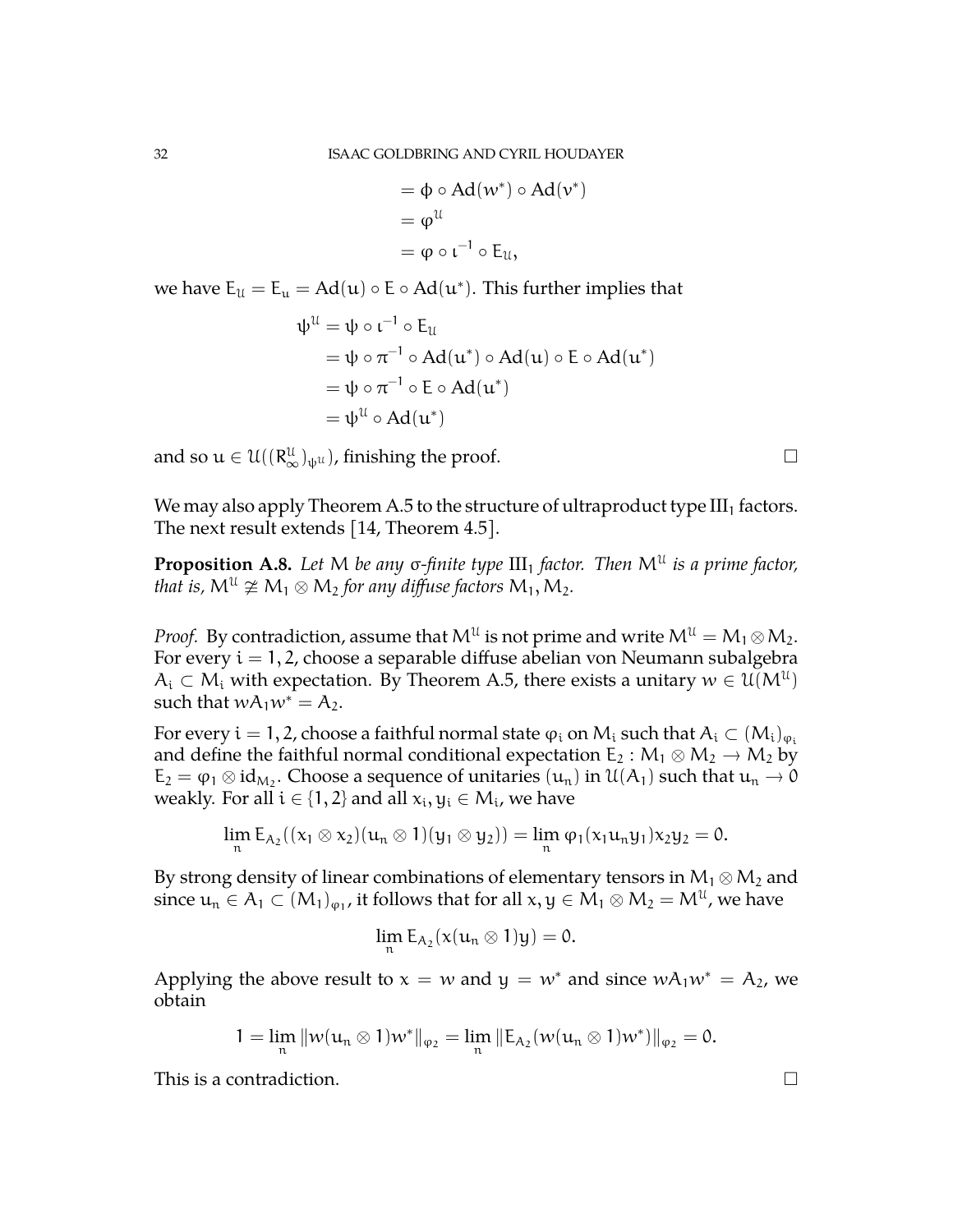$$
\begin{aligned}
&= \phi \circ \mathrm{Ad}(w^*) \circ \mathrm{Ad}(v^*) \\
&= \varphi^{\mathcal{U}} \\
&= \varphi \circ \iota^{-1} \circ \mathrm{E}_{\mathcal{U}},
\end{aligned}
$$

we have $\mathrm{E}_{\mathcal{U}} = \mathrm{E}_u = \mathrm{Ad}(u) \circ \mathrm{E} \circ \mathrm{Ad}(u^*)$. This further implies that

$$
\begin{aligned}
\psi^{\mathcal{U}} &= \psi \circ \iota^{-1} \circ \mathrm{E}_{\mathcal{U}} \\
&= \psi \circ \pi^{-1} \circ \mathrm{Ad}(u^*) \circ \mathrm{Ad}(u) \circ \mathrm{E} \circ \mathrm{Ad}(u^*) \\
&= \psi \circ \pi^{-1} \circ \mathrm{E} \circ \mathrm{Ad}(u^*) \\
&= \psi^{\mathcal{U}} \circ \mathrm{Ad}(u^*)
\end{aligned}
$$

and so $u \in \mathcal{U}((R_\infty^{\mathcal{U}})_{\psi^{\mathcal{U}}})$, finishing the proof. $\square$

We may also apply Theorem A.5 to the structure of ultraproduct type $\mathrm{III}_1$ factors. The next result extends [14, Theorem 4.5].

**Proposition A.8.** *Let* $M$ *be any* $\sigma$*-finite type* $\mathrm{III}_1$ *factor. Then* $M^{\mathcal{U}}$ *is a prime factor, that is,* $M^{\mathcal{U}} \ncong M_1 \otimes M_2$ *for any diffuse factors* $M_1, M_2$.

*Proof.* By contradiction, assume that $M^{\mathcal{U}}$ is not prime and write $M^{\mathcal{U}} = M_1 \otimes M_2$. For every $i = 1, 2$, choose a separable diffuse abelian von Neumann subalgebra $A_i \subset M_i$ with expectation. By Theorem A.5, there exists a unitary $w \in \mathcal{U}(M^{\mathcal{U}})$ such that $wA_1w^* = A_2$.

For every $i = 1, 2$, choose a faithful normal state $\varphi_i$ on $M_i$ such that $A_i \subset (M_i)_{\varphi_i}$ and define the faithful normal conditional expectation $\mathrm{E}_2 : M_1 \otimes M_2 \to M_2$ by $\mathrm{E}_2 = \varphi_1 \otimes \mathrm{id}_{M_2}$. Choose a sequence of unitaries $(u_n)$ in $\mathcal{U}(A_1)$ such that $u_n \to 0$ weakly. For all $i \in \{1, 2\}$ and all $x_i, y_i \in M_i$, we have

$$
\lim_n \mathrm{E}_{A_2}((x_1 \otimes x_2)(u_n \otimes 1)(y_1 \otimes y_2)) = \lim_n \varphi_1(x_1 u_n y_1) x_2 y_2 = 0.
$$

By strong density of linear combinations of elementary tensors in $M_1 \otimes M_2$ and since $u_n \in A_1 \subset (M_1)_{\varphi_1}$, it follows that for all $x, y \in M_1 \otimes M_2 = M^{\mathcal{U}}$, we have

$$
\lim_n \mathrm{E}_{A_2}(x(u_n \otimes 1)y) = 0.
$$

Applying the above result to $x = w$ and $y = w^*$ and since $wA_1w^* = A_2$, we obtain

$$
1 = \lim_n \|w(u_n \otimes 1)w^*\|_{\varphi_2} = \lim_n \|\mathrm{E}_{A_2}(w(u_n \otimes 1)w^*)\|_{\varphi_2} = 0.
$$

This is a contradiction. $\square$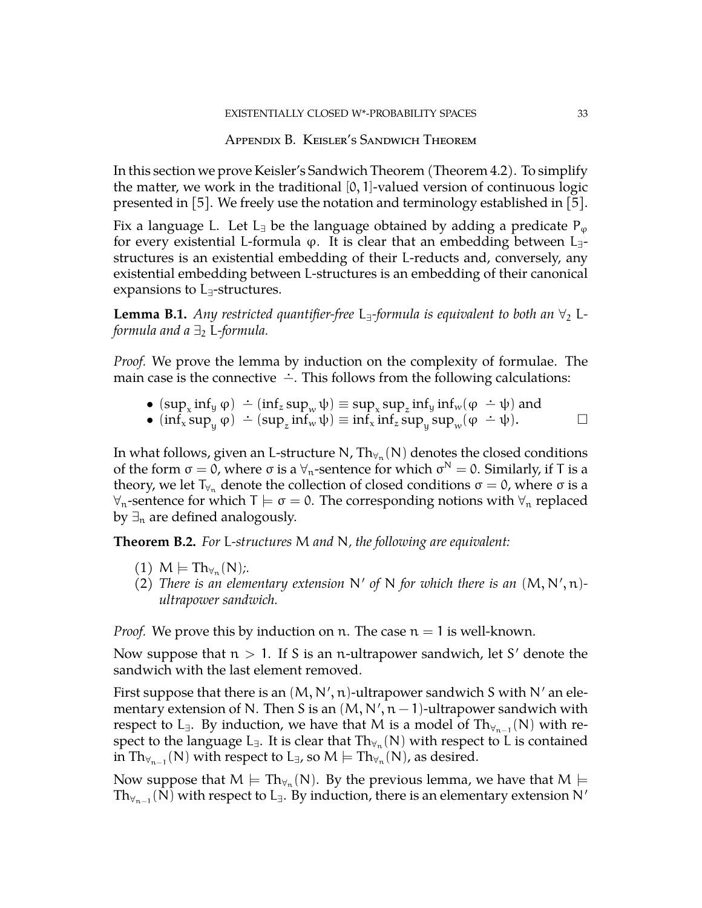## Appendix B. Keisler's Sandwich Theorem

In this section we prove Keisler's Sandwich Theorem (Theorem 4.2). To simplify the matter, we work in the traditional $[0,1]$-valued version of continuous logic presented in [5]. We freely use the notation and terminology established in [5].

Fix a language $L$. Let $L_\exists$ be the language obtained by adding a predicate $P_\varphi$ for every existential $L$-formula $\varphi$. It is clear that an embedding between $L_\exists$-structures is an existential embedding of their $L$-reducts and, conversely, any existential embedding between $L$-structures is an embedding of their canonical expansions to $L_\exists$-structures.

**Lemma B.1.** *Any restricted quantifier-free $L_\exists$-formula is equivalent to both an $\forall_2$ $L$-formula and a $\exists_2$ $L$-formula.*

*Proof.* We prove the lemma by induction on the complexity of formulae. The main case is the connective $\dot{-}$. This follows from the following calculations:

- $(\sup_x \inf_y \varphi) \dot{-} (\inf_z \sup_w \psi) \equiv \sup_x \sup_z \inf_y \inf_w (\varphi \dot{-} \psi)$ and
- $(\inf_x \sup_y \varphi) \dot{-} (\sup_z \inf_w \psi) \equiv \inf_x \inf_z \sup_y \sup_w (\varphi \dot{-} \psi)$. □

In what follows, given an $L$-structure $N$, $\mathrm{Th}_{\forall_n}(N)$ denotes the closed conditions of the form $\sigma = 0$, where $\sigma$ is a $\forall_n$-sentence for which $\sigma^N = 0$. Similarly, if $T$ is a theory, we let $T_{\forall_n}$ denote the collection of closed conditions $\sigma = 0$, where $\sigma$ is a $\forall_n$-sentence for which $T \models \sigma = 0$. The corresponding notions with $\forall_n$ replaced by $\exists_n$ are defined analogously.

**Theorem B.2.** *For $L$-structures $M$ and $N$, the following are equivalent:*

1. $M \models \mathrm{Th}_{\forall_n}(N)$;.
2. *There is an elementary extension $N'$ of $N$ for which there is an $(M, N', n)$-ultrapower sandwich.*

*Proof.* We prove this by induction on $n$. The case $n = 1$ is well-known.

Now suppose that $n > 1$. If $S$ is an $n$-ultrapower sandwich, let $S'$ denote the sandwich with the last element removed.

First suppose that there is an $(M, N', n)$-ultrapower sandwich $S$ with $N'$ an elementary extension of $N$. Then $S$ is an $(M, N', n-1)$-ultrapower sandwich with respect to $L_\exists$. By induction, we have that $M$ is a model of $\mathrm{Th}_{\forall_{n-1}}(N)$ with respect to the language $L_\exists$. It is clear that $\mathrm{Th}_{\forall_n}(N)$ with respect to $L$ is contained in $\mathrm{Th}_{\forall_{n-1}}(N)$ with respect to $L_\exists$, so $M \models \mathrm{Th}_{\forall_n}(N)$, as desired.

Now suppose that $M \models \mathrm{Th}_{\forall_n}(N)$. By the previous lemma, we have that $M \models \mathrm{Th}_{\forall_{n-1}}(N)$ with respect to $L_\exists$. By induction, there is an elementary extension $N'$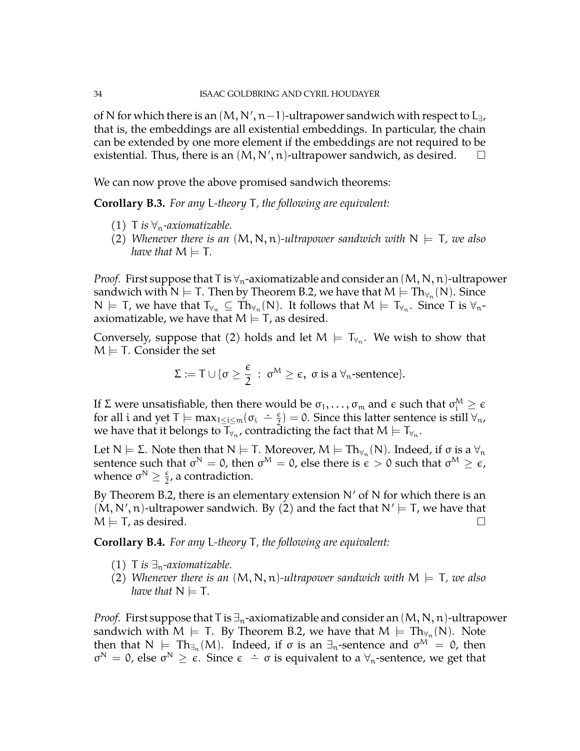of $N$ for which there is an $(M, N', n-1)$-ultrapower sandwich with respect to $L_\exists$, that is, the embeddings are all existential embeddings. In particular, the chain can be extended by one more element if the embeddings are not required to be existential. Thus, there is an $(M, N', n)$-ultrapower sandwich, as desired. $\square$

We can now prove the above promised sandwich theorems:

**Corollary B.3.** *For any* $L$*-theory* $T$*, the following are equivalent:*

1. $T$ *is* $\forall_n$*-axiomatizable.*
2. *Whenever there is an* $(M, N, n)$*-ultrapower sandwich with* $N \models T$*, we also have that* $M \models T$*.*

*Proof.* First suppose that $T$ is $\forall_n$-axiomatizable and consider an $(M, N, n)$-ultrapower sandwich with $N \models T$. Then by Theorem B.2, we have that $M \models \mathrm{Th}_{\forall_n}(N)$. Since $N \models T$, we have that $T_{\forall_n} \subseteq \mathrm{Th}_{\forall_n}(N)$. It follows that $M \models T_{\forall_n}$. Since $T$ is $\forall_n$-axiomatizable, we have that $M \models T$, as desired.

Conversely, suppose that (2) holds and let $M \models T_{\forall_n}$. We wish to show that $M \models T$. Consider the set

$$\Sigma := T \cup \{\sigma \geq \frac{\epsilon}{2} \ : \ \sigma^M \geq \epsilon, \ \sigma \text{ is a } \forall_n\text{-sentence}\}.$$

If $\Sigma$ were unsatisfiable, then there would be $\sigma_1, \ldots, \sigma_m$ and $\epsilon$ such that $\sigma_i^M \geq \epsilon$ for all $i$ and yet $T \models \max_{1 \leq i \leq m}(\sigma_i \dot{-} \frac{\epsilon}{2}) = 0$. Since this latter sentence is still $\forall_n$, we have that it belongs to $T_{\forall_n}$, contradicting the fact that $M \models T_{\forall_n}$.

Let $N \models \Sigma$. Note then that $N \models T$. Moreover, $M \models \mathrm{Th}_{\forall_n}(N)$. Indeed, if $\sigma$ is a $\forall_n$ sentence such that $\sigma^N = 0$, then $\sigma^M = 0$, else there is $\epsilon > 0$ such that $\sigma^M \geq \epsilon$, whence $\sigma^N \geq \frac{\epsilon}{2}$, a contradiction.

By Theorem B.2, there is an elementary extension $N'$ of $N$ for which there is an $(M, N', n)$-ultrapower sandwich. By (2) and the fact that $N' \models T$, we have that $M \models T$, as desired. $\square$

**Corollary B.4.** *For any* $L$*-theory* $T$*, the following are equivalent:*

1. $T$ *is* $\exists_n$*-axiomatizable.*
2. *Whenever there is an* $(M, N, n)$*-ultrapower sandwich with* $M \models T$*, we also have that* $N \models T$*.*

*Proof.* First suppose that $T$ is $\exists_n$-axiomatizable and consider an $(M, N, n)$-ultrapower sandwich with $M \models T$. By Theorem B.2, we have that $M \models \mathrm{Th}_{\forall_n}(N)$. Note then that $N \models \mathrm{Th}_{\exists_n}(M)$. Indeed, if $\sigma$ is an $\exists_n$-sentence and $\sigma^M = 0$, then $\sigma^N = 0$, else $\sigma^N \geq \epsilon$. Since $\epsilon \dot{-} \sigma$ is equivalent to a $\forall_n$-sentence, we get that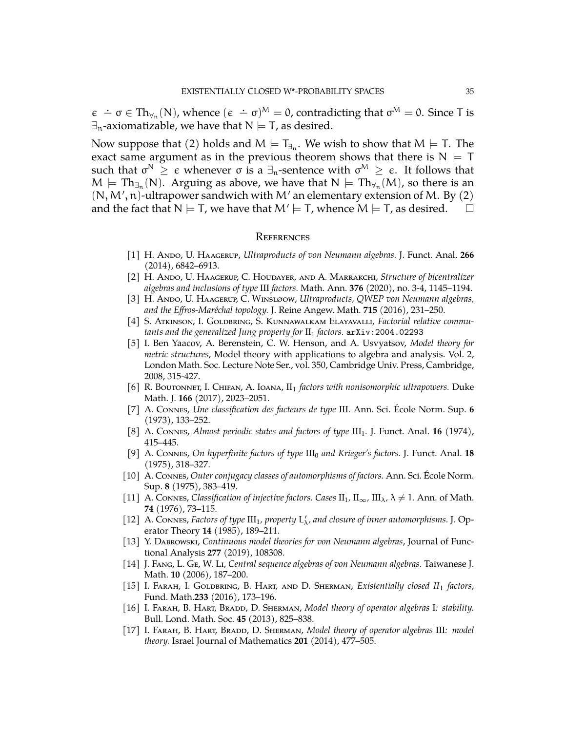$\epsilon \dot{-} \sigma \in \mathrm{Th}_{\forall_n}(N)$, whence $(\epsilon \dot{-} \sigma)^M = 0$, contradicting that $\sigma^M = 0$. Since T is $\exists_n$-axiomatizable, we have that $N \models T$, as desired.

Now suppose that (2) holds and $M \models T_{\exists_n}$. We wish to show that $M \models T$. The exact same argument as in the previous theorem shows that there is $N \models T$ such that $\sigma^N \geq \epsilon$ whenever $\sigma$ is a $\exists_n$-sentence with $\sigma^M \geq \epsilon$. It follows that $M \models \mathrm{Th}_{\exists_n}(N)$. Arguing as above, we have that $N \models \mathrm{Th}_{\forall_n}(M)$, so there is an $(N, M', n)$-ultrapower sandwich with $M'$ an elementary extension of $M$. By (2) and the fact that $N \models T$, we have that $M' \models T$, whence $M \models T$, as desired. □

## References

[1] H. Ando, U. Haagerup, *Ultraproducts of von Neumann algebras.* J. Funct. Anal. **266** (2014), 6842–6913.

[2] H. Ando, U. Haagerup, C. Houdayer, and A. Marrakchi, *Structure of bicentralizer algebras and inclusions of type* III *factors.* Math. Ann. **376** (2020), no. 3-4, 1145–1194.

[3] H. Ando, U. Haagerup, C. Winsløow, *Ultraproducts, QWEP von Neumann algebras, and the Effros-Maréchal topology.* J. Reine Angew. Math. **715** (2016), 231–250.

[4] S. Atkinson, I. Goldbring, S. Kunnawalkam Elayavalli, *Factorial relative commutants and the generalized Jung property for* $\mathrm{II}_1$ *factors.* arXiv:2004.02293

[5] I. Ben Yaacov, A. Berenstein, C. W. Henson, and A. Usvyatsov, *Model theory for metric structures*, Model theory with applications to algebra and analysis. Vol. 2, London Math. Soc. Lecture Note Ser., vol. 350, Cambridge Univ. Press, Cambridge, 2008, 315-427.

[6] R. Boutonnet, I. Chifan, A. Ioana, $\mathrm{II}_1$ *factors with nonisomorphic ultrapowers.* Duke Math. J. **166** (2017), 2023–2051.

[7] A. Connes, *Une classification des facteurs de type* III. Ann. Sci. École Norm. Sup. **6** (1973), 133–252.

[8] A. Connes, *Almost periodic states and factors of type* $\mathrm{III}_1$. J. Funct. Anal. **16** (1974), 415–445.

[9] A. Connes, *On hyperfinite factors of type* $\mathrm{III}_0$ *and Krieger's factors.* J. Funct. Anal. **18** (1975), 318–327.

[10] A. Connes, *Outer conjugacy classes of automorphisms of factors.* Ann. Sci. École Norm. Sup. **8** (1975), 383–419.

[11] A. Connes, *Classification of injective factors. Cases* $\mathrm{II}_1$, $\mathrm{II}_\infty$, $\mathrm{III}_\lambda$, $\lambda \neq 1$. Ann. of Math. **74** (1976), 73–115.

[12] A. Connes, *Factors of type* $\mathrm{III}_1$*, property* $L'_\lambda$*, and closure of inner automorphisms.* J. Operator Theory **14** (1985), 189–211.

[13] Y. Dabrowski, *Continuous model theories for von Neumann algebras*, Journal of Functional Analysis **277** (2019), 108308.

[14] J. Fang, L. Ge, W. Li, *Central sequence algebras of von Neumann algebras.* Taiwanese J. Math. **10** (2006), 187–200.

[15] I. Farah, I. Goldbring, B. Hart, and D. Sherman, *Existentially closed II*$_1$ *factors*, Fund. Math.**233** (2016), 173–196.

[16] I. Farah, B. Hart, Bradd, D. Sherman, *Model theory of operator algebras* I*: stability.* Bull. Lond. Math. Soc. **45** (2013), 825–838.

[17] I. Farah, B. Hart, Bradd, D. Sherman, *Model theory of operator algebras* III*: model theory.* Israel Journal of Mathematics **201** (2014), 477–505.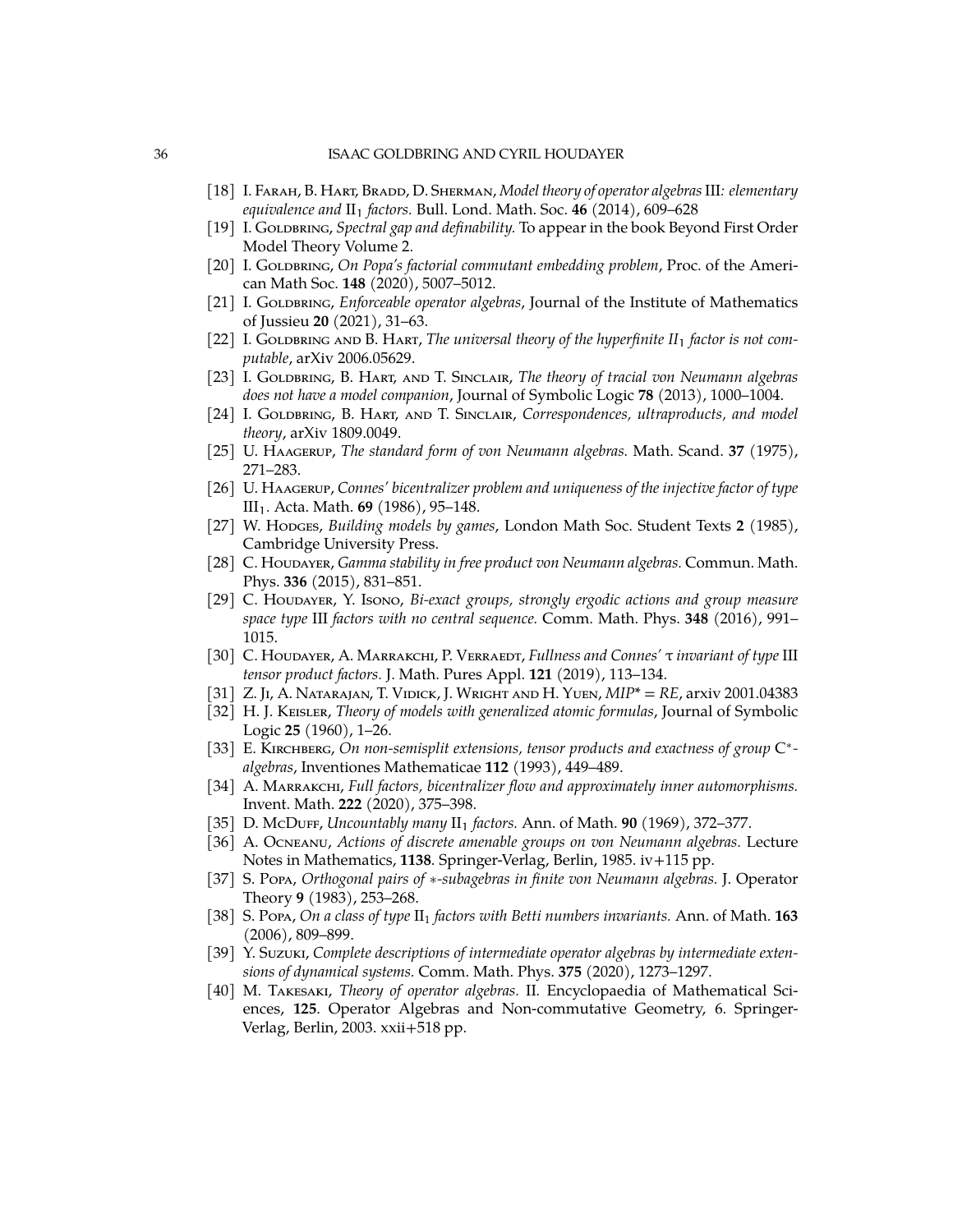- [18] I. Farah, B. Hart, Bradd, D. Sherman, *Model theory of operator algebras* III*: elementary equivalence and* $\mathrm{II}_1$ *factors.* Bull. Lond. Math. Soc. **46** (2014), 609–628
- [19] I. Goldbring, *Spectral gap and definability.* To appear in the book Beyond First Order Model Theory Volume 2.
- [20] I. Goldbring, *On Popa's factorial commutant embedding problem*, Proc. of the American Math Soc. **148** (2020), 5007–5012.
- [21] I. Goldbring, *Enforceable operator algebras*, Journal of the Institute of Mathematics of Jussieu **20** (2021), 31–63.
- [22] I. Goldbring and B. Hart, *The universal theory of the hyperfinite* $II_1$ *factor is not computable*, arXiv 2006.05629.
- [23] I. Goldbring, B. Hart, and T. Sinclair, *The theory of tracial von Neumann algebras does not have a model companion*, Journal of Symbolic Logic **78** (2013), 1000–1004.
- [24] I. Goldbring, B. Hart, and T. Sinclair, *Correspondences, ultraproducts, and model theory*, arXiv 1809.0049.
- [25] U. Haagerup, *The standard form of von Neumann algebras.* Math. Scand. **37** (1975), 271–283.
- [26] U. Haagerup, *Connes' bicentralizer problem and uniqueness of the injective factor of type* $\mathrm{III}_1$. Acta. Math. **69** (1986), 95–148.
- [27] W. Hodges, *Building models by games*, London Math Soc. Student Texts **2** (1985), Cambridge University Press.
- [28] C. Houdayer, *Gamma stability in free product von Neumann algebras.* Commun. Math. Phys. **336** (2015), 831–851.
- [29] C. Houdayer, Y. Isono, *Bi-exact groups, strongly ergodic actions and group measure space type* III *factors with no central sequence.* Comm. Math. Phys. **348** (2016), 991–1015.
- [30] C. Houdayer, A. Marrakchi, P. Verraedt, *Fullness and Connes' $\tau$ invariant of type* III *tensor product factors.* J. Math. Pures Appl. **121** (2019), 113–134.
- [31] Z. Ji, A. Natarajan, T. Vidick, J. Wright and H. Yuen, *MIP\* = RE*, arxiv 2001.04383
- [32] H. J. Keisler, *Theory of models with generalized atomic formulas*, Journal of Symbolic Logic **25** (1960), 1–26.
- [33] E. Kirchberg, *On non-semisplit extensions, tensor products and exactness of group* $\mathrm{C}^*$*-algebras*, Inventiones Mathematicae **112** (1993), 449–489.
- [34] A. Marrakchi, *Full factors, bicentralizer flow and approximately inner automorphisms.* Invent. Math. **222** (2020), 375–398.
- [35] D. McDuff, *Uncountably many* $\mathrm{II}_1$ *factors.* Ann. of Math. **90** (1969), 372–377.
- [36] A. Ocneanu, *Actions of discrete amenable groups on von Neumann algebras.* Lecture Notes in Mathematics, **1138**. Springer-Verlag, Berlin, 1985. iv+115 pp.
- [37] S. Popa, *Orthogonal pairs of $*$-subagebras in finite von Neumann algebras.* J. Operator Theory **9** (1983), 253–268.
- [38] S. Popa, *On a class of type* $\mathrm{II}_1$ *factors with Betti numbers invariants.* Ann. of Math. **163** (2006), 809–899.
- [39] Y. Suzuki, *Complete descriptions of intermediate operator algebras by intermediate extensions of dynamical systems.* Comm. Math. Phys. **375** (2020), 1273–1297.
- [40] M. Takesaki, *Theory of operator algebras.* II. Encyclopaedia of Mathematical Sciences, **125**. Operator Algebras and Non-commutative Geometry, 6. Springer-Verlag, Berlin, 2003. xxii+518 pp.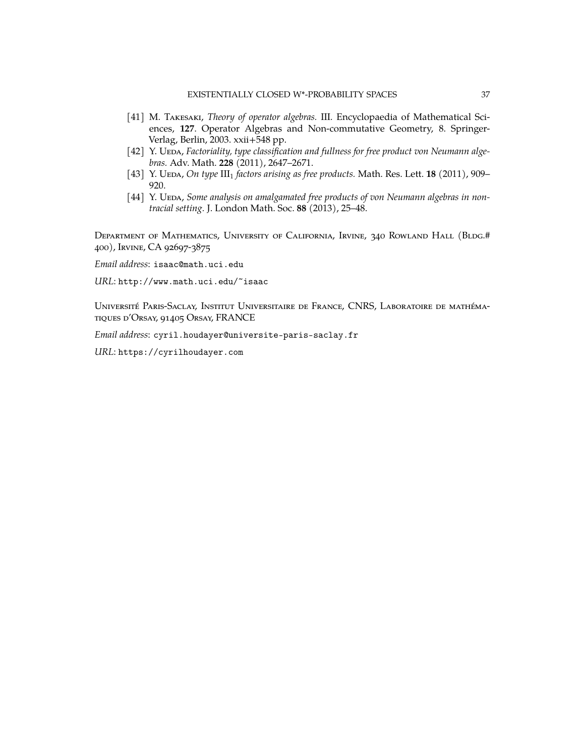[41] M. Takesaki, *Theory of operator algebras.* III. Encyclopaedia of Mathematical Sciences, **127**. Operator Algebras and Non-commutative Geometry, 8. Springer-Verlag, Berlin, 2003. xxii+548 pp.

[42] Y. Ueda, *Factoriality, type classification and fullness for free product von Neumann algebras.* Adv. Math. **228** (2011), 2647–2671.

[43] Y. Ueda, *On type* $\mathrm{III}_1$ *factors arising as free products.* Math. Res. Lett. **18** (2011), 909–920.

[44] Y. Ueda, *Some analysis on amalgamated free products of von Neumann algebras in non-tracial setting.* J. London Math. Soc. **88** (2013), 25–48.

Department of Mathematics, University of California, Irvine, 340 Rowland Hall (Bldg.# 400), Irvine, CA 92697-3875

*Email address*: isaac@math.uci.edu

*URL*: http://www.math.uci.edu/~isaac

Université Paris-Saclay, Institut Universitaire de France, CNRS, Laboratoire de mathématiques d'Orsay, 91405 Orsay, FRANCE

*Email address*: cyril.houdayer@universite-paris-saclay.fr

*URL*: https://cyrilhoudayer.com